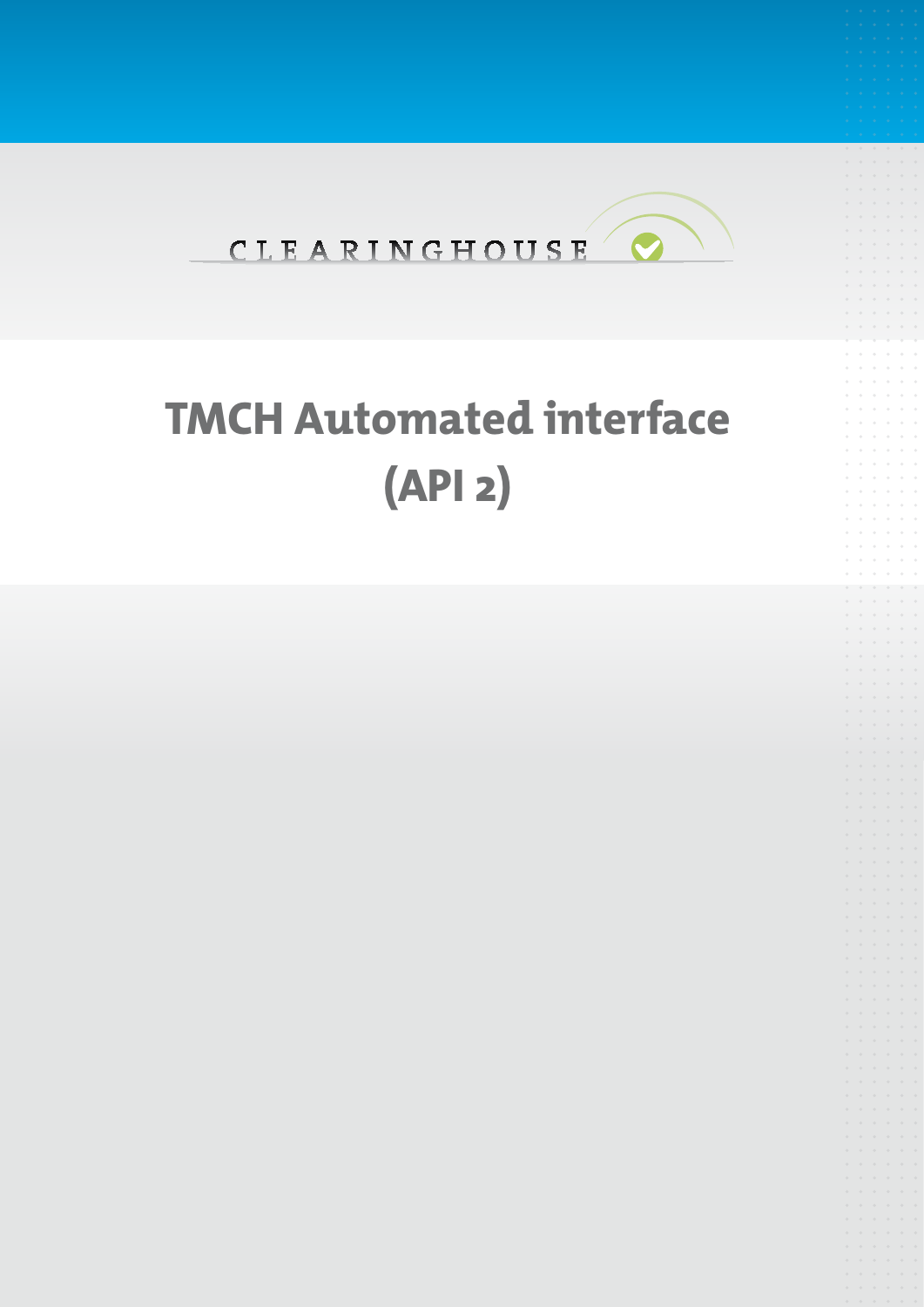CLEARINGHOUSE

# TMCH Automated interface (API 2)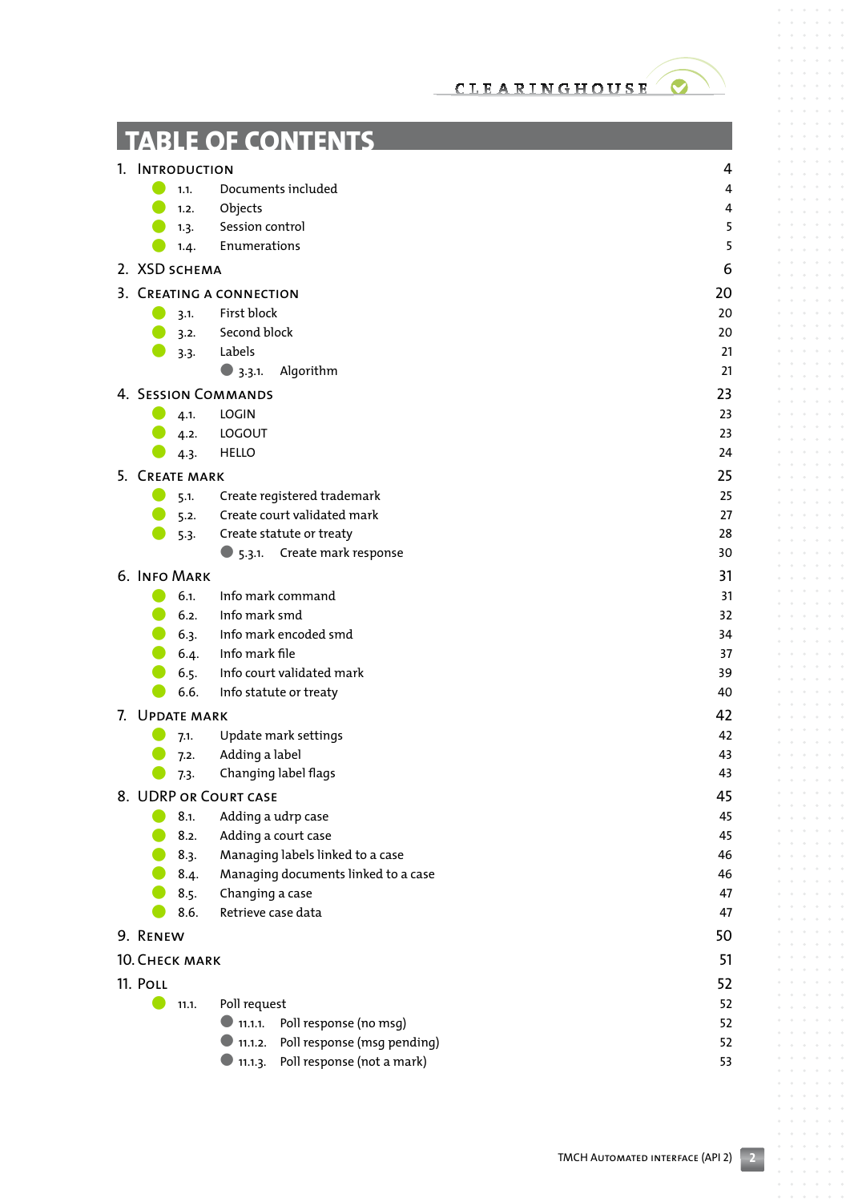# TABLE OF CONTENTS

1. INTRODUCTION 4
   - 1.1. Documents included 4
   - 1.2. Objects 4
   - 1.3. Session control 5
   - 1.4. Enumerations 5
2. XSD SCHEMA 6
3. CREATING A CONNECTION 20
   - 3.1. First block 20
   - 3.2. Second block 20
   - 3.3. Labels 21
     - 3.3.1. Algorithm 21
4. SESSION COMMANDS 23
   - 4.1. LOGIN 23
   - 4.2. LOGOUT 23
   - 4.3. HELLO 24
5. CREATE MARK 25
   - 5.1. Create registered trademark 25
   - 5.2. Create court validated mark 27
   - 5.3. Create statute or treaty 28
     - 5.3.1. Create mark response 30
6. INFO MARK 31
   - 6.1. Info mark command 31
   - 6.2. Info mark smd 32
   - 6.3. Info mark encoded smd 34
   - 6.4. Info mark file 37
   - 6.5. Info court validated mark 39
   - 6.6. Info statute or treaty 40
7. UPDATE MARK 42
   - 7.1. Update mark settings 42
   - 7.2. Adding a label 43
   - 7.3. Changing label flags 43
8. UDRP OR COURT CASE 45
   - 8.1. Adding a udrp case 45
   - 8.2. Adding a court case 45
   - 8.3. Managing labels linked to a case 46
   - 8.4. Managing documents linked to a case 46
   - 8.5. Changing a case 47
   - 8.6. Retrieve case data 47
9. RENEW 50
10. CHECK MARK 51
11. POLL 52
    - 11.1. Poll request 52
      - 11.1.1. Poll response (no msg) 52
      - 11.1.2. Poll response (msg pending) 52
      - 11.1.3. Poll response (not a mark) 53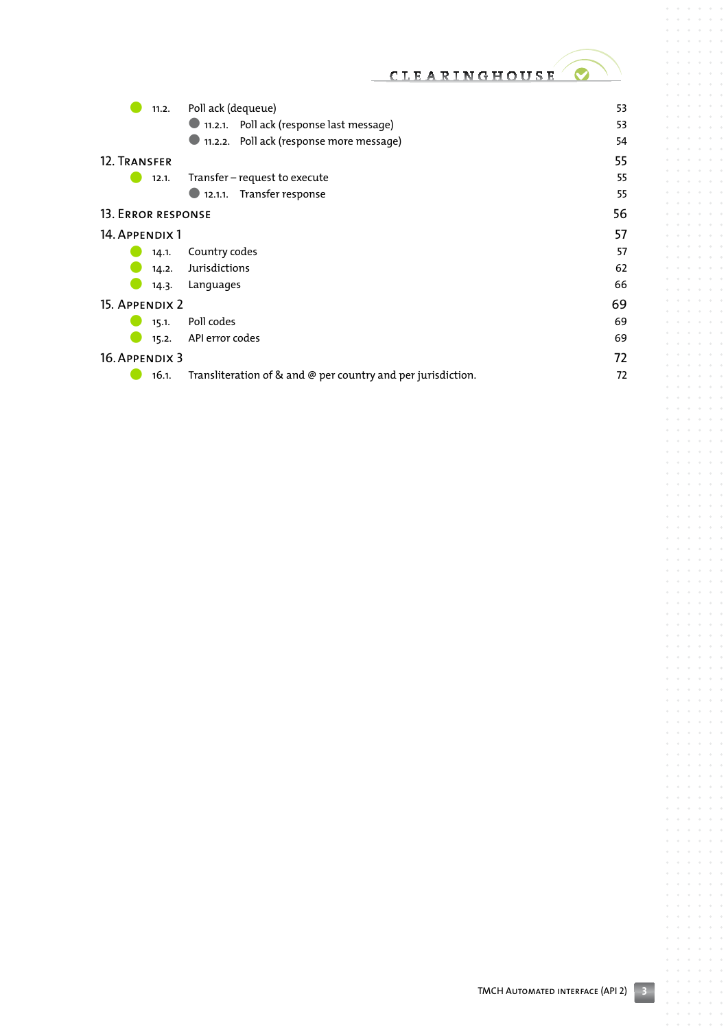- 11.2. Poll ack (dequeue) 53
  - 11.2.1. Poll ack (response last message) 53
  - 11.2.2. Poll ack (response more message) 54

12. TRANSFER 55
- 12.1. Transfer – request to execute 55
  - 12.1.1. Transfer response 55

13. ERROR RESPONSE 56

14. APPENDIX 1 57
- 14.1. Country codes 57
- 14.2. Jurisdictions 62
- 14.3. Languages 66

15. APPENDIX 2 69
- 15.1. Poll codes 69
- 15.2. API error codes 69

16. APPENDIX 3 72
- 16.1. Transliteration of & and @ per country and per jurisdiction. 72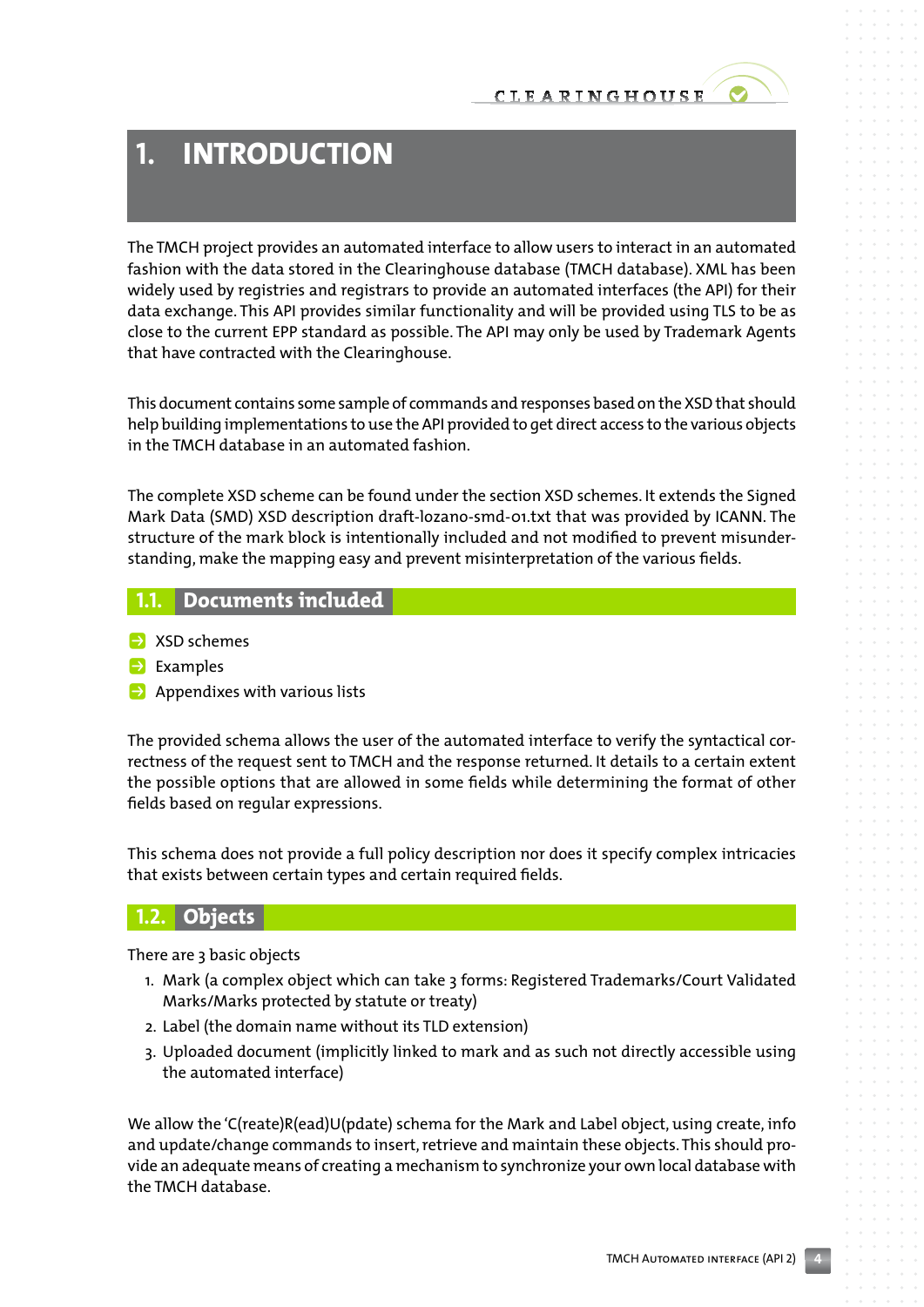# 1. INTRODUCTION

The TMCH project provides an automated interface to allow users to interact in an automated fashion with the data stored in the Clearinghouse database (TMCH database). XML has been widely used by registries and registrars to provide an automated interfaces (the API) for their data exchange. This API provides similar functionality and will be provided using TLS to be as close to the current EPP standard as possible. The API may only be used by Trademark Agents that have contracted with the Clearinghouse.

This document contains some sample of commands and responses based on the XSD that should help building implementations to use the API provided to get direct access to the various objects in the TMCH database in an automated fashion.

The complete XSD scheme can be found under the section XSD schemes. It extends the Signed Mark Data (SMD) XSD description draft-lozano-smd-01.txt that was provided by ICANN. The structure of the mark block is intentionally included and not modified to prevent misunderstanding, make the mapping easy and prevent misinterpretation of the various fields.

## 1.1. Documents included

- XSD schemes
- Examples
- Appendixes with various lists

The provided schema allows the user of the automated interface to verify the syntactical correctness of the request sent to TMCH and the response returned. It details to a certain extent the possible options that are allowed in some fields while determining the format of other fields based on regular expressions.

This schema does not provide a full policy description nor does it specify complex intricacies that exists between certain types and certain required fields.

## 1.2. Objects

There are 3 basic objects

1. Mark (a complex object which can take 3 forms: Registered Trademarks/Court Validated Marks/Marks protected by statute or treaty)
2. Label (the domain name without its TLD extension)
3. Uploaded document (implicitly linked to mark and as such not directly accessible using the automated interface)

We allow the 'C(reate)R(ead)U(pdate) schema for the Mark and Label object, using create, info and update/change commands to insert, retrieve and maintain these objects. This should provide an adequate means of creating a mechanism to synchronize your own local database with the TMCH database.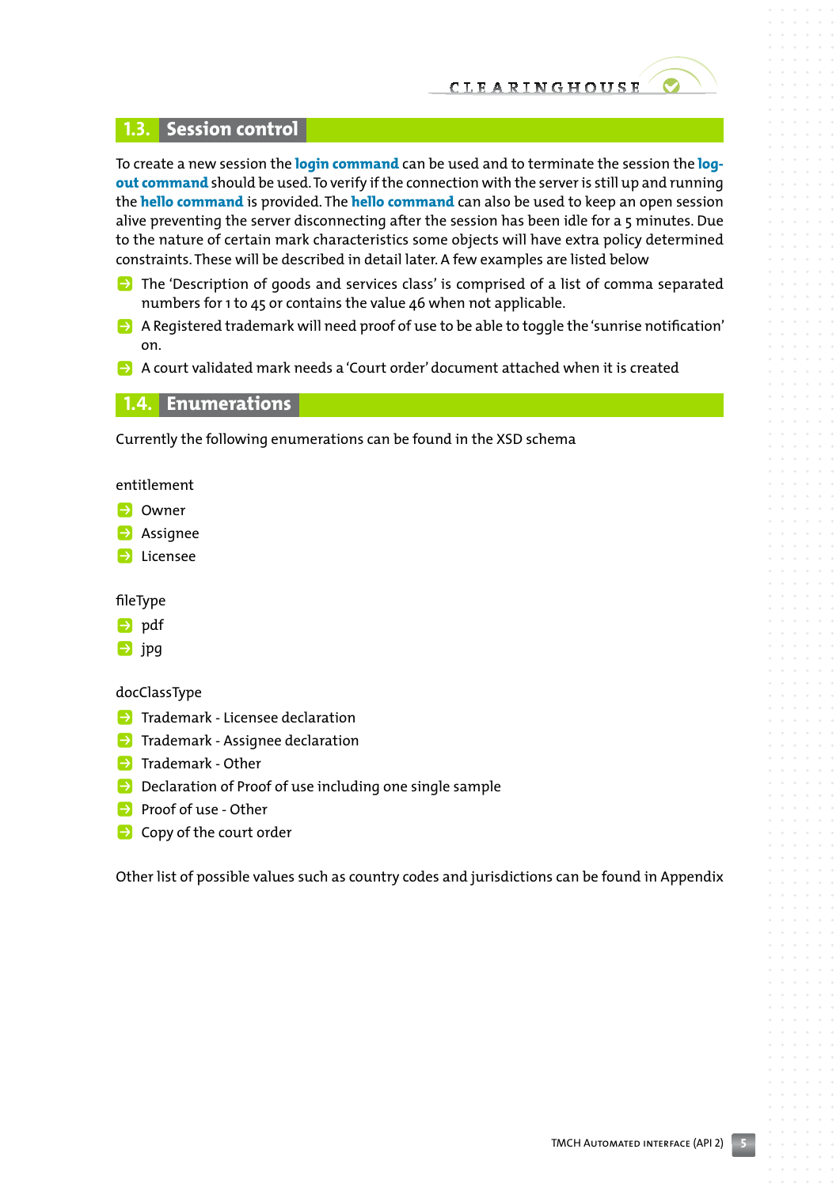## 1.3. Session control

To create a new session the **login command** can be used and to terminate the session the **log-out command** should be used. To verify if the connection with the server is still up and running the **hello command** is provided. The **hello command** can also be used to keep an open session alive preventing the server disconnecting after the session has been idle for a 5 minutes. Due to the nature of certain mark characteristics some objects will have extra policy determined constraints. These will be described in detail later. A few examples are listed below

- The 'Description of goods and services class' is comprised of a list of comma separated numbers for 1 to 45 or contains the value 46 when not applicable.
- A Registered trademark will need proof of use to be able to toggle the 'sunrise notification' on.
- A court validated mark needs a 'Court order' document attached when it is created

## 1.4. Enumerations

Currently the following enumerations can be found in the XSD schema

entitlement

- Owner
- Assignee
- Licensee

fileType

- pdf
- jpg

docClassType

- Trademark - Licensee declaration
- Trademark - Assignee declaration
- Trademark - Other
- Declaration of Proof of use including one single sample
- Proof of use - Other
- Copy of the court order

Other list of possible values such as country codes and jurisdictions can be found in Appendix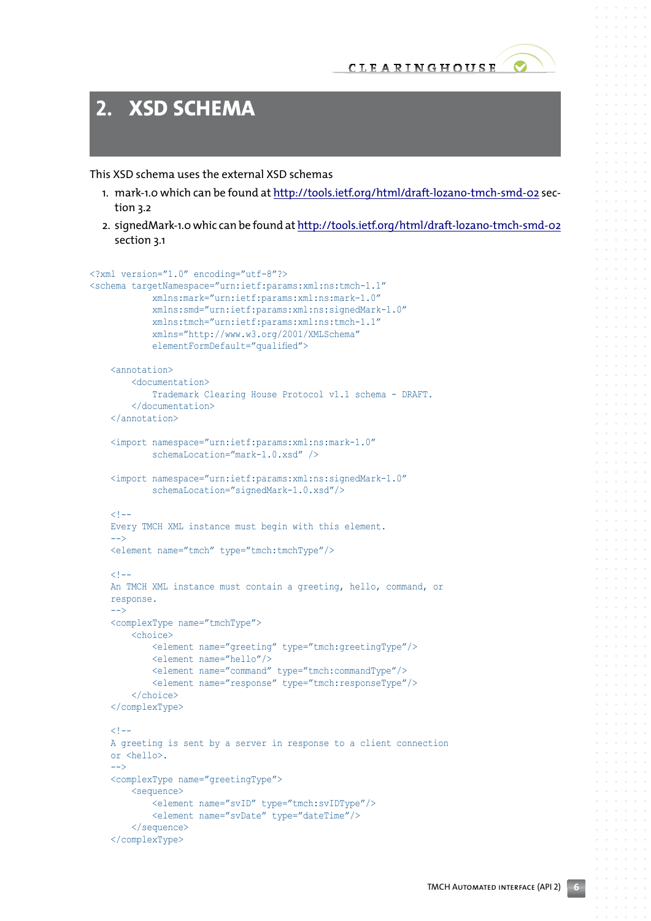# 2. XSD SCHEMA

This XSD schema uses the external XSD schemas

1. mark-1.0 which can be found at http://tools.ietf.org/html/draft-lozano-tmch-smd-02 section 3.2
2. signedMark-1.0 whic can be found at http://tools.ietf.org/html/draft-lozano-tmch-smd-02 section 3.1

```
<?xml version="1.0" encoding="utf-8"?>
<schema targetNamespace="urn:ietf:params:xml:ns:tmch-1.1"
            xmlns:mark="urn:ietf:params:xml:ns:mark-1.0"
            xmlns:smd="urn:ietf:params:xml:ns:signedMark-1.0"
            xmlns:tmch="urn:ietf:params:xml:ns:tmch-1.1"
            xmlns="http://www.w3.org/2001/XMLSchema"
            elementFormDefault="qualified">

    <annotation>
        <documentation>
            Trademark Clearing House Protocol v1.1 schema - DRAFT.
        </documentation>
    </annotation>

    <import namespace="urn:ietf:params:xml:ns:mark-1.0"
            schemaLocation="mark-1.0.xsd" />

    <import namespace="urn:ietf:params:xml:ns:signedMark-1.0"
            schemaLocation="signedMark-1.0.xsd"/>

    <!--
    Every TMCH XML instance must begin with this element.
    -->
    <element name="tmch" type="tmch:tmchType"/>

    <!--
    An TMCH XML instance must contain a greeting, hello, command, or
    response.
    -->
    <complexType name="tmchType">
        <choice>
            <element name="greeting" type="tmch:greetingType"/>
            <element name="hello"/>
            <element name="command" type="tmch:commandType"/>
            <element name="response" type="tmch:responseType"/>
        </choice>
    </complexType>

    <!--
    A greeting is sent by a server in response to a client connection
    or <hello>.
    -->
    <complexType name="greetingType">
        <sequence>
            <element name="svID" type="tmch:svIDType"/>
            <element name="svDate" type="dateTime"/>
        </sequence>
    </complexType>
```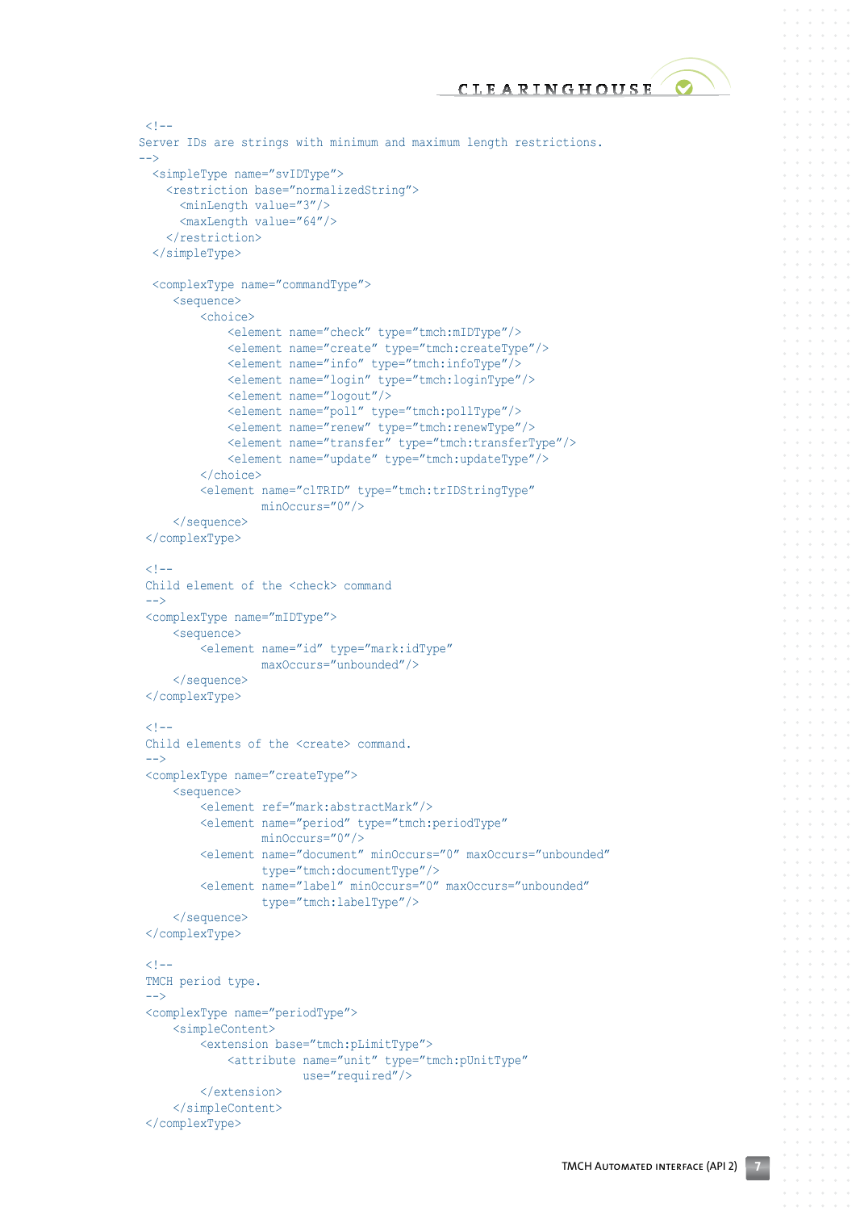```
<!--
Server IDs are strings with minimum and maximum length restrictions.
-->
  <simpleType name="svIDType">
    <restriction base="normalizedString">
      <minLength value="3"/>
      <maxLength value="64"/>
    </restriction>
  </simpleType>

  <complexType name="commandType">
      <sequence>
          <choice>
              <element name="check" type="tmch:mIDType"/>
              <element name="create" type="tmch:createType"/>
              <element name="info" type="tmch:infoType"/>
              <element name="login" type="tmch:loginType"/>
              <element name="logout"/>
              <element name="poll" type="tmch:pollType"/>
              <element name="renew" type="tmch:renewType"/>
              <element name="transfer" type="tmch:transferType"/>
              <element name="update" type="tmch:updateType"/>
          </choice>
          <element name="clTRID" type="tmch:trIDStringType"
                   minOccurs="0"/>
      </sequence>
 </complexType>

 <!--
 Child element of the <check> command
 -->
 <complexType name="mIDType">
      <sequence>
          <element name="id" type="mark:idType"
                   maxOccurs="unbounded"/>
      </sequence>
 </complexType>

 <!--
 Child elements of the <create> command.
 -->
 <complexType name="createType">
      <sequence>
          <element ref="mark:abstractMark"/>
          <element name="period" type="tmch:periodType"
                   minOccurs="0"/>
          <element name="document" minOccurs="0" maxOccurs="unbounded"
                   type="tmch:documentType"/>
          <element name="label" minOccurs="0" maxOccurs="unbounded"
                   type="tmch:labelType"/>
      </sequence>
 </complexType>

 <!--
 TMCH period type.
 -->
 <complexType name="periodType">
      <simpleContent>
          <extension base="tmch:pLimitType">
              <attribute name="unit" type="tmch:pUnitType"
                         use="required"/>
          </extension>
      </simpleContent>
 </complexType>
```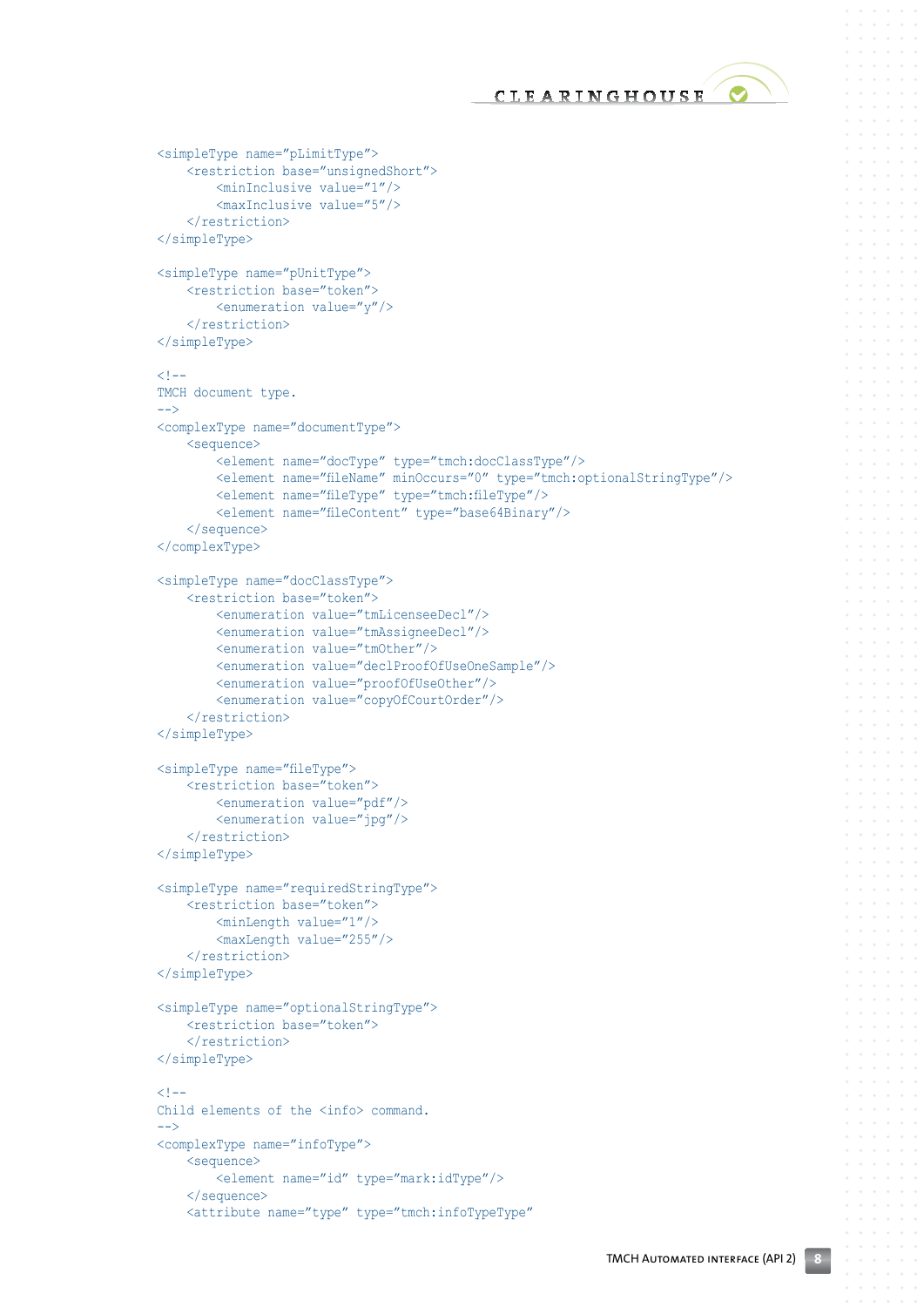```
<simpleType name="pLimitType">
    <restriction base="unsignedShort">
        <minInclusive value="1"/>
        <maxInclusive value="5"/>
    </restriction>
</simpleType>

<simpleType name="pUnitType">
    <restriction base="token">
        <enumeration value="y"/>
    </restriction>
</simpleType>

<!--
TMCH document type.
-->
<complexType name="documentType">
    <sequence>
        <element name="docType" type="tmch:docClassType"/>
        <element name="fileName" minOccurs="0" type="tmch:optionalStringType"/>
        <element name="fileType" type="tmch:fileType"/>
        <element name="fileContent" type="base64Binary"/>
    </sequence>
</complexType>

<simpleType name="docClassType">
    <restriction base="token">
        <enumeration value="tmLicenseeDecl"/>
        <enumeration value="tmAssigneeDecl"/>
        <enumeration value="tmOther"/>
        <enumeration value="declProofOfUseOneSample"/>
        <enumeration value="proofOfUseOther"/>
        <enumeration value="copyOfCourtOrder"/>
    </restriction>
</simpleType>

<simpleType name="fileType">
    <restriction base="token">
        <enumeration value="pdf"/>
        <enumeration value="jpg"/>
    </restriction>
</simpleType>

<simpleType name="requiredStringType">
    <restriction base="token">
        <minLength value="1"/>
        <maxLength value="255"/>
    </restriction>
</simpleType>

<simpleType name="optionalStringType">
    <restriction base="token">
    </restriction>
</simpleType>

<!--
Child elements of the <info> command.
-->
<complexType name="infoType">
    <sequence>
        <element name="id" type="mark:idType"/>
    </sequence>
    <attribute name="type" type="tmch:infoTypeType"
```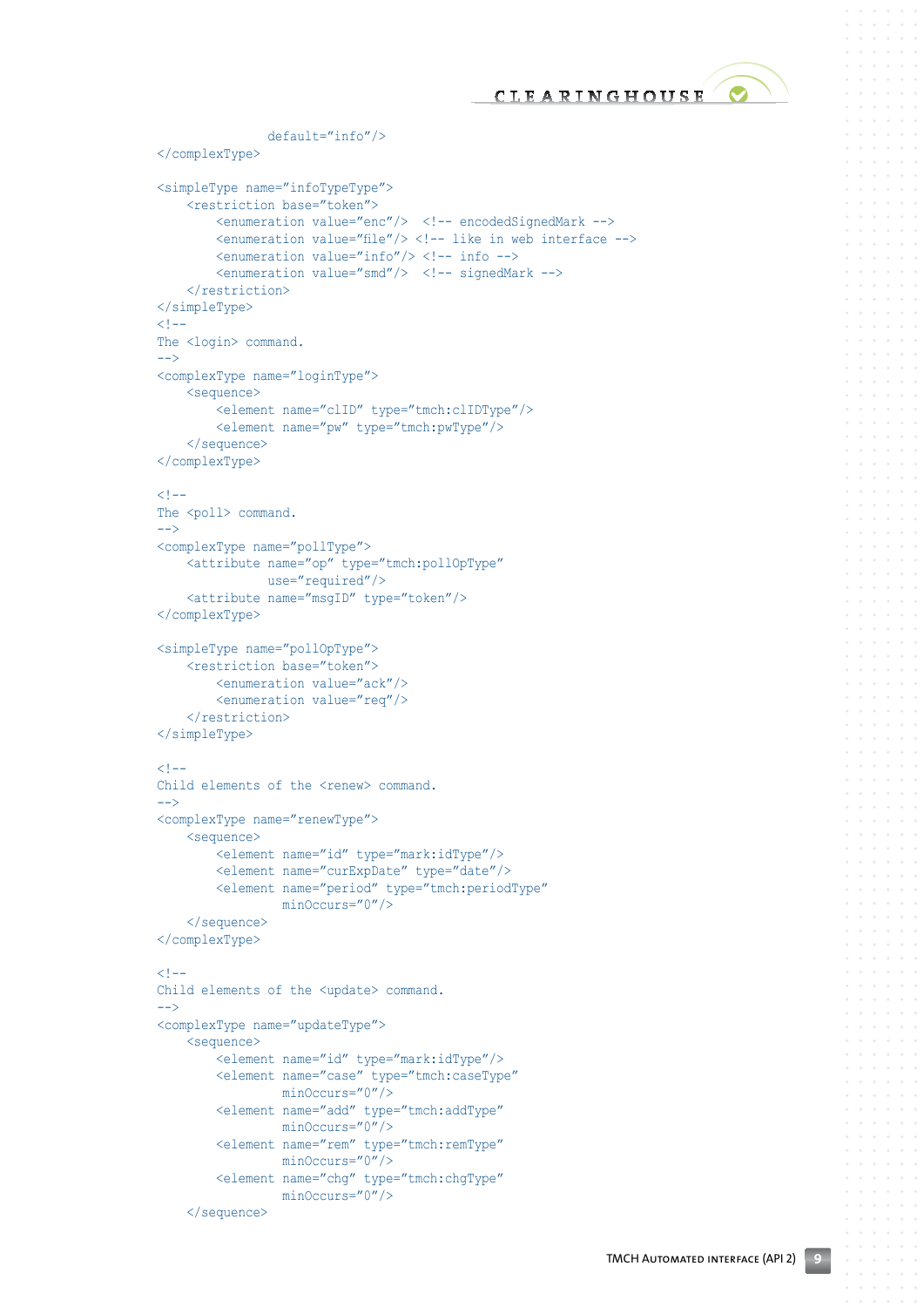```
                default="info"/>
</complexType>

<simpleType name="infoTypeType">
    <restriction base="token">
        <enumeration value="enc"/>  <!-- encodedSignedMark -->
        <enumeration value="file"/> <!-- like in web interface -->
        <enumeration value="info"/> <!-- info -->
        <enumeration value="smd"/>  <!-- signedMark -->
    </restriction>
</simpleType>
<!--
The <login> command.
-->
<complexType name="loginType">
    <sequence>
        <element name="clID" type="tmch:clIDType"/>
        <element name="pw" type="tmch:pwType"/>
    </sequence>
</complexType>

<!--
The <poll> command.
-->
<complexType name="pollType">
    <attribute name="op" type="tmch:pollOpType"
               use="required"/>
    <attribute name="msgID" type="token"/>
</complexType>

<simpleType name="pollOpType">
    <restriction base="token">
        <enumeration value="ack"/>
        <enumeration value="req"/>
    </restriction>
</simpleType>

<!--
Child elements of the <renew> command.
-->
<complexType name="renewType">
    <sequence>
        <element name="id" type="mark:idType"/>
        <element name="curExpDate" type="date"/>
        <element name="period" type="tmch:periodType"
                 minOccurs="0"/>
    </sequence>
</complexType>

<!--
Child elements of the <update> command.
-->
<complexType name="updateType">
    <sequence>
        <element name="id" type="mark:idType"/>
        <element name="case" type="tmch:caseType"
                 minOccurs="0"/>
        <element name="add" type="tmch:addType"
                 minOccurs="0"/>
        <element name="rem" type="tmch:remType"
                 minOccurs="0"/>
        <element name="chg" type="tmch:chgType"
                 minOccurs="0"/>
    </sequence>
```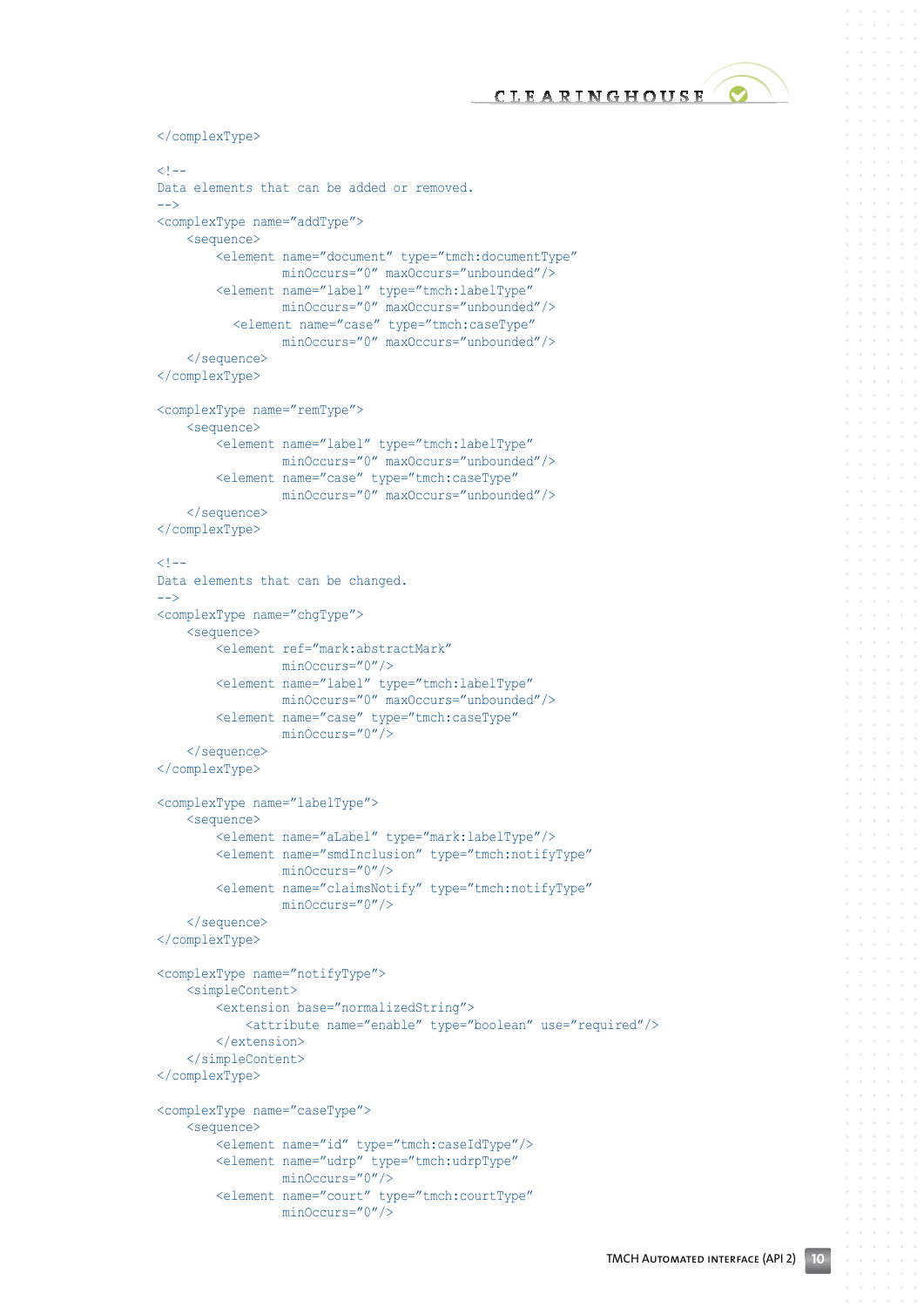```
</complexType>

<!--
Data elements that can be added or removed.
-->
<complexType name="addType">
    <sequence>
        <element name="document" type="tmch:documentType"
                 minOccurs="0" maxOccurs="unbounded"/>
        <element name="label" type="tmch:labelType"
                 minOccurs="0" maxOccurs="unbounded"/>
          <element name="case" type="tmch:caseType"
                 minOccurs="0" maxOccurs="unbounded"/>
    </sequence>
</complexType>

<complexType name="remType">
    <sequence>
        <element name="label" type="tmch:labelType"
                 minOccurs="0" maxOccurs="unbounded"/>
        <element name="case" type="tmch:caseType"
                 minOccurs="0" maxOccurs="unbounded"/>
    </sequence>
</complexType>

<!--
Data elements that can be changed.
-->
<complexType name="chgType">
    <sequence>
        <element ref="mark:abstractMark"
                 minOccurs="0"/>
        <element name="label" type="tmch:labelType"
                 minOccurs="0" maxOccurs="unbounded"/>
        <element name="case" type="tmch:caseType"
                 minOccurs="0"/>
    </sequence>
</complexType>

<complexType name="labelType">
    <sequence>
        <element name="aLabel" type="mark:labelType"/>
        <element name="smdInclusion" type="tmch:notifyType"
                 minOccurs="0"/>
        <element name="claimsNotify" type="tmch:notifyType"
                 minOccurs="0"/>
    </sequence>
</complexType>

<complexType name="notifyType">
    <simpleContent>
        <extension base="normalizedString">
            <attribute name="enable" type="boolean" use="required"/>
        </extension>
    </simpleContent>
</complexType>

<complexType name="caseType">
    <sequence>
        <element name="id" type="tmch:caseIdType"/>
        <element name="udrp" type="tmch:udrpType"
                 minOccurs="0"/>
        <element name="court" type="tmch:courtType"
                 minOccurs="0"/>
```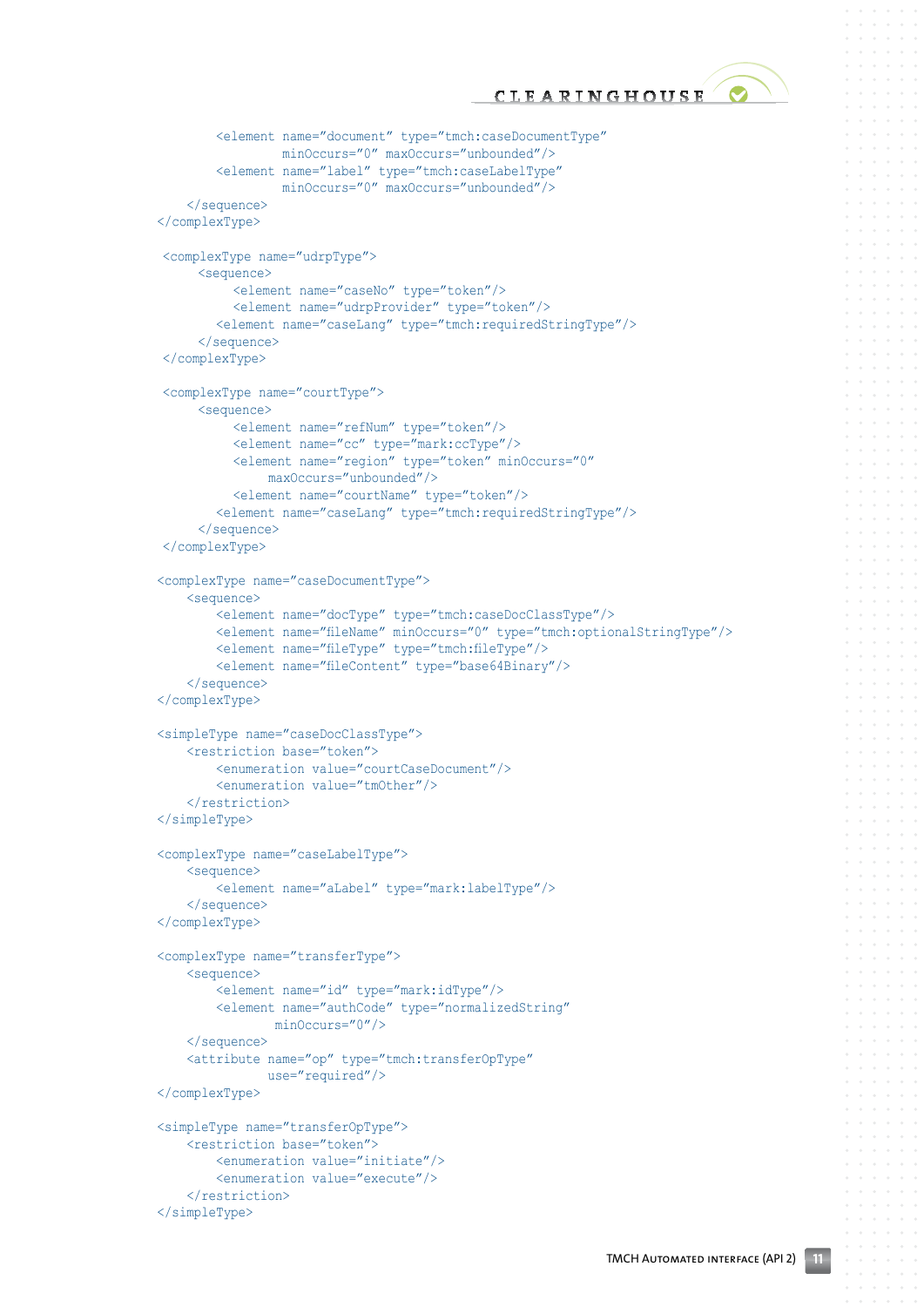```
        <element name="document" type="tmch:caseDocumentType"
                 minOccurs="0" maxOccurs="unbounded"/>
        <element name="label" type="tmch:caseLabelType"
                 minOccurs="0" maxOccurs="unbounded"/>
    </sequence>
</complexType>

 <complexType name="udrpType">
     <sequence>
          <element name="caseNo" type="token"/>
          <element name="udrpProvider" type="token"/>
        <element name="caseLang" type="tmch:requiredStringType"/>
     </sequence>
 </complexType>

 <complexType name="courtType">
     <sequence>
          <element name="refNum" type="token"/>
          <element name="cc" type="mark:ccType"/>
          <element name="region" type="token" minOccurs="0"
               maxOccurs="unbounded"/>
          <element name="courtName" type="token"/>
        <element name="caseLang" type="tmch:requiredStringType"/>
     </sequence>
 </complexType>

<complexType name="caseDocumentType">
    <sequence>
        <element name="docType" type="tmch:caseDocClassType"/>
        <element name="fileName" minOccurs="0" type="tmch:optionalStringType"/>
        <element name="fileType" type="tmch:fileType"/>
        <element name="fileContent" type="base64Binary"/>
    </sequence>
</complexType>

<simpleType name="caseDocClassType">
    <restriction base="token">
        <enumeration value="courtCaseDocument"/>
        <enumeration value="tmOther"/>
    </restriction>
</simpleType>

<complexType name="caseLabelType">
    <sequence>
        <element name="aLabel" type="mark:labelType"/>
    </sequence>
</complexType>

<complexType name="transferType">
    <sequence>
        <element name="id" type="mark:idType"/>
        <element name="authCode" type="normalizedString"
                minOccurs="0"/>
    </sequence>
    <attribute name="op" type="tmch:transferOpType"
               use="required"/>
</complexType>

<simpleType name="transferOpType">
    <restriction base="token">
        <enumeration value="initiate"/>
        <enumeration value="execute"/>
    </restriction>
</simpleType>
```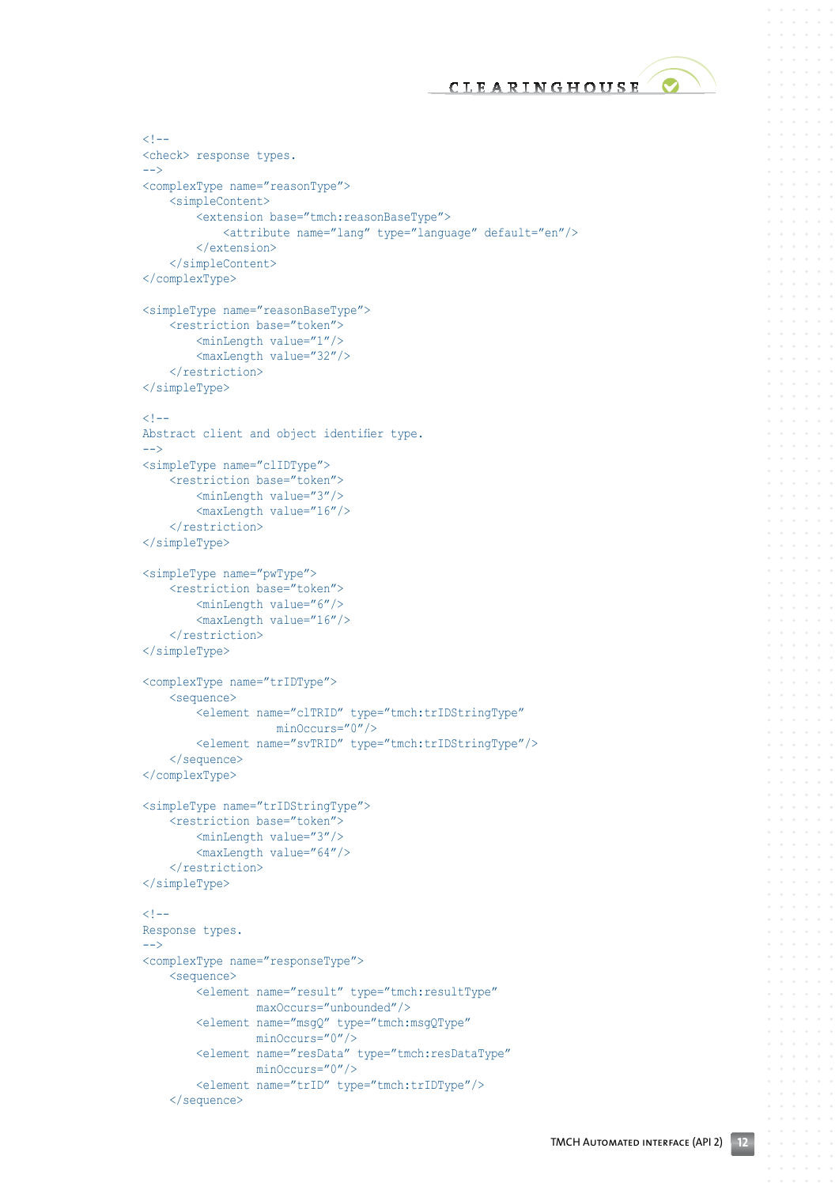```
<!--
<check> response types.
-->
<complexType name="reasonType">
    <simpleContent>
        <extension base="tmch:reasonBaseType">
            <attribute name="lang" type="language" default="en"/>
        </extension>
    </simpleContent>
</complexType>

<simpleType name="reasonBaseType">
    <restriction base="token">
        <minLength value="1"/>
        <maxLength value="32"/>
    </restriction>
</simpleType>

<!--
Abstract client and object identifier type.
-->
<simpleType name="clIDType">
    <restriction base="token">
        <minLength value="3"/>
        <maxLength value="16"/>
    </restriction>
</simpleType>

<simpleType name="pwType">
    <restriction base="token">
        <minLength value="6"/>
        <maxLength value="16"/>
    </restriction>
</simpleType>

<complexType name="trIDType">
    <sequence>
        <element name="clTRID" type="tmch:trIDStringType"
                    minOccurs="0"/>
        <element name="svTRID" type="tmch:trIDStringType"/>
    </sequence>
</complexType>

<simpleType name="trIDStringType">
    <restriction base="token">
        <minLength value="3"/>
        <maxLength value="64"/>
    </restriction>
</simpleType>

<!--
Response types.
-->
<complexType name="responseType">
    <sequence>
        <element name="result" type="tmch:resultType"
                 maxOccurs="unbounded"/>
        <element name="msgQ" type="tmch:msgQType"
                 minOccurs="0"/>
        <element name="resData" type="tmch:resDataType"
                 minOccurs="0"/>
        <element name="trID" type="tmch:trIDType"/>
    </sequence>
```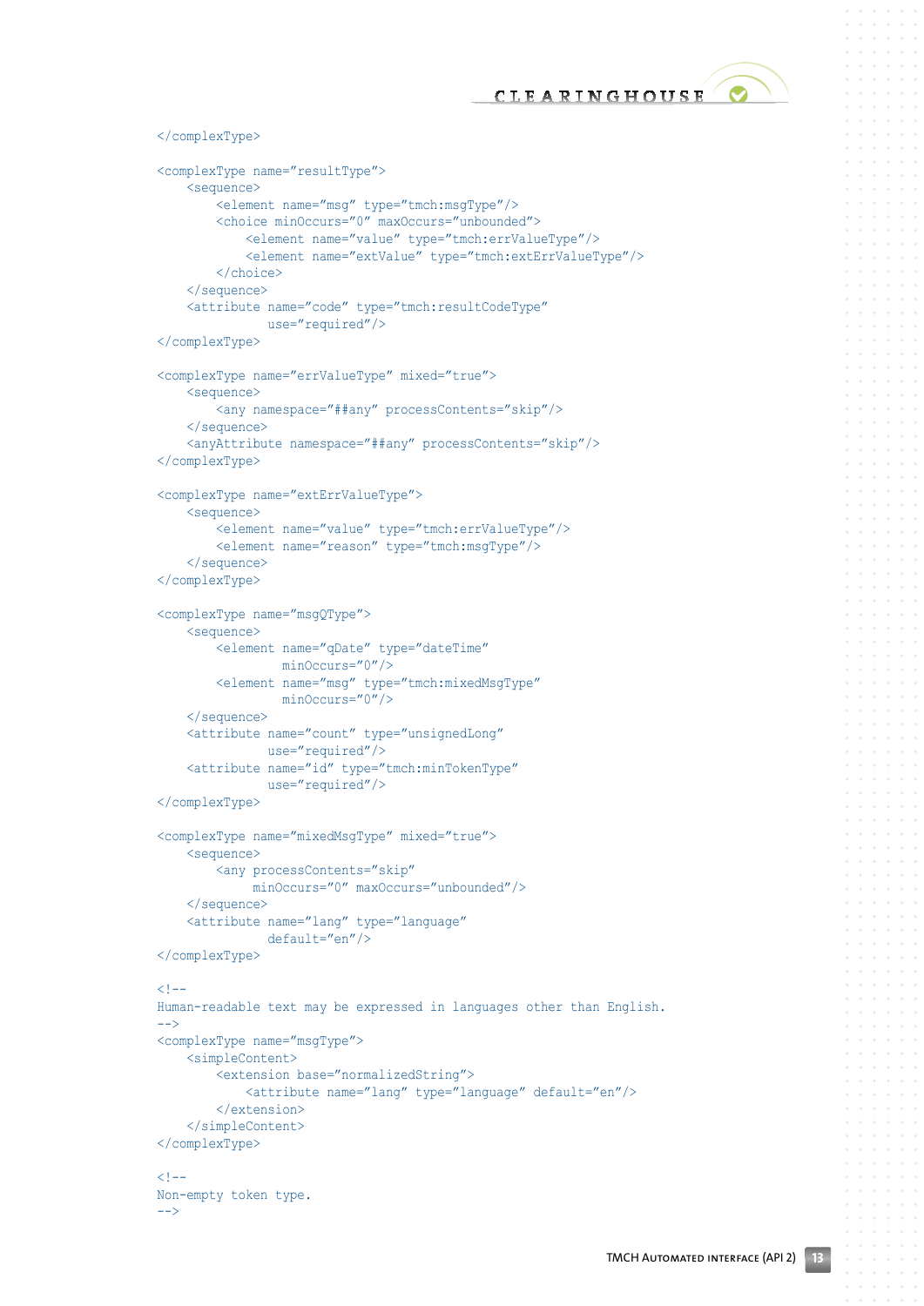```
</complexType>

<complexType name="resultType">
    <sequence>
        <element name="msg" type="tmch:msgType"/>
        <choice minOccurs="0" maxOccurs="unbounded">
            <element name="value" type="tmch:errValueType"/>
            <element name="extValue" type="tmch:extErrValueType"/>
        </choice>
    </sequence>
    <attribute name="code" type="tmch:resultCodeType"
               use="required"/>
</complexType>

<complexType name="errValueType" mixed="true">
    <sequence>
        <any namespace="##any" processContents="skip"/>
    </sequence>
    <anyAttribute namespace="##any" processContents="skip"/>
</complexType>

<complexType name="extErrValueType">
    <sequence>
        <element name="value" type="tmch:errValueType"/>
        <element name="reason" type="tmch:msgType"/>
    </sequence>
</complexType>

<complexType name="msgQType">
    <sequence>
        <element name="qDate" type="dateTime"
                 minOccurs="0"/>
        <element name="msg" type="tmch:mixedMsgType"
                 minOccurs="0"/>
    </sequence>
    <attribute name="count" type="unsignedLong"
               use="required"/>
    <attribute name="id" type="tmch:minTokenType"
               use="required"/>
</complexType>

<complexType name="mixedMsgType" mixed="true">
    <sequence>
        <any processContents="skip"
             minOccurs="0" maxOccurs="unbounded"/>
    </sequence>
    <attribute name="lang" type="language"
               default="en"/>
</complexType>

<!--
Human-readable text may be expressed in languages other than English.
-->
<complexType name="msgType">
    <simpleContent>
        <extension base="normalizedString">
            <attribute name="lang" type="language" default="en"/>
        </extension>
    </simpleContent>
</complexType>

<!--
Non-empty token type.
-->
```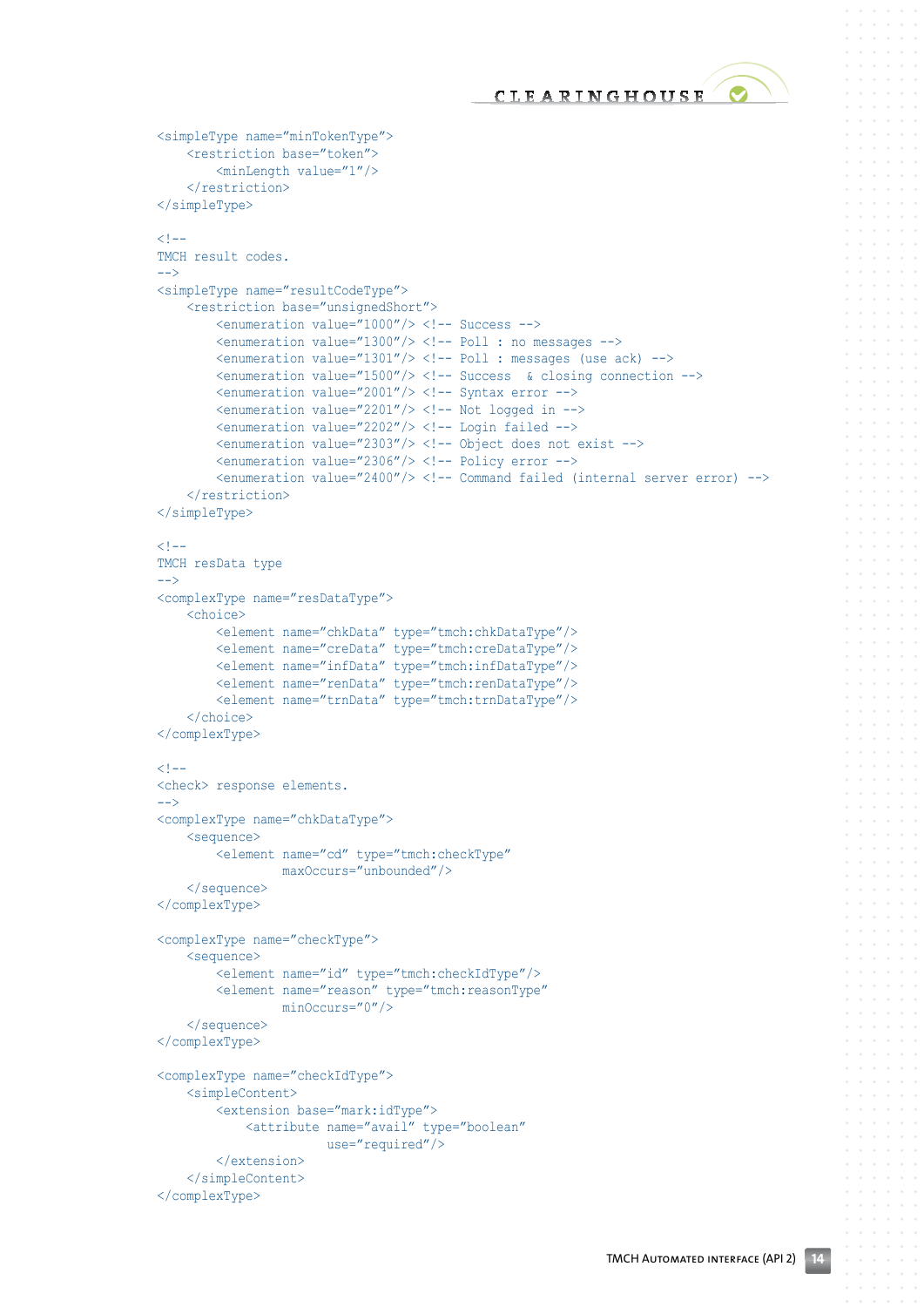```
<simpleType name="minTokenType">
    <restriction base="token">
        <minLength value="1"/>
    </restriction>
</simpleType>

<!--
TMCH result codes.
-->
<simpleType name="resultCodeType">
    <restriction base="unsignedShort">
        <enumeration value="1000"/> <!-- Success -->
        <enumeration value="1300"/> <!-- Poll : no messages -->
        <enumeration value="1301"/> <!-- Poll : messages (use ack) -->
        <enumeration value="1500"/> <!-- Success  & closing connection -->
        <enumeration value="2001"/> <!-- Syntax error -->
        <enumeration value="2201"/> <!-- Not logged in -->
        <enumeration value="2202"/> <!-- Login failed -->
        <enumeration value="2303"/> <!-- Object does not exist -->
        <enumeration value="2306"/> <!-- Policy error -->
        <enumeration value="2400"/> <!-- Command failed (internal server error) -->
    </restriction>
</simpleType>

<!--
TMCH resData type
-->
<complexType name="resDataType">
    <choice>
        <element name="chkData" type="tmch:chkDataType"/>
        <element name="creData" type="tmch:creDataType"/>
        <element name="infData" type="tmch:infDataType"/>
        <element name="renData" type="tmch:renDataType"/>
        <element name="trnData" type="tmch:trnDataType"/>
    </choice>
</complexType>

<!--
<check> response elements.
-->
<complexType name="chkDataType">
    <sequence>
        <element name="cd" type="tmch:checkType"
                 maxOccurs="unbounded"/>
    </sequence>
</complexType>

<complexType name="checkType">
    <sequence>
        <element name="id" type="tmch:checkIdType"/>
        <element name="reason" type="tmch:reasonType"
                 minOccurs="0"/>
    </sequence>
</complexType>

<complexType name="checkIdType">
    <simpleContent>
        <extension base="mark:idType">
            <attribute name="avail" type="boolean"
                       use="required"/>
        </extension>
    </simpleContent>
</complexType>
```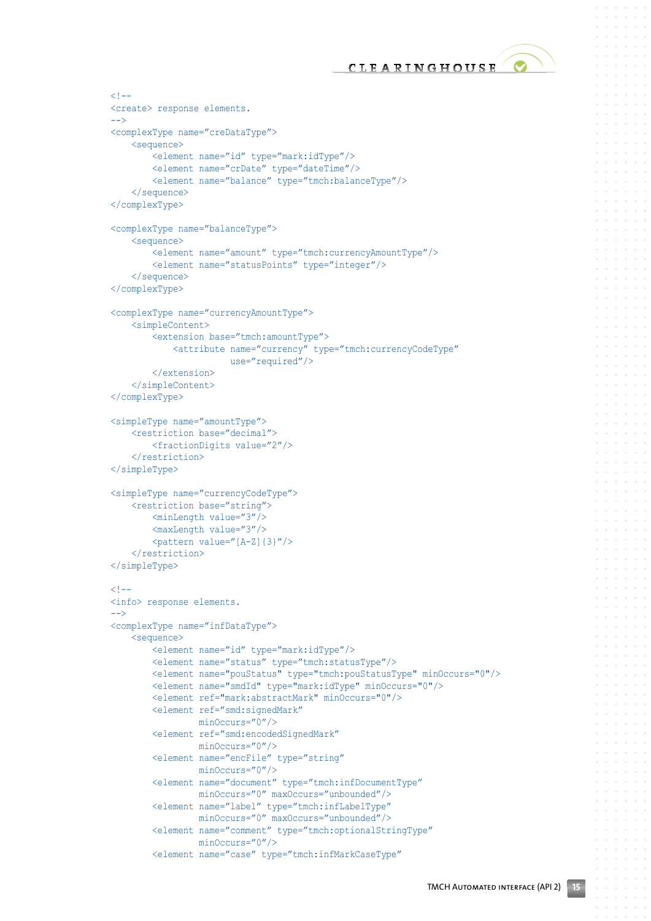```
<!--
<create> response elements.
-->
<complexType name="creDataType">
    <sequence>
        <element name="id" type="mark:idType"/>
        <element name="crDate" type="dateTime"/>
        <element name="balance" type="tmch:balanceType"/>
    </sequence>
</complexType>

<complexType name="balanceType">
    <sequence>
        <element name="amount" type="tmch:currencyAmountType"/>
        <element name="statusPoints" type="integer"/>
    </sequence>
</complexType>

<complexType name="currencyAmountType">
    <simpleContent>
        <extension base="tmch:amountType">
            <attribute name="currency" type="tmch:currencyCodeType"
                       use="required"/>
        </extension>
    </simpleContent>
</complexType>

<simpleType name="amountType">
    <restriction base="decimal">
        <fractionDigits value="2"/>
    </restriction>
</simpleType>

<simpleType name="currencyCodeType">
    <restriction base="string">
        <minLength value="3"/>
        <maxLength value="3"/>
        <pattern value="[A-Z]{3}"/>
    </restriction>
</simpleType>

<!--
<info> response elements.
-->
<complexType name="infDataType">
    <sequence>
        <element name="id" type="mark:idType"/>
        <element name="status" type="tmch:statusType"/>
        <element name="pouStatus" type="tmch:pouStatusType" minOccurs="0"/>
        <element name="smdId" type="mark:idType" minOccurs="0"/>
        <element ref="mark:abstractMark" minOccurs="0"/>
        <element ref="smd:signedMark"
                 minOccurs="0"/>
        <element ref="smd:encodedSignedMark"
                 minOccurs="0"/>
        <element name="encFile" type="string"
                 minOccurs="0"/>
        <element name="document" type="tmch:infDocumentType"
                 minOccurs="0" maxOccurs="unbounded"/>
        <element name="label" type="tmch:infLabelType"
                 minOccurs="0" maxOccurs="unbounded"/>
        <element name="comment" type="tmch:optionalStringType"
                 minOccurs="0"/>
        <element name="case" type="tmch:infMarkCaseType"
```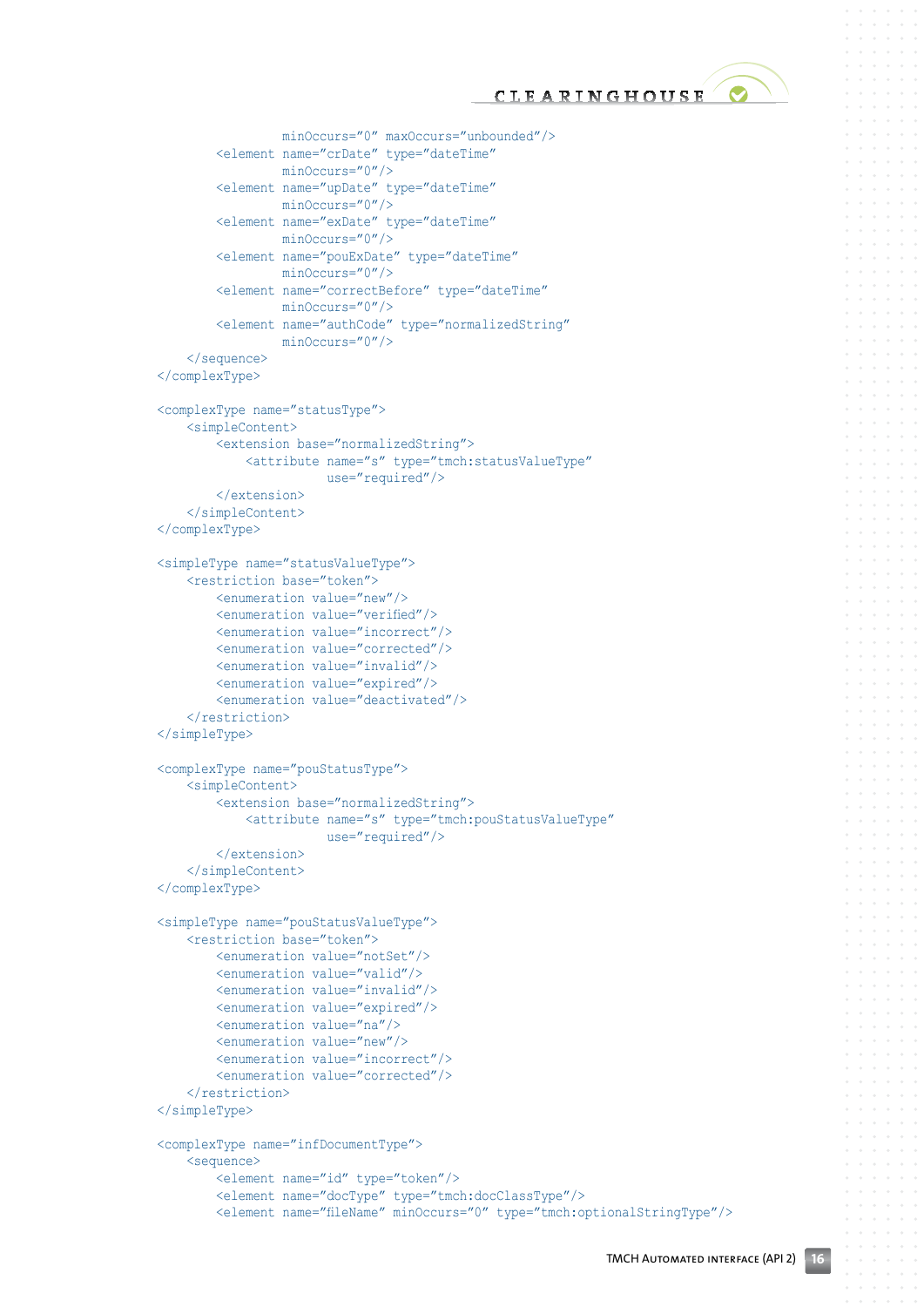```
                minOccurs="0" maxOccurs="unbounded"/>
            <element name="crDate" type="dateTime"
                minOccurs="0"/>
            <element name="upDate" type="dateTime"
                minOccurs="0"/>
            <element name="exDate" type="dateTime"
                minOccurs="0"/>
            <element name="pouExDate" type="dateTime"
                minOccurs="0"/>
            <element name="correctBefore" type="dateTime"
                minOccurs="0"/>
            <element name="authCode" type="normalizedString"
                minOccurs="0"/>
        </sequence>
    </complexType>

    <complexType name="statusType">
        <simpleContent>
            <extension base="normalizedString">
                <attribute name="s" type="tmch:statusValueType"
                    use="required"/>
            </extension>
        </simpleContent>
    </complexType>

    <simpleType name="statusValueType">
        <restriction base="token">
            <enumeration value="new"/>
            <enumeration value="verified"/>
            <enumeration value="incorrect"/>
            <enumeration value="corrected"/>
            <enumeration value="invalid"/>
            <enumeration value="expired"/>
            <enumeration value="deactivated"/>
        </restriction>
    </simpleType>

    <complexType name="pouStatusType">
        <simpleContent>
            <extension base="normalizedString">
                <attribute name="s" type="tmch:pouStatusValueType"
                    use="required"/>
            </extension>
        </simpleContent>
    </complexType>

    <simpleType name="pouStatusValueType">
        <restriction base="token">
            <enumeration value="notSet"/>
            <enumeration value="valid"/>
            <enumeration value="invalid"/>
            <enumeration value="expired"/>
            <enumeration value="na"/>
            <enumeration value="new"/>
            <enumeration value="incorrect"/>
            <enumeration value="corrected"/>
        </restriction>
    </simpleType>

    <complexType name="infDocumentType">
        <sequence>
            <element name="id" type="token"/>
            <element name="docType" type="tmch:docClassType"/>
            <element name="fileName" minOccurs="0" type="tmch:optionalStringType"/>
```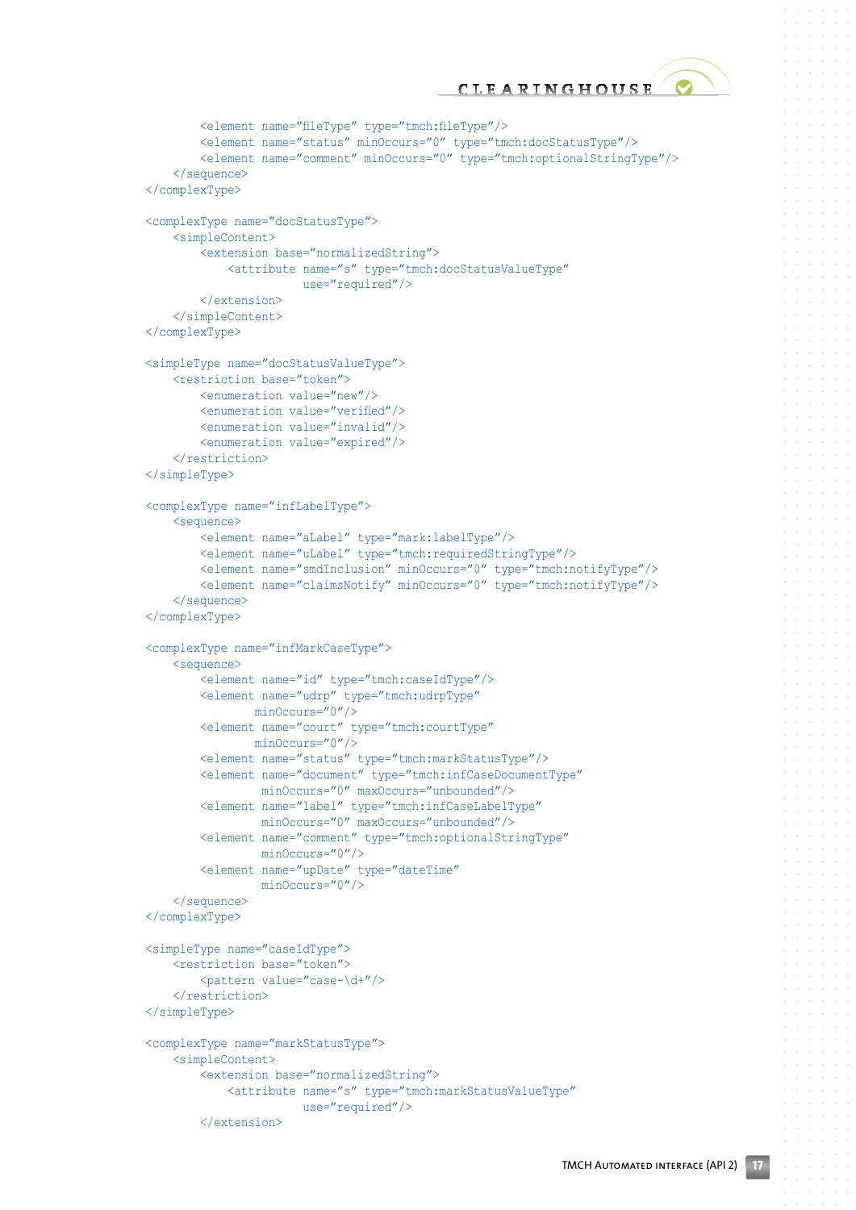```
        <element name="fileType" type="tmch:fileType"/>
        <element name="status" minOccurs="0" type="tmch:docStatusType"/>
        <element name="comment" minOccurs="0" type="tmch:optionalStringType"/>
    </sequence>
</complexType>

<complexType name="docStatusType">
    <simpleContent>
        <extension base="normalizedString">
            <attribute name="s" type="tmch:docStatusValueType"
                       use="required"/>
        </extension>
    </simpleContent>
</complexType>

<simpleType name="docStatusValueType">
    <restriction base="token">
        <enumeration value="new"/>
        <enumeration value="verified"/>
        <enumeration value="invalid"/>
        <enumeration value="expired"/>
    </restriction>
</simpleType>

<complexType name="infLabelType">
    <sequence>
        <element name="aLabel" type="mark:labelType"/>
        <element name="uLabel" type="tmch:requiredStringType"/>
        <element name="smdInclusion" minOccurs="0" type="tmch:notifyType"/>
        <element name="claimsNotify" minOccurs="0" type="tmch:notifyType"/>
    </sequence>
</complexType>

<complexType name="infMarkCaseType">
    <sequence>
        <element name="id" type="tmch:caseIdType"/>
        <element name="udrp" type="tmch:udrpType"
                minOccurs="0"/>
        <element name="court" type="tmch:courtType"
                minOccurs="0"/>
        <element name="status" type="tmch:markStatusType"/>
        <element name="document" type="tmch:infCaseDocumentType"
                 minOccurs="0" maxOccurs="unbounded"/>
        <element name="label" type="tmch:infCaseLabelType"
                 minOccurs="0" maxOccurs="unbounded"/>
        <element name="comment" type="tmch:optionalStringType"
                 minOccurs="0"/>
        <element name="upDate" type="dateTime"
                 minOccurs="0"/>
    </sequence>
</complexType>

<simpleType name="caseIdType">
    <restriction base="token">
        <pattern value="case-\d+"/>
    </restriction>
</simpleType>

<complexType name="markStatusType">
    <simpleContent>
        <extension base="normalizedString">
            <attribute name="s" type="tmch:markStatusValueType"
                       use="required"/>
        </extension>
```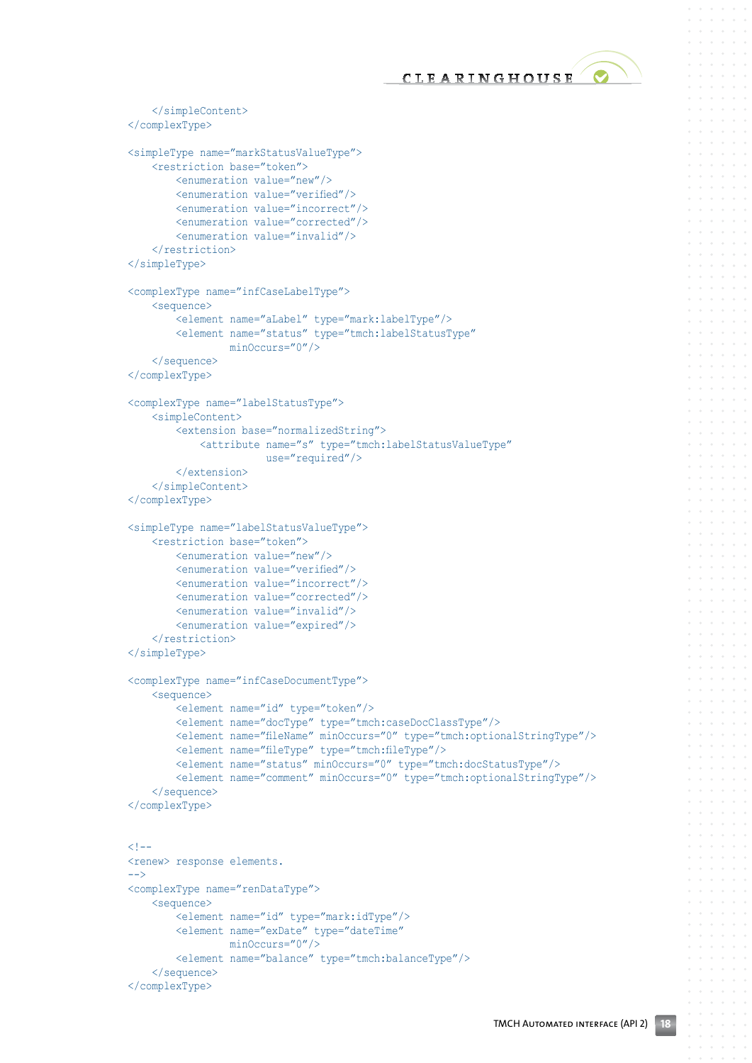```
    </simpleContent>
</complexType>

<simpleType name="markStatusValueType">
    <restriction base="token">
        <enumeration value="new"/>
        <enumeration value="verified"/>
        <enumeration value="incorrect"/>
        <enumeration value="corrected"/>
        <enumeration value="invalid"/>
    </restriction>
</simpleType>

<complexType name="infCaseLabelType">
    <sequence>
        <element name="aLabel" type="mark:labelType"/>
        <element name="status" type="tmch:labelStatusType"
                 minOccurs="0"/>
    </sequence>
</complexType>

<complexType name="labelStatusType">
    <simpleContent>
        <extension base="normalizedString">
            <attribute name="s" type="tmch:labelStatusValueType"
                       use="required"/>
        </extension>
    </simpleContent>
</complexType>

<simpleType name="labelStatusValueType">
    <restriction base="token">
        <enumeration value="new"/>
        <enumeration value="verified"/>
        <enumeration value="incorrect"/>
        <enumeration value="corrected"/>
        <enumeration value="invalid"/>
        <enumeration value="expired"/>
    </restriction>
</simpleType>

<complexType name="infCaseDocumentType">
    <sequence>
        <element name="id" type="token"/>
        <element name="docType" type="tmch:caseDocClassType"/>
        <element name="fileName" minOccurs="0" type="tmch:optionalStringType"/>
        <element name="fileType" type="tmch:fileType"/>
        <element name="status" minOccurs="0" type="tmch:docStatusType"/>
        <element name="comment" minOccurs="0" type="tmch:optionalStringType"/>
    </sequence>
</complexType>


<!--
<renew> response elements.
-->
<complexType name="renDataType">
    <sequence>
        <element name="id" type="mark:idType"/>
        <element name="exDate" type="dateTime"
                 minOccurs="0"/>
        <element name="balance" type="tmch:balanceType"/>
    </sequence>
</complexType>
```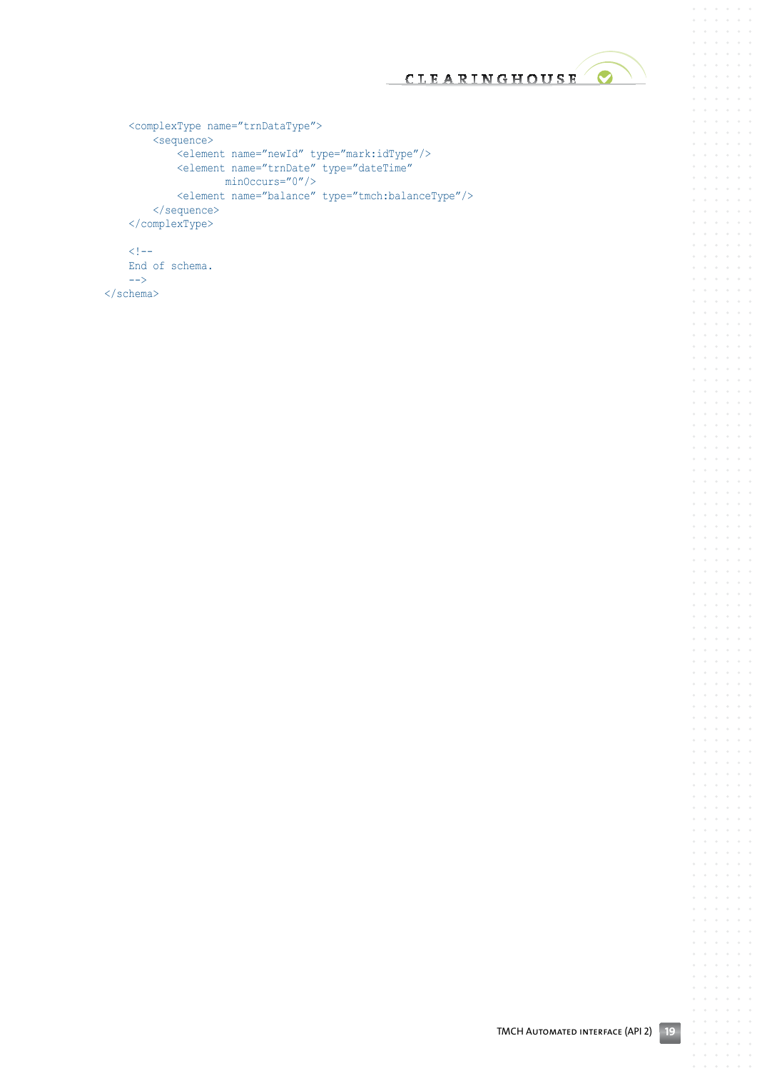```
    <complexType name="trnDataType">
        <sequence>
            <element name="newId" type="mark:idType"/>
            <element name="trnDate" type="dateTime"
                    minOccurs="0"/>
            <element name="balance" type="tmch:balanceType"/>
        </sequence>
    </complexType>

    <!--
    End of schema.
    -->
</schema>
```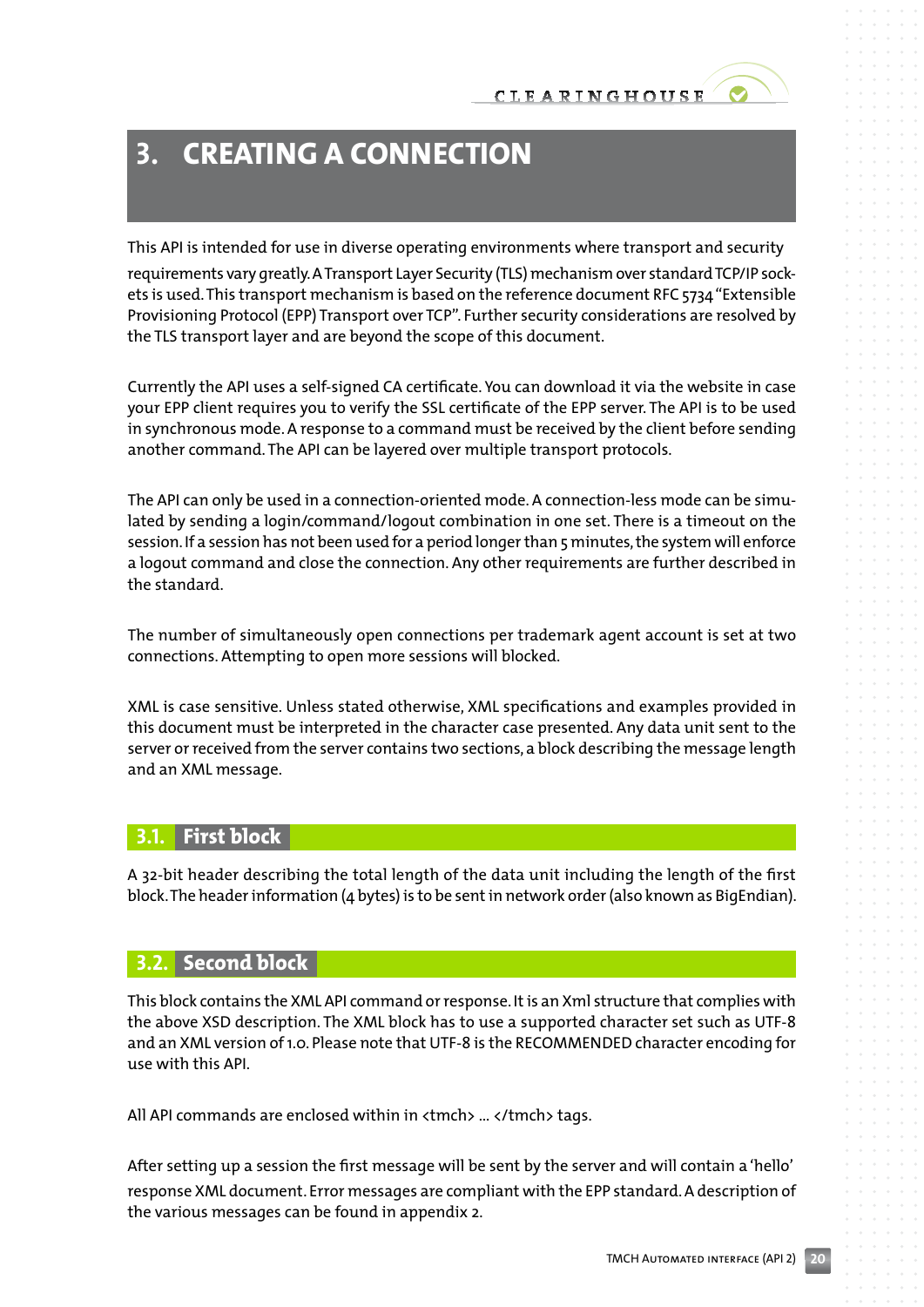# 3. CREATING A CONNECTION

This API is intended for use in diverse operating environments where transport and security requirements vary greatly. A Transport Layer Security (TLS) mechanism over standard TCP/IP sockets is used. This transport mechanism is based on the reference document RFC 5734 "Extensible Provisioning Protocol (EPP) Transport over TCP". Further security considerations are resolved by the TLS transport layer and are beyond the scope of this document.

Currently the API uses a self-signed CA certificate. You can download it via the website in case your EPP client requires you to verify the SSL certificate of the EPP server. The API is to be used in synchronous mode. A response to a command must be received by the client before sending another command. The API can be layered over multiple transport protocols.

The API can only be used in a connection-oriented mode. A connection-less mode can be simulated by sending a login/command/logout combination in one set. There is a timeout on the session. If a session has not been used for a period longer than 5 minutes, the system will enforce a logout command and close the connection. Any other requirements are further described in the standard.

The number of simultaneously open connections per trademark agent account is set at two connections. Attempting to open more sessions will blocked.

XML is case sensitive. Unless stated otherwise, XML specifications and examples provided in this document must be interpreted in the character case presented. Any data unit sent to the server or received from the server contains two sections, a block describing the message length and an XML message.

## 3.1. First block

A 32-bit header describing the total length of the data unit including the length of the first block. The header information (4 bytes) is to be sent in network order (also known as BigEndian).

## 3.2. Second block

This block contains the XML API command or response. It is an Xml structure that complies with the above XSD description. The XML block has to use a supported character set such as UTF-8 and an XML version of 1.0. Please note that UTF-8 is the RECOMMENDED character encoding for use with this API.

All API commands are enclosed within in <tmch> ... </tmch> tags.

After setting up a session the first message will be sent by the server and will contain a 'hello' response XML document. Error messages are compliant with the EPP standard. A description of the various messages can be found in appendix 2.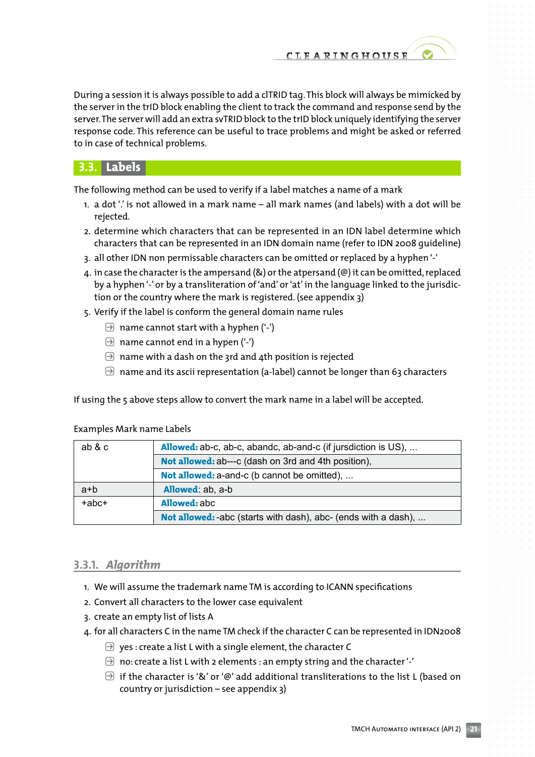During a session it is always possible to add a clTRID tag. This block will always be mimicked by the server in the trID block enabling the client to track the command and response send by the server. The server will add an extra svTRID block to the trID block uniquely identifying the server response code. This reference can be useful to trace problems and might be asked or referred to in case of technical problems.

## 3.3. Labels

The following method can be used to verify if a label matches a name of a mark

1. a dot '.' is not allowed in a mark name – all mark names (and labels) with a dot will be rejected.
2. determine which characters that can be represented in an IDN label determine which characters that can be represented in an IDN domain name (refer to IDN 2008 guideline)
3. all other IDN non permissable characters can be omitted or replaced by a hyphen '-'
4. in case the character is the ampersand (&) or the atpersand (@) it can be omitted, replaced by a hyphen '-' or by a transliteration of 'and' or 'at' in the language linked to the jurisdiction or the country where the mark is registered. (see appendix 3)
5. Verify if the label is conform the general domain name rules
   - name cannot start with a hyphen ('-')
   - name cannot end in a hypen ('-')
   - name with a dash on the 3rd and 4th position is rejected
   - name and its ascii representation (a-label) cannot be longer than 63 characters

If using the 5 above steps allow to convert the mark name in a label will be accepted.

Examples Mark name Labels

| Mark name | Labels |
|---|---|
| ab & c | **Allowed:** ab-c, ab-c, abandc, ab-and-c (if jursdiction is US), ... |
| | **Not allowed:** ab---c (dash on 3rd and 4th position), |
| | **Not allowed:** a-and-c (b cannot be omitted), ... |
| a+b | **Allowed**: ab, a-b |
| +abc+ | **Allowed:** abc |
| | **Not allowed:** -abc (starts with dash), abc- (ends with a dash), ... |

### 3.3.1. *Algorithm*

1. We will assume the trademark name TM is according to ICANN specifications
2. Convert all characters to the lower case equivalent
3. create an empty list of lists A
4. for all characters C in the name TM check if the character C can be represented in IDN2008
   - yes : create a list L with a single element, the character C
   - no: create a list L with 2 elements : an empty string and the character '-'
   - if the character is '&' or '@' add additional transliterations to the list L (based on country or jurisdiction – see appendix 3)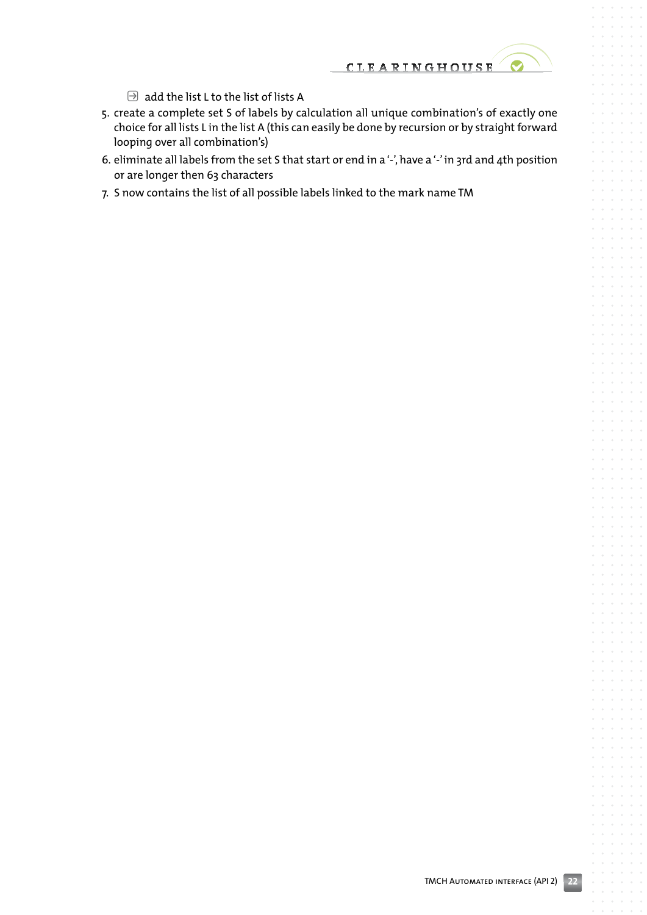- add the list L to the list of lists A

5. create a complete set S of labels by calculation all unique combination's of exactly one choice for all lists L in the list A (this can easily be done by recursion or by straight forward looping over all combination's)
6. eliminate all labels from the set S that start or end in a '-', have a '-' in 3rd and 4th position or are longer then 63 characters
7. S now contains the list of all possible labels linked to the mark name TM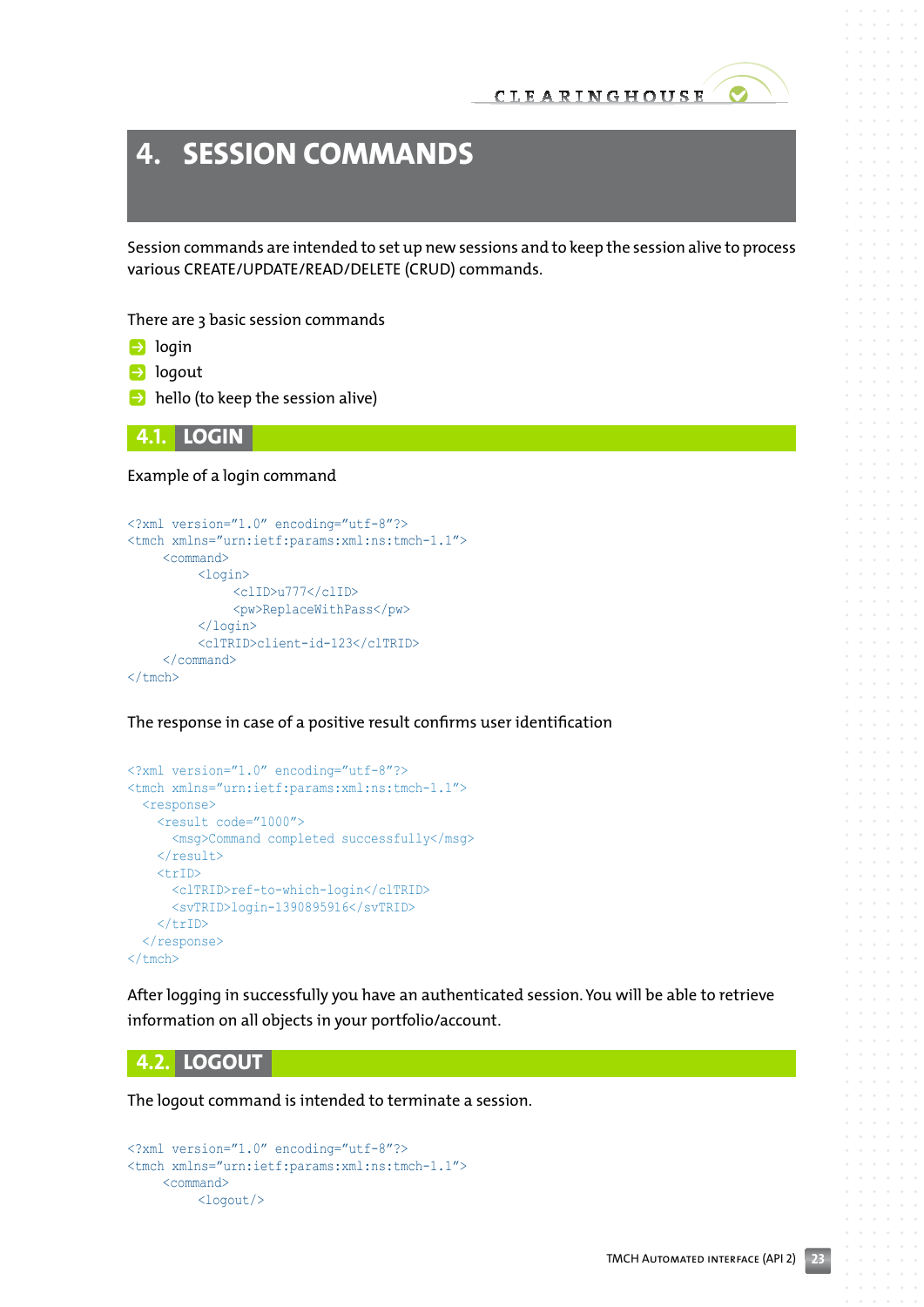# 4. SESSION COMMANDS

Session commands are intended to set up new sessions and to keep the session alive to process various CREATE/UPDATE/READ/DELETE (CRUD) commands.

There are 3 basic session commands

- login
- logout
- hello (to keep the session alive)

## 4.1. LOGIN

Example of a login command

```
<?xml version="1.0" encoding="utf-8"?>
<tmch xmlns="urn:ietf:params:xml:ns:tmch-1.1">
     <command>
          <login>
               <clID>u777</clID>
               <pw>ReplaceWithPass</pw>
          </login>
          <clTRID>client-id-123</clTRID>
     </command>
</tmch>
```

The response in case of a positive result confirms user identification

```
<?xml version="1.0" encoding="utf-8"?>
<tmch xmlns="urn:ietf:params:xml:ns:tmch-1.1">
  <response>
    <result code="1000">
      <msg>Command completed successfully</msg>
    </result>
    <trID>
      <clTRID>ref-to-which-login</clTRID>
      <svTRID>login-1390895916</svTRID>
    </trID>
  </response>
</tmch>
```

After logging in successfully you have an authenticated session. You will be able to retrieve information on all objects in your portfolio/account.

## 4.2. LOGOUT

The logout command is intended to terminate a session.

```
<?xml version="1.0" encoding="utf-8"?>
<tmch xmlns="urn:ietf:params:xml:ns:tmch-1.1">
     <command>
          <logout/>
```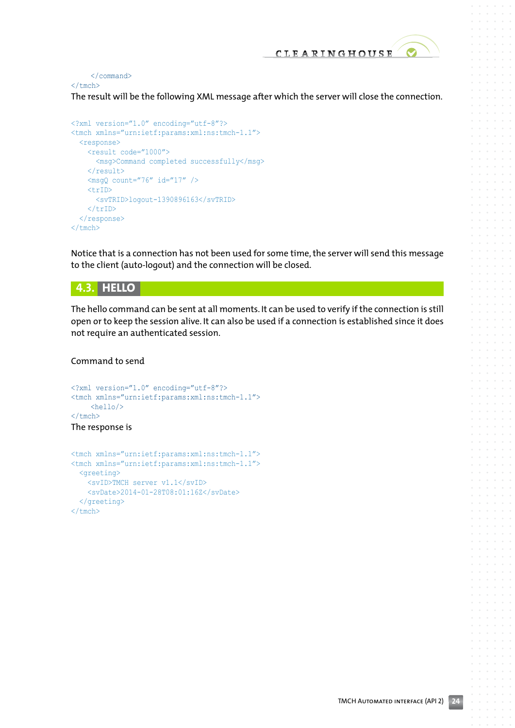```
    </command>
</tmch>
```

The result will be the following XML message after which the server will close the connection.

```
<?xml version="1.0" encoding="utf-8"?>
<tmch xmlns="urn:ietf:params:xml:ns:tmch-1.1">
  <response>
    <result code="1000">
      <msg>Command completed successfully</msg>
    </result>
    <msgQ count="76" id="17" />
    <trID>
      <svTRID>logout-1390896163</svTRID>
    </trID>
  </response>
</tmch>
```

Notice that is a connection has not been used for some time, the server will send this message to the client (auto-logout) and the connection will be closed.

## 4.3. HELLO

The hello command can be sent at all moments. It can be used to verify if the connection is still open or to keep the session alive. It can also be used if a connection is established since it does not require an authenticated session.

Command to send

```
<?xml version="1.0" encoding="utf-8"?>
<tmch xmlns="urn:ietf:params:xml:ns:tmch-1.1">
     <hello/>
</tmch>
```

The response is

```
<tmch xmlns="urn:ietf:params:xml:ns:tmch-1.1">
<tmch xmlns="urn:ietf:params:xml:ns:tmch-1.1">
  <greeting>
    <svID>TMCH server v1.1</svID>
    <svDate>2014-01-28T08:01:16Z</svDate>
  </greeting>
</tmch>
```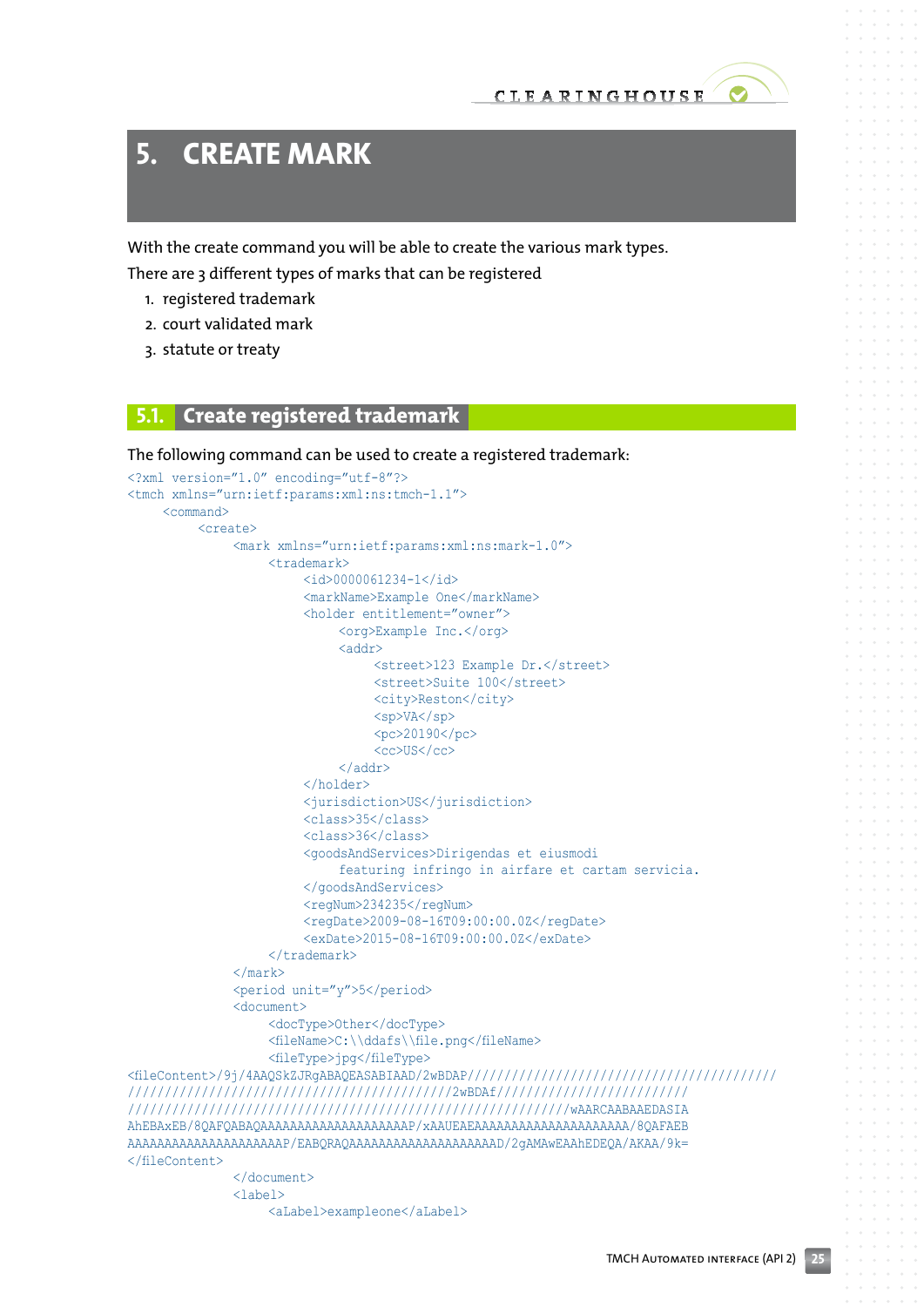// # 5. CREATE MARK

With the create command you will be able to create the various mark types.

There are 3 different types of marks that can be registered

1. registered trademark
2. court validated mark
3. statute or treaty

## 5.1. Create registered trademark

The following command can be used to create a registered trademark:

```
<?xml version="1.0" encoding="utf-8"?>
<tmch xmlns="urn:ietf:params:xml:ns:tmch-1.1">
     <command>
          <create>
               <mark xmlns="urn:ietf:params:xml:ns:mark-1.0">
                    <trademark>
                         <id>0000061234-1</id>
                         <markName>Example One</markName>
                         <holder entitlement="owner">
                              <org>Example Inc.</org>
                              <addr>
                                   <street>123 Example Dr.</street>
                                   <street>Suite 100</street>
                                   <city>Reston</city>
                                   <sp>VA</sp>
                                   <pc>20190</pc>
                                   <cc>US</cc>
                              </addr>
                         </holder>
                         <jurisdiction>US</jurisdiction>
                         <class>35</class>
                         <class>36</class>
                         <goodsAndServices>Dirigendas et eiusmodi
                              featuring infringo in airfare et cartam servicia.
                         </goodsAndServices>
                         <regNum>234235</regNum>
                         <regDate>2009-08-16T09:00:00.0Z</regDate>
                         <exDate>2015-08-16T09:00:00.0Z</exDate>
                    </trademark>
               </mark>
               <period unit="y">5</period>
               <document>
                    <docType>Other</docType>
                    <fileName>C:\\ddafs\\file.png</fileName>
                    <fileType>jpg</fileType>
<fileContent>/9j/4AAQSkZJRgABAQEASABIAAD/2wBDAP//////////////////////////////////////
/////////////////////////////////////////2wBDAf////////////////////////
/////////////////////////////////////////////////////////wAARCAABAAEDASIA
AhEBAxEB/8QAFQABAQAAAAAAAAAAAAAAAAAAAAP/xAAUEAEAAAAAAAAAAAAAAAAAAAAAA/8QAFAEB
AAAAAAAAAAAAAAAAAAAAAP/EABQRAQAAAAAAAAAAAAAAAAAAAAD/2gAMAwEAAhEDEQA/AKAA/9k=
</fileContent>
               </document>
               <label>
                    <aLabel>exampleone</aLabel>
```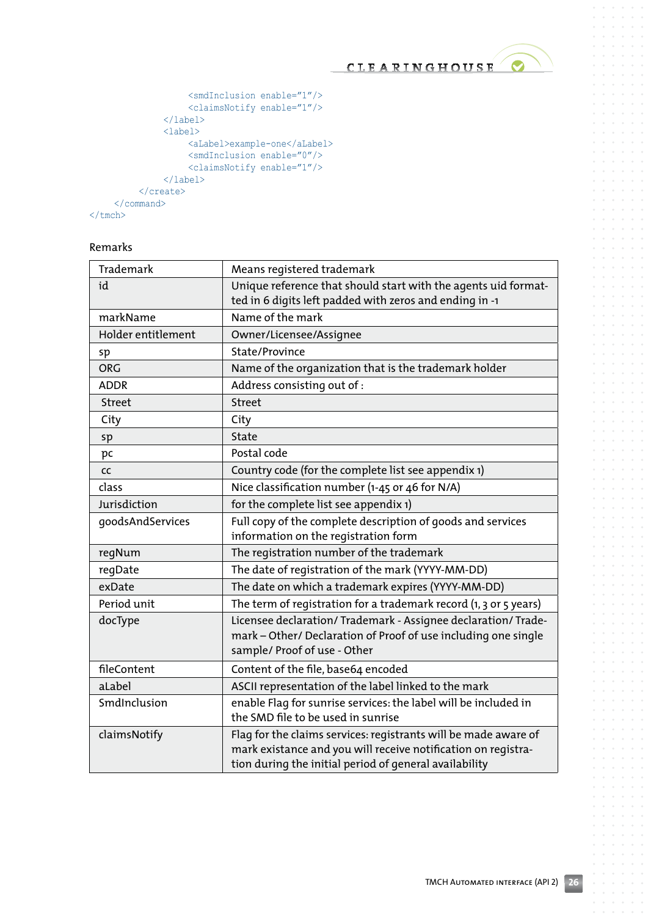```
                <smdInclusion enable="1"/>
                <claimsNotify enable="1"/>
            </label>
            <label>
                <aLabel>example-one</aLabel>
                <smdInclusion enable="0"/>
                <claimsNotify enable="1"/>
            </label>
        </create>
    </command>
</tmch>
```

Remarks

| Trademark | Means registered trademark |
|---|---|
| id | Unique reference that should start with the agents uid formatted in 6 digits left padded with zeros and ending in -1 |
| markName | Name of the mark |
| Holder entitlement | Owner/Licensee/Assignee |
| sp | State/Province |
| ORG | Name of the organization that is the trademark holder |
| ADDR | Address consisting out of : |
| Street | Street |
| City | City |
| sp | State |
| pc | Postal code |
| cc | Country code (for the complete list see appendix 1) |
| class | Nice classification number (1-45 or 46 for N/A) |
| Jurisdiction | for the complete list see appendix 1) |
| goodsAndServices | Full copy of the complete description of goods and services information on the registration form |
| regNum | The registration number of the trademark |
| regDate | The date of registration of the mark (YYYY-MM-DD) |
| exDate | The date on which a trademark expires (YYYY-MM-DD) |
| Period unit | The term of registration for a trademark record (1, 3 or 5 years) |
| docType | Licensee declaration/ Trademark - Assignee declaration/ Trademark – Other/ Declaration of Proof of use including one single sample/ Proof of use - Other |
| fileContent | Content of the file, base64 encoded |
| aLabel | ASCII representation of the label linked to the mark |
| SmdInclusion | enable Flag for sunrise services: the label will be included in the SMD file to be used in sunrise |
| claimsNotify | Flag for the claims services: registrants will be made aware of mark existance and you will receive notification on registration during the initial period of general availability |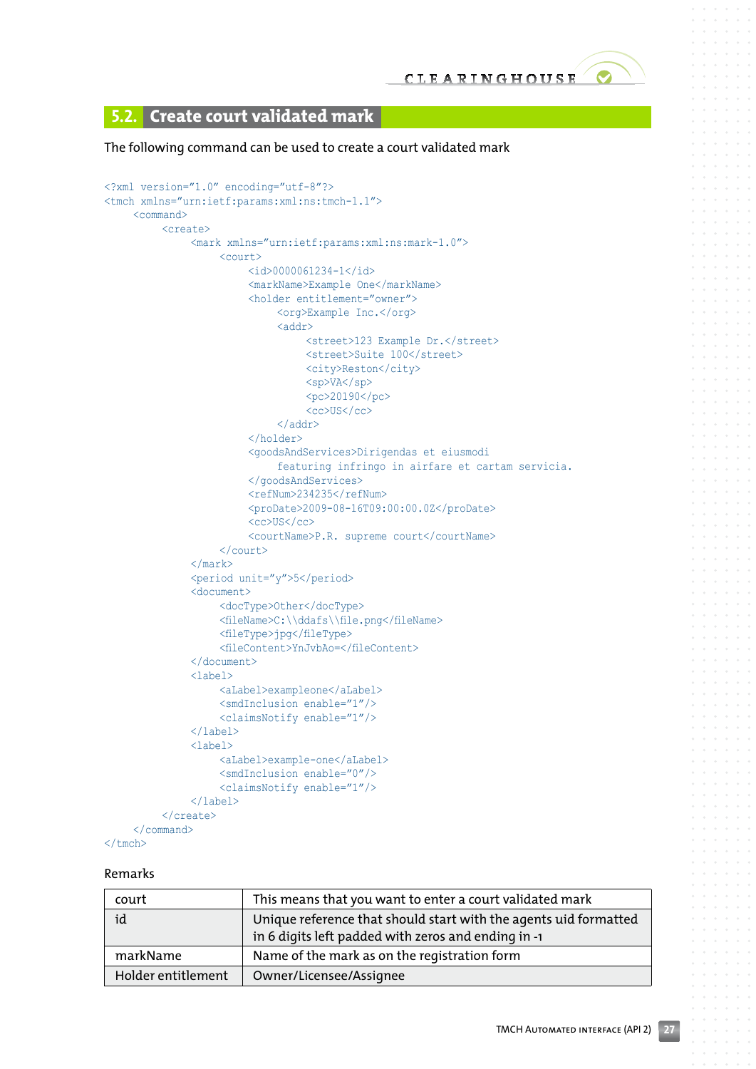## 5.2. Create court validated mark

The following command can be used to create a court validated mark

```
<?xml version="1.0" encoding="utf-8"?>
<tmch xmlns="urn:ietf:params:xml:ns:tmch-1.1">
     <command>
          <create>
               <mark xmlns="urn:ietf:params:xml:ns:mark-1.0">
                    <court>
                         <id>0000061234-1</id>
                         <markName>Example One</markName>
                         <holder entitlement="owner">
                              <org>Example Inc.</org>
                              <addr>
                                   <street>123 Example Dr.</street>
                                   <street>Suite 100</street>
                                   <city>Reston</city>
                                   <sp>VA</sp>
                                   <pc>20190</pc>
                                   <cc>US</cc>
                              </addr>
                         </holder>
                         <goodsAndServices>Dirigendas et eiusmodi
                              featuring infringo in airfare et cartam servicia.
                         </goodsAndServices>
                         <refNum>234235</refNum>
                         <proDate>2009-08-16T09:00:00.0Z</proDate>
                         <cc>US</cc>
                         <courtName>P.R. supreme court</courtName>
                    </court>
               </mark>
               <period unit="y">5</period>
               <document>
                    <docType>Other</docType>
                    <fileName>C:\\ddafs\\file.png</fileName>
                    <fileType>jpg</fileType>
                    <fileContent>YnJvbAo=</fileContent>
               </document>
               <label>
                    <aLabel>exampleone</aLabel>
                    <smdInclusion enable="1"/>
                    <claimsNotify enable="1"/>
               </label>
               <label>
                    <aLabel>example-one</aLabel>
                    <smdInclusion enable="0"/>
                    <claimsNotify enable="1"/>
               </label>
          </create>
     </command>
</tmch>
```

Remarks

| court | This means that you want to enter a court validated mark |
|---|---|
| id | Unique reference that should start with the agents uid formatted in 6 digits left padded with zeros and ending in -1 |
| markName | Name of the mark as on the registration form |
| Holder entitlement | Owner/Licensee/Assignee |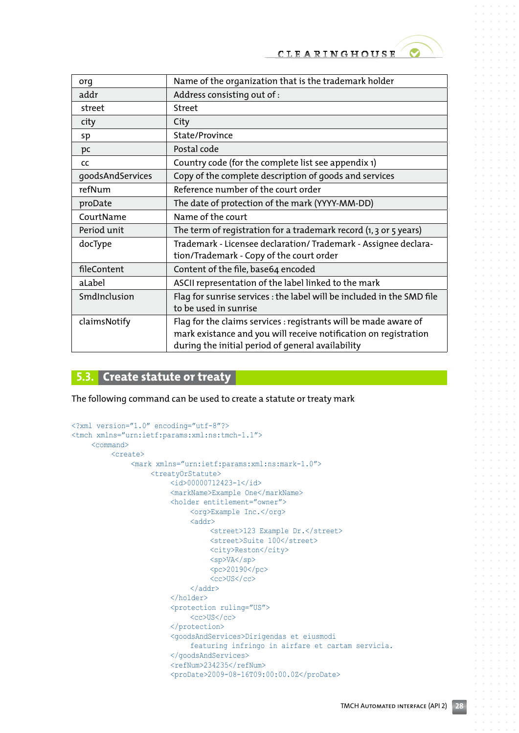| | |
|---|---|
| org | Name of the organization that is the trademark holder |
| addr | Address consisting out of : |
| street | Street |
| city | City |
| sp | State/Province |
| pc | Postal code |
| cc | Country code (for the complete list see appendix 1) |
| goodsAndServices | Copy of the complete description of goods and services |
| refNum | Reference number of the court order |
| proDate | The date of protection of the mark (YYYY-MM-DD) |
| CourtName | Name of the court |
| Period unit | The term of registration for a trademark record (1, 3 or 5 years) |
| docType | Trademark - Licensee declaration/ Trademark - Assignee declaration/Trademark - Copy of the court order |
| fileContent | Content of the file, base64 encoded |
| aLabel | ASCII representation of the label linked to the mark |
| SmdInclusion | Flag for sunrise services : the label will be included in the SMD file to be used in sunrise |
| claimsNotify | Flag for the claims services : registrants will be made aware of mark existance and you will receive notification on registration during the initial period of general availability |

## 5.3. Create statute or treaty

The following command can be used to create a statute or treaty mark

```
<?xml version="1.0" encoding="utf-8"?>
<tmch xmlns="urn:ietf:params:xml:ns:tmch-1.1">
     <command>
          <create>
               <mark xmlns="urn:ietf:params:xml:ns:mark-1.0">
                    <treatyOrStatute>
                         <id>00000712423-1</id>
                         <markName>Example One</markName>
                         <holder entitlement="owner">
                              <org>Example Inc.</org>
                              <addr>
                                   <street>123 Example Dr.</street>
                                   <street>Suite 100</street>
                                   <city>Reston</city>
                                   <sp>VA</sp>
                                   <pc>20190</pc>
                                   <cc>US</cc>
                              </addr>
                         </holder>
                         <protection ruling="US">
                              <cc>US</cc>
                         </protection>
                         <goodsAndServices>Dirigendas et eiusmodi
                              featuring infringo in airfare et cartam servicia.
                         </goodsAndServices>
                         <refNum>234235</refNum>
                         <proDate>2009-08-16T09:00:00.0Z</proDate>
```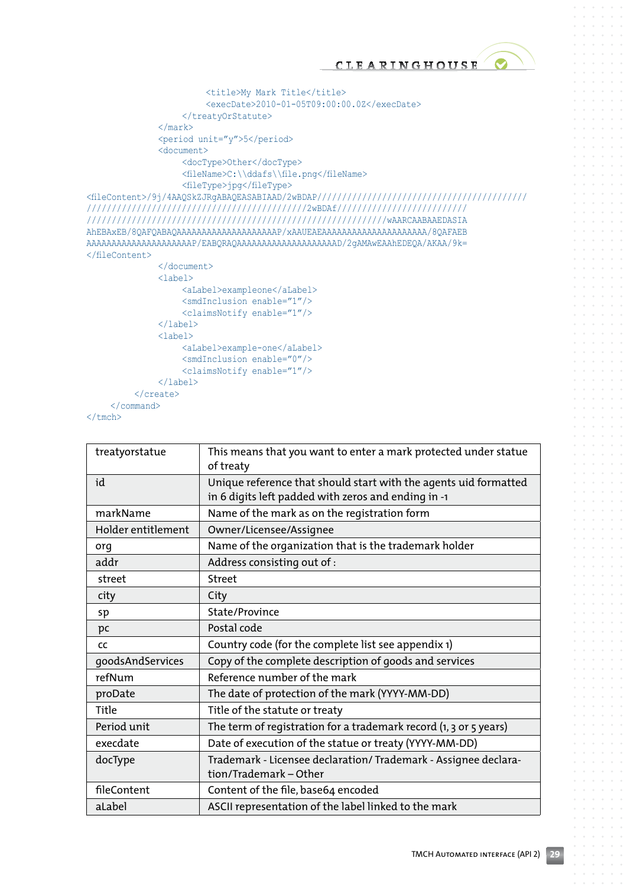```
                    <title>My Mark Title</title>
                    <execDate>2010-01-05T09:00:00.0Z</execDate>
                </treatyOrStatute>
            </mark>
            <period unit="y">5</period>
            <document>
                <docType>Other</docType>
                <fileName>C:\\ddafs\\file.png</fileName>
                <fileType>jpg</fileType>
<fileContent>/9j/4AAQSkZJRgABAQEASABIAAD/2wBDAP////////////////////////////////////////
//////////////////////////////////////////2wBDAf/////////////////////////
///////////////////////////////////////////////////////wAARCAABAAEDASIA
AhEBAxEB/8QAFQABAQAAAAAAAAAAAAAAAAAAAAP/xAAUEAEAAAAAAAAAAAAAAAAAAAAA/8QAFAEB
AAAAAAAAAAAAAAAAAAAAAP/EABQRAQAAAAAAAAAAAAAAAAAAAAD/2gAMAwEAAhEDEQA/AKAA/9k=
</fileContent>
            </document>
            <label>
                <aLabel>exampleone</aLabel>
                <smdInclusion enable="1"/>
                <claimsNotify enable="1"/>
            </label>
            <label>
                <aLabel>example-one</aLabel>
                <smdInclusion enable="0"/>
                <claimsNotify enable="1"/>
            </label>
        </create>
    </command>
</tmch>
```

| | |
|---|---|
| treatyorstatue | This means that you want to enter a mark protected under statue of treaty |
| id | Unique reference that should start with the agents uid formatted in 6 digits left padded with zeros and ending in -1 |
| markName | Name of the mark as on the registration form |
| Holder entitlement | Owner/Licensee/Assignee |
| org | Name of the organization that is the trademark holder |
| addr | Address consisting out of : |
| street | Street |
| city | City |
| sp | State/Province |
| pc | Postal code |
| cc | Country code (for the complete list see appendix 1) |
| goodsAndServices | Copy of the complete description of goods and services |
| refNum | Reference number of the mark |
| proDate | The date of protection of the mark (YYYY-MM-DD) |
| Title | Title of the statute or treaty |
| Period unit | The term of registration for a trademark record (1, 3 or 5 years) |
| execdate | Date of execution of the statue or treaty (YYYY-MM-DD) |
| docType | Trademark - Licensee declaration/ Trademark - Assignee declaration/Trademark – Other |
| fileContent | Content of the file, base64 encoded |
| aLabel | ASCII representation of the label linked to the mark |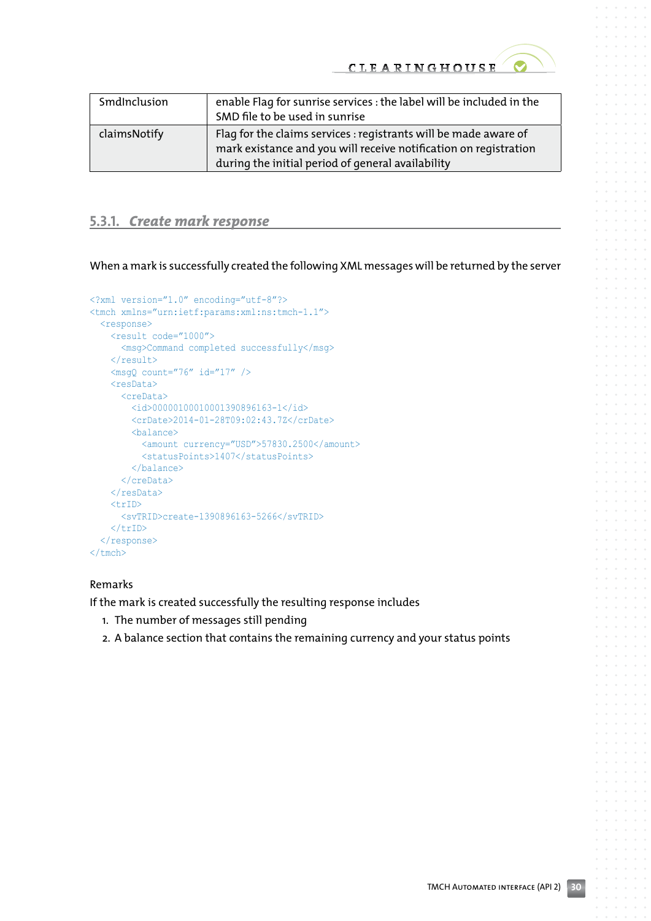| SmdInclusion | enable Flag for sunrise services : the label will be included in the SMD file to be used in sunrise |
|---|---|
| claimsNotify | Flag for the claims services : registrants will be made aware of mark existance and you will receive notification on registration during the initial period of general availability |

### 5.3.1. *Create mark response*

When a mark is successfully created the following XML messages will be returned by the server

```
<?xml version="1.0" encoding="utf-8"?>
<tmch xmlns="urn:ietf:params:xml:ns:tmch-1.1">
  <response>
    <result code="1000">
      <msg>Command completed successfully</msg>
    </result>
    <msgQ count="76" id="17" />
    <resData>
      <creData>
        <id>00000100010001390896163-1</id>
        <crDate>2014-01-28T09:02:43.7Z</crDate>
        <balance>
          <amount currency="USD">57830.2500</amount>
          <statusPoints>1407</statusPoints>
        </balance>
      </creData>
    </resData>
    <trID>
      <svTRID>create-1390896163-5266</svTRID>
    </trID>
  </response>
</tmch>
```

Remarks

If the mark is created successfully the resulting response includes

1. The number of messages still pending
2. A balance section that contains the remaining currency and your status points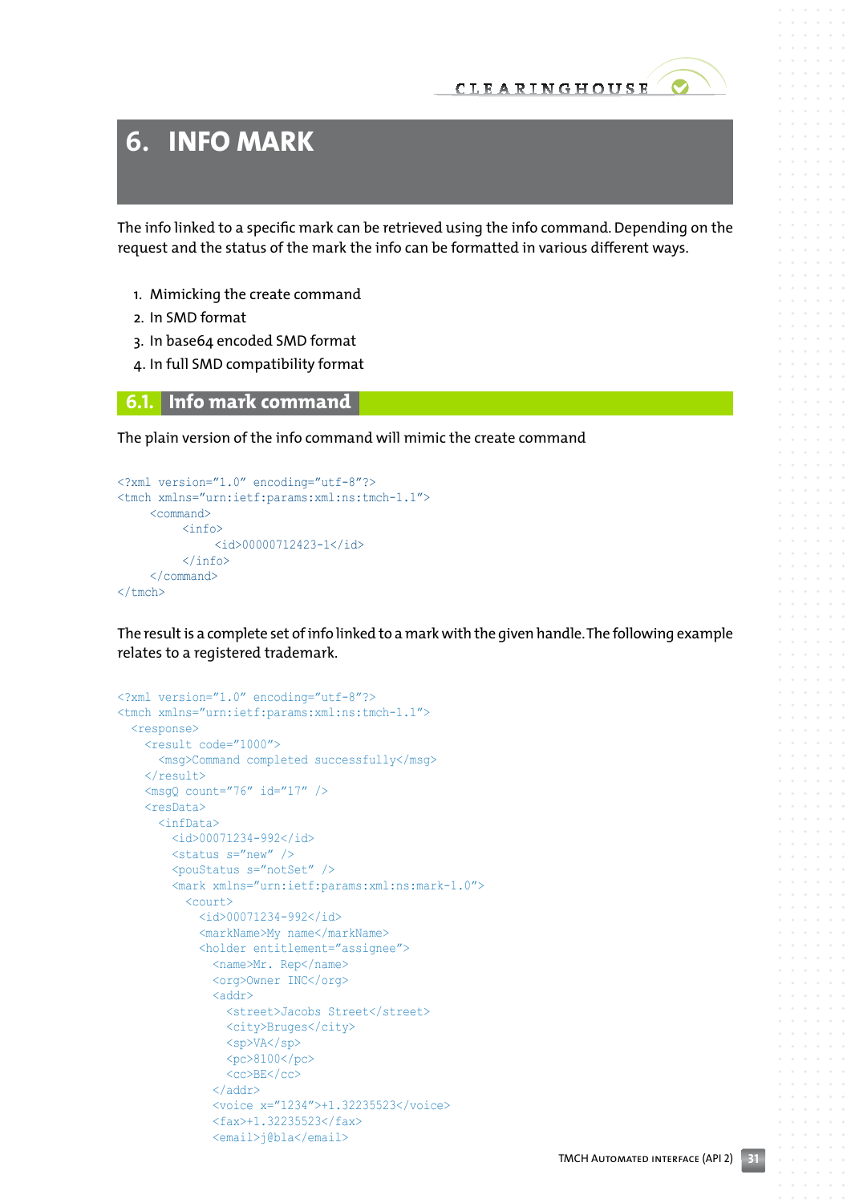# 6. INFO MARK

The info linked to a specific mark can be retrieved using the info command. Depending on the request and the status of the mark the info can be formatted in various different ways.

1. Mimicking the create command
2. In SMD format
3. In base64 encoded SMD format
4. In full SMD compatibility format

## 6.1. Info mark command

The plain version of the info command will mimic the create command

```
<?xml version="1.0" encoding="utf-8"?>
<tmch xmlns="urn:ietf:params:xml:ns:tmch-1.1">
     <command>
          <info>
               <id>00000712423-1</id>
          </info>
     </command>
</tmch>
```

The result is a complete set of info linked to a mark with the given handle. The following example relates to a registered trademark.

```
<?xml version="1.0" encoding="utf-8"?>
<tmch xmlns="urn:ietf:params:xml:ns:tmch-1.1">
  <response>
    <result code="1000">
      <msg>Command completed successfully</msg>
    </result>
    <msgQ count="76" id="17" />
    <resData>
      <infData>
        <id>00071234-992</id>
        <status s="new" />
        <pouStatus s="notSet" />
        <mark xmlns="urn:ietf:params:xml:ns:mark-1.0">
          <court>
            <id>00071234-992</id>
            <markName>My name</markName>
            <holder entitlement="assignee">
              <name>Mr. Rep</name>
              <org>Owner INC</org>
              <addr>
                <street>Jacobs Street</street>
                <city>Bruges</city>
                <sp>VA</sp>
                <pc>8100</pc>
                <cc>BE</cc>
              </addr>
              <voice x="1234">+1.32235523</voice>
              <fax>+1.32235523</fax>
              <email>j@bla</email>
```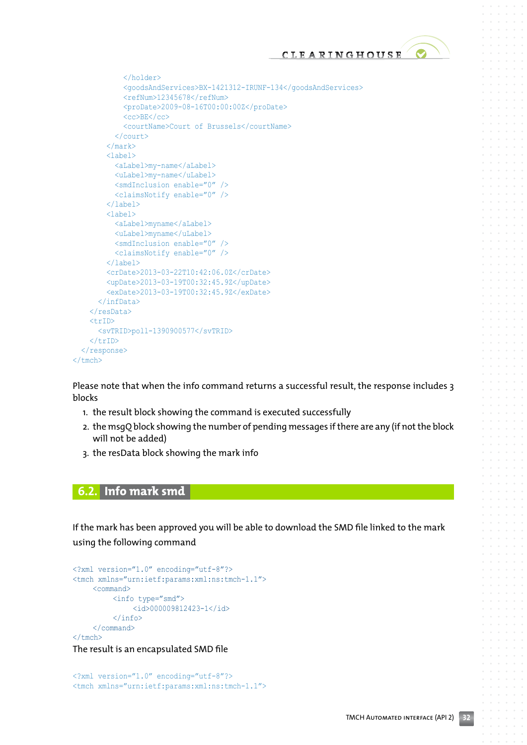```
          </holder>
          <goodsAndServices>BX-1421312-IRUNF-134</goodsAndServices>
          <refNum>12345678</refNum>
          <proDate>2009-08-16T00:00:00Z</proDate>
          <cc>BE</cc>
          <courtName>Court of Brussels</courtName>
        </court>
      </mark>
      <label>
        <aLabel>my-name</aLabel>
        <uLabel>my-name</uLabel>
        <smdInclusion enable="0" />
        <claimsNotify enable="0" />
      </label>
      <label>
        <aLabel>myname</aLabel>
        <uLabel>myname</uLabel>
        <smdInclusion enable="0" />
        <claimsNotify enable="0" />
      </label>
      <crDate>2013-03-22T10:42:06.0Z</crDate>
      <upDate>2013-03-19T00:32:45.9Z</upDate>
      <exDate>2013-03-19T00:32:45.9Z</exDate>
    </infData>
  </resData>
  <trID>
    <svTRID>poll-1390900577</svTRID>
  </trID>
 </response>
</tmch>
```

Please note that when the info command returns a successful result, the response includes 3 blocks

1. the result block showing the command is executed successfully
2. the msgQ block showing the number of pending messages if there are any (if not the block will not be added)
3. the resData block showing the mark info

## 6.2. Info mark smd

If the mark has been approved you will be able to download the SMD file linked to the mark using the following command

```
<?xml version="1.0" encoding="utf-8"?>
<tmch xmlns="urn:ietf:params:xml:ns:tmch-1.1">
     <command>
          <info type="smd">
               <id>000009812423-1</id>
          </info>
     </command>
</tmch>
```

The result is an encapsulated SMD file

```
<?xml version="1.0" encoding="utf-8"?>
<tmch xmlns="urn:ietf:params:xml:ns:tmch-1.1">
```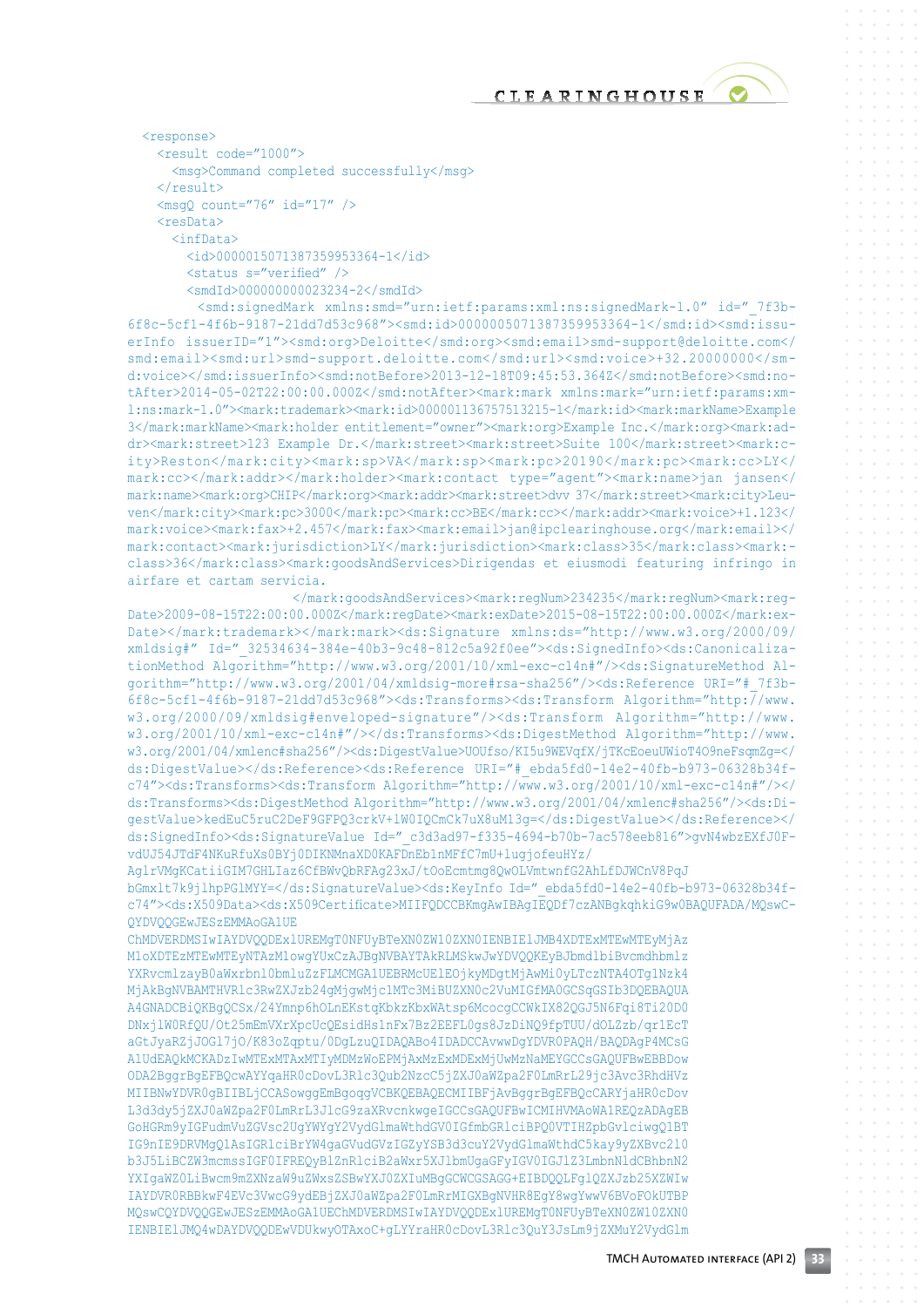```
<response>
  <result code="1000">
    <msg>Command completed successfully</msg>
  </result>
  <msgQ count="76" id="17" />
  <resData>
    <infData>
      <id>0000015071387359953364-1</id>
      <status s="verified" />
      <smdId>000000000023234-2</smdId>
       <smd:signedMark xmlns:smd="urn:ietf:params:xml:ns:signedMark-1.0" id="_7f3b-6f8c-5cf1-4f6b-9187-21dd7d53c968"><smd:id>0000005071387359953364-1</smd:id><smd:issuerInfo issuerID="1"><smd:org>Deloitte</smd:org><smd:email>smd-support@deloitte.com</smd:email><smd:url>smd-support.deloitte.com</smd:url><smd:voice>+32.20000000</smd:voice></smd:issuerInfo><smd:notBefore>2013-12-18T09:45:53.364Z</smd:notBefore><smd:notAfter>2014-05-02T22:00:00.000Z</smd:notAfter><mark:mark xmlns:mark="urn:ietf:params:xml:ns:mark-1.0"><mark:trademark><mark:id>000001136757513215-1</mark:id><mark:markName>Example 3</mark:markName><mark:holder entitlement="owner"><mark:org>Example Inc.</mark:org><mark:addr><mark:street>123 Example Dr.</mark:street><mark:street>Suite 100</mark:street><mark:city>Reston</mark:city><mark:sp>VA</mark:sp><mark:pc>20190</mark:pc><mark:cc>LY</mark:cc></mark:addr></mark:holder><mark:contact type="agent"><mark:name>jan jansen</mark:name><mark:org>CHIP</mark:org><mark:addr><mark:street>dvv 37</mark:street><mark:city>Leuven</mark:city><mark:pc>3000</mark:pc><mark:cc>BE</mark:cc></mark:addr><mark:voice>+1.123</mark:voice><mark:fax>+2.457</mark:fax><mark:email>jan@ipclearinghouse.org</mark:email></mark:contact><mark:jurisdiction>LY</mark:jurisdiction><mark:class>35</mark:class><mark:class>36</mark:class><mark:goodsAndServices>Dirigendas et eiusmodi featuring infringo in airfare et cartam servicia.
              </mark:goodsAndServices><mark:regNum>234235</mark:regNum><mark:regDate>2009-08-15T22:00:00.000Z</mark:regDate><mark:exDate>2015-08-15T22:00:00.000Z</mark:exDate></mark:trademark></mark:mark><ds:Signature xmlns:ds="http://www.w3.org/2000/09/xmldsig#" Id="_32534634-384e-40b3-9c48-812c5a92f0ee"><ds:SignedInfo><ds:CanonicalizationMethod Algorithm="http://www.w3.org/2001/10/xml-exc-c14n#"/><ds:SignatureMethod Algorithm="http://www.w3.org/2001/04/xmldsig-more#rsa-sha256"/><ds:Reference URI="#_7f3b-6f8c-5cf1-4f6b-9187-21dd7d53c968"><ds:Transforms><ds:Transform Algorithm="http://www.w3.org/2000/09/xmldsig#enveloped-signature"/><ds:Transform Algorithm="http://www.w3.org/2001/10/xml-exc-c14n#"/></ds:Transforms><ds:DigestMethod Algorithm="http://www.w3.org/2001/04/xmlenc#sha256"/><ds:DigestValue>UOUfso/KI5u9WEVqfX/jTKcEoeuUWioT4O9neFsqmZg=</ds:DigestValue></ds:Reference><ds:Reference URI="#_ebda5fd0-14e2-40fb-b973-06328b34fc74"><ds:Transforms><ds:Transform Algorithm="http://www.w3.org/2001/10/xml-exc-c14n#"/></ds:Transforms><ds:DigestMethod Algorithm="http://www.w3.org/2001/04/xmlenc#sha256"/><ds:DigestValue>kedEuC5ruC2DeF9GFPQ3crkV+lW0IQCmCk7uX8uM13g=</ds:DigestValue></ds:Reference></ds:SignedInfo><ds:SignatureValue Id="_c3d3ad97-f335-4694-b70b-7ac578eeb816">gvN4wbzEXfJ0F-vdUJ54JTdF4NKuRfuXs0BYj0DIKNMnaXD0KAFDnEblnMFfC7mU+lugjofeuHYz/AglrVMgKCatiiGIM7GHLIaz6CfBWvQbRFAg23xJ/tOoEcmtmg8QwOLVmtwnfG2AhLfDJWCnV8PqJbGmxlt7k9jlhpPGlMYY=</ds:SignatureValue><ds:KeyInfo Id="_ebda5fd0-14e2-40fb-b973-06328b34fc74"><ds:X509Data><ds:X509Certificate>MIIFQDCCBKmgAwIBAgIEQDf7czANBgkqhkiG9w0BAQUFADA/MQswCQYDVQQGEwJESzEMMAoGA1UE
ChMDVERDMSIwIAYDVQQDExlUREMgT0NFUyBTeXN0ZW10ZXN0IENBIElJMB4XDTExMTEwMTEyMjAz
MloXDTEzMTEwMTEyNTAzMlowgYUxCzAJBgNVBAYTAkRLMSkwJwYDVQQKEyBJbmdlbiBvcmdhbmlz
YXRvcmlzayB0aWxrbnl0bmluZzFLMCMGA1UEBRMcUElEOjkyMDgtMjAwMi0yLTczNTA4OTg1Nzk4
MjAkBgNVBAMTHVRlc3RwZXJzb24gMjgwMjc1MTc3MiBUZXN0c2VuMIGfMA0GCSqGSIb3DQEBAQUA
A4GNADCBiQKBgQCSx/24Ymnp6hOLnEKstqKbkzKbxWAtsp6McocgCCWkIX82QGJ5N6Fqi8Ti20D0
DNxjlW0RfQU/Ot25mEmVXrXpcUcQEsidHslnFx7Bz2EEFL0gs8JzDiNQ9fpTUU/dOLZzb/qrlEcT
aGtJyaRZjJOG17jO/K83oZqptu/0DgLzuQIDAQABo4IDADCCAvwwDgYDVR0PAQH/BAQDAgP4MCsG
A1UdEAQkMCKADzIwMTExMTAxMTIyMDMzWoEPMjAxMzExMDExMjUwMzNaMEYGCCsGAQUFBwEBBDow
ODA2BggrBgEFBQcwAYYqaHR0cDovL3Rlc3Qub2NzcC5jZXJ0aWZpa2F0LmRrL29jc3AvcHdHVs
MIIBNwYDVR0gBIIBLjCCASowggEmBgoqgVCBKQEBAQECMIIBFjAvBggrBgEFBQcCARYjaHR0cDov
L3d3dy5jZXJ0aWZpa2F0LmRrL3JlcG9zaXRvcnkwgeIGCCsGAQUFBwICMIHVMAoWA1REQzADAgEB
GoHGRm9yIGFudmVuZGVsc2UgYWYgY2VydGlmaWthdGV0IGfmbGRlciBPQ0VTIHZpbGvlciwgQ1BT
IG9nIE9DRVMgQ1AsIGRlciBrYW4gaGVudGVzIGZyYSB3d3cuY2VydGlmaWthdC5kay9yZXBvc210
b3J5LiBCZW3mcmssIGF0IFREQyBlZnRlciB2aWxr5XJlbmUgaGFyIGV0IGJ1Z3LmbnNldCBhbnN2
YXIgaW0tIBwcm9mZXNzaW9uZWxsZSBwYXJ0ZXIuMBgGCWCGSAGG+EIBDQQLFglQZXJzb25XZWIw
IAYDVR0RBBkwF4EVc3VwcG9ydEBjZXJ0aWZpa2F0LmRrMIGXBgNVHR8EgY8wgYwwV6BVoFOkUTBP
MQswCQYDVQQGEwJESzEMMAoGA1UEChMDVERDMSIwIAYDVQQDExlUREMgT0NFUyBTeXN0ZW10ZXN0
IENBIElJMQ4wDAYDVQQDEwVDUkwyOTAxoC+gLYYraHR0cDovL3Rlc3QuY3JsLm9jZXMuY2VydGlm
```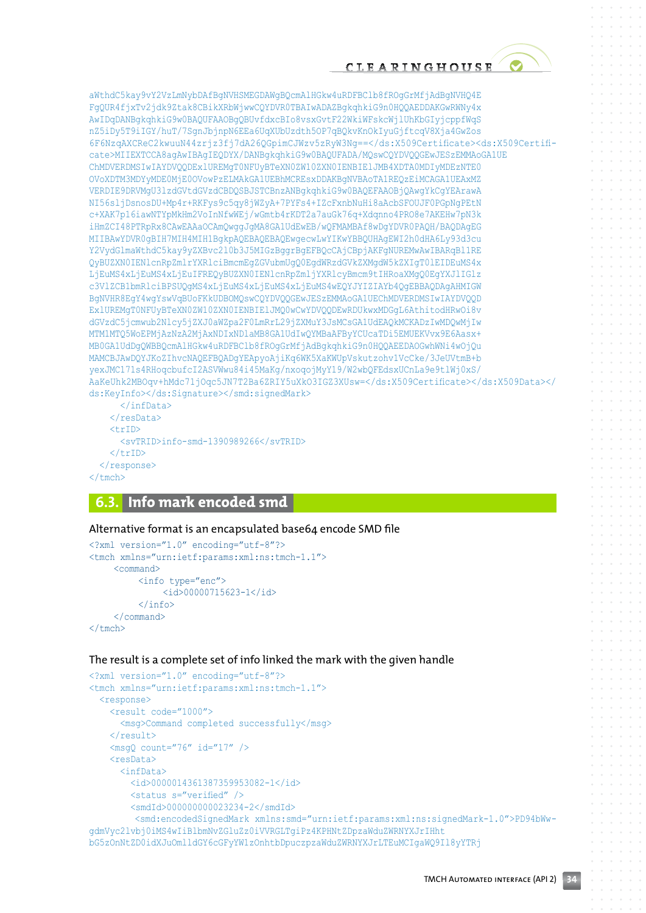```
aWthdC5kay9vY2VzLmNybDAfBgNVHSMEGDAWgBQcmAlHGkw4uRDFBClb8fROgGrMfjAdBgNVHQ4E
FgQUR4fjxTv2jdk9Ztak8CBikXRbWjwwCQYDVR0TBAIwADAZBgkqhkiG9n0HQQAEDDAKGwRWNy4x
AwIDqDANBgkqhkiG9w0BAQUFAAOBgQBUvfdxcBIo8vsxGvtF22WkiWFskcWjlUhKbGIyjcppfWqS
nZ5iDy5T9iIGY/huT/7SgnJbjnpN6EEa6UqXUbUzdth5OP7qBQkvKnOkIyuGjftcqV8Xja4GwZos
6F6NzqAXCReC2kwuuN44zrjz3fj7dA26QGpimCJWzv5zRyW3Ng==</ds:X509Certificate><ds:X509Certifi-
cate>MIIEXTCCA8agAwIBAgIEQDYX/DANBgkqhkiG9w0BAQUFADA/MQswCQYDVQQGEwJESzEMMAoGA1UE
ChMDVERDMSIwIAYDVQQDExlUREMgT0NFUyBTeXN0ZW10ZXN0IENBIElJMB4XDTA0MDIyMDEzNTE0
OVoXDTM3MDYyMDE0MjE0OVowPzELMAkGA1UEBhMCREsxDDAKBgNVBAoTA1REQzEiMCAGA1UEAxMZ
VERDIE9DRVMgU3lzdGVtdGVzdCBDQSBJSTCBnzANBgkqhkiG9w0BAQEFAAOBjQAwgYkCgYEArawA
NI56sljDsnosDU+Mp4r+RKFys9c5qy8jWZyA+7PYFs4+IZcFxnbNuHi8aAcbSFOUJF0PGpNgPEtN
c+XAK7pl6iawNTYpMkHm2VoInNfwWEj/wGmtb4rKDT2a7auGk76q+Xdqnno4PRO8e7AKEHw7pN3k
iHmZCI48PTRpRx8CAwEAAaOCAmQwggJgMA8GA1UdEwEB/wQFMAMBAf8wDgYDVR0PAQH/BAQDAgEG
MIIBAwYDVR0gBIH7MIH4MIH1BgkpAQEBAQEBAQEwgecwLwYIKwYBBQUHAgEWI2h0dHA6Ly93d3cu
Y2VydGlmaWthdC5kay9yZXBvc2l0b3J5MIGzBggrBgEFBQcCAjCBpjAKFgNUREMwAwIBARqBl1RE
QyBUZXN0IENlcnRpZmlrYXRlciBmcmEgZGVubmUgQ0EgdWRzdGVkZXMgdW5kZXIgT0lEIDEuMS4x
LjEuMS4xLjEuMS4xLjEuIFREQyBUZXN0IENlcnRpZmljYXRlcyBmcm9tIHRoaXMgQ0EgYXJlIGlz
c3VlZCBlbmRlciBPSUQgMS4xLjEuMS4xLjEuMS4xLjEuMS4wEQYJYIZIAYb4QgEBBAQDAgAHMIGW
BgNVHR8EgY4wgYswVqBUoFKkUDBOMQswCQYDVQQGEwJESzEMMAoGA1UEChMDVERDMSIwIAYDVQQD
ExlUREMgT0NFUyBTeXN0ZW10ZXN0IENBIElJMQ0wCwYDVQQDEwRDUkwxMDGgL6AthitodHRwOi8v
dGVzdC5jcmwub2Nlcy5jZXJ0aWZpa2F0LmRrL29jZXMuY3JsMCsGA1UdEAQkMCKADzIwMDQwMjIw
MTM1MTQ5WoEPMjAzNzA2MjAxNDIxNDlaMB8GA1UdIwQYMBaAFByYCUcaTDi5EMUEKVvx9E6Aasx+
MB0GA1UdDgQWBBQcmAlHGkw4uRDFBClb8fROgGrMfjAdBgkqhkiG9n0HQQAEEDAOGwhWNi4wOjQu
MAMCBJAwDQYJKoZIhvcNAQEFBQADgYEApyoAjiKq6WK5XaKWUpVskutzohv1VcCke/3JeUVtmB+b
yexJMC171s4RHoqcbufcI2ASVWwu84i45MaKg/nxoqojMyY19/W2wbQFEdsxUCnLa9e9t1Wj0xS/
AaKeUhk2MBOqv+hMdc71jOqc5JN7T2Ba6ZRIY5uXk03IGZ3XUsw=</ds:X509Certificate></ds:X509Data></
ds:KeyInfo></ds:Signature></smd:signedMark>
      </infData>
    </resData>
    <trID>
      <svTRID>info-smd-1390989266</svTRID>
    </trID>
  </response>
</tmch>
```

## 6.3. Info mark encoded smd

Alternative format is an encapsulated base64 encode SMD file

```
<?xml version="1.0" encoding="utf-8"?>
<tmch xmlns="urn:ietf:params:xml:ns:tmch-1.1">
     <command>
          <info type="enc">
               <id>00000715623-1</id>
          </info>
     </command>
</tmch>
```

The result is a complete set of info linked the mark with the given handle

```
<?xml version="1.0" encoding="utf-8"?>
<tmch xmlns="urn:ietf:params:xml:ns:tmch-1.1">
  <response>
    <result code="1000">
      <msg>Command completed successfully</msg>
    </result>
    <msgQ count="76" id="17" />
    <resData>
      <infData>
        <id>000001436138735995​3082-1</id>
        <status s="verified" />
        <smdId>000000000023234-2</smdId>
         <smd:encodedSignedMark xmlns:smd="urn:ietf:params:xml:ns:signedMark-1.0">PD94bWw-
gdmVyc2lvbj0iMS4wIiBlbmNvZGluZz0iVVRGLTgiPz4KPHNtZDpzaWduZWRNYXJrIHht
bG5zOnNtZD0idXJuOmlldGY6cGFyYW1zOnhtbDpuczpzaWduZWRNYXJrLTEuMCIgaWQ9Il8yYTRj
```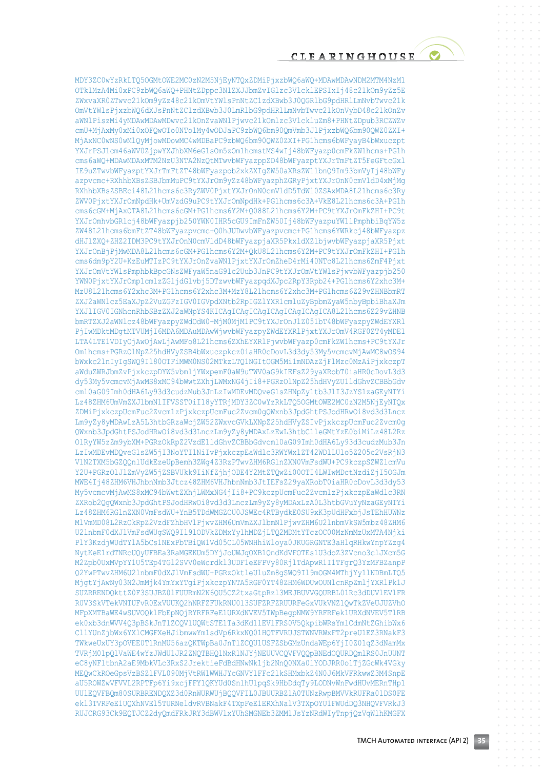```
MDY3ZC0wYzRkLTQ5OGMtOWE2MC0zN2M5NjEyNTQxZDMiPjxzbWQ6aWQ+MDAwMDAwNDM2MTM4NzM1
OTk1MzA4Mi0xPC9zbWQ6aWQ+PHNtZDppc3N1ZXJJbmZvIGlkc3VlckIEPSIxIj48c21kOm9yZz5E
ZWxvaXR0ZTwvc21kOm9yZz48c21kOmVtYWlsPnNtZC1zdXBwb3J0QGRlbG9pdHRlLmNvbTwvc21k
OmVtYWlsPjxzbWQ6dXJsPnNtZC1zdXBwb3J0LmRlbG9pdHRlLmNvbTwvc21kOnVybD48c21kOnZv
aWNlPiszMi4yMDAwMDAwMDwvc21kOnZvaWNlPjwvc21kOmlzc3VlckluZm8+PHNtZDpub3RCZWZv
cmU+MjAxMy0xMi0xOFQwOTo0NTo1My4wODJaPC9zbWQ6bm90QmVmb3JlPjxzbWQ6bm90QWZ0ZXI+
MjAxNC0wNS0wMlQyMjowMDowMC4wMDBaPC9zbWQ6bm90QWZ0ZXI+PGlhcms6bWFyayB4bWxuczpt
YXJrPSJ1cm46aWV0ZjpwYXJhbXM6eG1sOm5zOm1hcmstMS4wIj48bWFyazp0cmFkZW1hcms+PG1h
cms6aWQ+MDAwMDAxMTM2NzU3NTA2NzQtMTwvbWFyazppZD48bWFyazptYXJrTmFtZT5FeGFtcGxl
IE9uZTwvbWFyazptYXJrTmFtZT48bWFyazpob2xkZXIgZW50aXRsZW1lbnQ9Im93bmVyIj48bWFy
azpvcmc+RXhhbXBsZSBJbmMuPC9tYXJrOm9yZz48bWFyazphZGRyPjxtYXJrOnN0cmVldD4xMjMg
RXhhbXBsZSBEci48L21hcms6c3RyZWV0PjxtYXJrOnN0cmVldD5TdWl0ZSAxMDA8L21hcms6c3Ry
ZWV0PjxtYXJrOmNpdHk+UmVzdG9uPC9tYXJrOmNpdHk+PG1hcms6c3A+VkE8L21hcms6c3A+PG1h
cms6cGM+MjAxOTA8L21hcms6cGM+PG1hcms6Y2M+QVM8L21hcms6Y2M+PC9tYXJrOmFkZHI+PC9t
YXJrOmhvbGRlcj48bWFyazpjb250YWN0IHR5cGU9ImFnZW50Ij48bWFyazpuYW1lPmphbiBqYW5z
ZW48L21hcms6bmFtZT48bWFyazpvcmc+Q0hJUDwvbWFyazpvcmc+PG1hcms6YWRkcj48bWFyazpz
dHJlZXQ+ZHZ2IDM3PC9tYXJrOnN0cmVldD48bWFyazpjaXR5PkxldXZlbjwvbWFyazpjaXR5Pjxt
YXJrOnBjPjMwMDA8L21hcms6cGM+PG1hcms6Y2M+QkU8L21hcms6Y2M+PC9tYXJrOmFkZHI+PG1h
cms6dm9pY2U+KzEuMTIzPC9tYXJrOnZvaWNlPjxtYXJrOmZheD4rMi40NTc8L21hcms6ZmF4PjxtYXJrOmVtYWlsPmphbkBpcGNNsZWFyaW5naG91c2Uub3JnPC9tYXJrOmVtYWlsPjwvbWFyazpjb250
YWN0PjxtYXJrOmplcmlzZGljdGlvbj5DTzwvbWFyazpqdXJpc2RpY3Rpb24+PG1hcms6Y2xhc3M+
MzU8L21hcms6Y2xhc3M+PG1hcms6Y2xhc3M+MzM8L21hcms6Y2xhc3M+PG1hcms6Z29vZHNBbmRT
ZXJ2aWNlcz5EaXJpZ2VuZGFzIGV0IGVpdXNtb2QgZnVuY3Rpb25pbmdzbnBpbmZyaW5nYW5nbyBpbiBhaXJm
YXJlIGV0IGNhcnRhbSBzZXJ2aWNpYS4KICAgICAgICAgICAgICAgICAgICA8L21hcms6Z29vZHNB
bmRTZXJ2aWNlcz48bWFyazpyZWdOdW0+MjM0MjM1PC9tYXJrOnJlZ051bT48bWFyazpyZWdEYXRl
PjIwMDktMDgtMTVUMjI6MDA6MDAuMDAwWjwvbWFyazpyZWdEYXRlPjxtYXJrOmV4RGF0ZT4yMDE1
LTA4LTE1VDIyOjAwOjAwLjAwMFo8L21hcms6ZXhEYXRlPjwvbWFyazp0cmFkZW1hcms+PC9tYXJr
Om1hcms+PGRzOlNpZ25hdHVyZSB4bWxuczpkcz0iaHR0cDovL3d3dy53My5vcmcvMjAwMC8wOS94
bWxkc2lnIyIgSWQ9I180OTFiMWM0NS02MTkzLTQ1NGItOGM5Mi1mNDAzZjFlMzc0MzAiPjxkczpT
aWduZWRJbmZvPjxkczpDYW5vbmljYWxpemF0aW9uTWV0aG9kIEFsZ29yaXRobT0iaHR0cDovL3d3
dy53My5vcmcvMjAwMS8xMC94bWwtZXhjLWMxNG4jIi8+PGRzOlNpZ25hdHVyZU1ldGhvZCBBbGdv
cml0aG09Imh0dHA6Ly93d3cudzMub3JnLzIwMDEvMDQveG1sZHNpZy1tb3JlI3JzYS1zaGEyNTYi
Lz48ZHM6UmVmZXJlbmNlIFVSST0iI18yYTRjMDY3ZC0wYzRkLTQ5OGMtOWE2MC0zN2M5NjEyNTQx
ZDMiPjxkczpUcmFuc2Zvcm1zPjxkczpUcmFuc2Zvcm0gQWxnb3JpdGhtPSJodHRwOi8vd3d3Lncz
Lm9yZy8yMDAwLzA5L3htbGRzaWcjZW52ZWxvcGVkLXNpZ25hdHVyZSIvPjxkczpUcmFuc2Zvcm0g
QWxnb3JpdGhtPSJodHRwOi8vd3d3LnczLm9yZy8yMDAxLzEwL3htbC1leGMtYzE0biMiLz48L2Rz
OlRyYW5zZm9ybXM+PGRzOkRpZ2VzdE1ldGhvZCBBbGdvcml0aG09Imh0dHA6Ly93d3cudzMub3Jn
LzIwMDEvMDQveG1sZW5jI3NoYTI1NiIvPjxkczpEaWdlc3RWYWx1ZT42WDlUL1lo5Z205c2VsRjN
V1N2TXM5bGZQQnlUdkEzeUpBemh3ZWg4Z3RzPTwvZHM6RGlnZXN0VmFsdWU+PC9kczpSZWZlcmVu
Y2U+PGRzOlJlZmVyZW5jZSBVUkk9IiNfZjhjODE4Y2MtZTQwZi00OTI4LWIwMDctNzdiZjI5OGJm
MWE4Ij48ZHM6VHJhbnNmb3Jtcz48ZHM6VHJhbnNmb3JtIEFsZ29yaXRobT0iaHR0cDovL3d3dy53
My5vcmcvMjAwMS8xMC94bWwtZXhjLWMxNG4jIi8+PC9kczpUcmFuc2Zvcm1zPjxkczpEaWdlc3RN
ZXRob2QgQWxnb3JpdGhtPSJodHRwOi8vd3d3LnczLm9yZy8yMDAxLzA0L3htbGVuYyNzaGEyNTYi
Lz48ZHM6RGlnZXN0VmFsdWU+YnB5TDdWMGZCU0JSWEc4RTBydkE0SU9xK3pUdHFxbjJsTEhHUWNz
M1VmMD08L2RzOkRpZ2VzdFZhbHVlPjwvZHM6UmVmZXJlbmNlPjwvZHM6U2lnbmVkSW5mbz48ZHM6
U2lnbmF0dXJlVmFsdWUgSWQ9Il91OVkxZDMxYy1hMDZiLTQ2MDMtYTczOC00MzNmMzUxMTA4Njki
PlY3KzdjWUdTYlA5bCs1NExPbTBiQW1Vd05CL05WNHhiWloya0JKUGRGNTE3aHlqRHkwYnpYZzg4
NytKeE1rdTNRcUQyUFBEa3RaMGEKUm5DYjJoUWJqQXB1QndKdVFOTEs1U3doZ3ZVcno3clJXcm5G
M2Zpb0UxMVpYY1U5TEp4TGl2SVV0eWcrdkl3UDF1eEFPVy80RjlTdApwR1I1TFgrQ3YzMFBZanpP
Q2YwPTwvZHM6U2lnbmF0dXJlVmFsdWU+PGRzOktleUluZm8gSWQ9Il9mOGM4MThjYy1lNDBmLTQ5
MjgtYjAwNy03N2JmMjk4YmYxYTgiPjxkczpYNTA5RGF0YT48ZHM6WDUwOUNlcnRpZmljYXRlPk1J
SUZRRENDQktttZ0F3SUJBZ0lFUURmN2N6QU5CZ2txaGtpRzl3MEJBUVVGQURBL01Rc3dDUVlEVlFR
R0V3SkVTekVNTUFvR0ExVUVKQ2hNRFZFUkRNU013SUFZRFZRUURFeGxVRVNZ1QwTkZVeUJUZVhO
MFpXMTBaWE4wSUVOQklFbEpNQjRYRFRFeE1URXdNVEV5TWpBegpNMW9YRFRFek1URXdNVEV5TlRB
ek0xb3dnWVV4Q3pBSkJnTlZCQVlUQWtSTE1Ta3dKd1lEVlFRS0V5QkpibWRsYmlDdmNtZGhibWx6
Y1lUnZjbWx6YXlCMGFXeHJibmwwYUdWemFXNG1sdVp6dGVkNQ01HQTFVRUJSTWNVRWxFT2preU1EZ3NaakF3
TWkweUxUY3pOVEE1TlRnNQTWpBa0JnTlZCQVUxZ2RBMDJBRkFMM09AdkREOXpiRmNOQVhRcXhiYmRlRVRlRmFqLUNSWFA4S0FXQVlXSlFXTjFvUEt0VFR6T2pIOFNrbUR0OHlXWHVRZUVjR01TdWJaSGxjSWRXbm5ORFIxRnBKVUFFaVdVSGpmRVZtaEFRNUdYRDdUT2tlYVVJQmpvOEkrNHZKR0t1UkRGTE5ZPC9kczpYNTA5Q2VydGlmaWNhdGU+
```

```
MDY3ZC0wYzRkLTQ5OGMtOWE2MC0zN2M5NjEyNTQxZDMiPjxzbWQ6aWQ+MDAwMDAwNDM2MTM4NzM1
OTk1MzA4Mi0xPC9zbWQ6aWQ+PHNtZDppc3N1ZXJJbmZvIGlkc3VlckIEPSIxIj48c21kOm9yZz5E
ZWxvaXR0ZTwvc21kOm9yZz48c21kOmVtYWlsPnNtZC1zdXBwb3J0QGRlbG9pdHRlLmNvbTwvc21k
OmVtYWlsPjxzbWQ6dXJsPnNtZC1zdXBwb3J0LmRlbG9pdHRlLmNvbTwvc21kOnVybD48c21kOnZv
aWNlPiszMi4yMDAwMDAwMDwvc21kOnZvaWNlPjwvc21kOmlzc3VlckluZm8+PHNtZDpub3RCZWZv
cmU+MjAxMy0xMi0xOFQwOTo0NTo1My4wODJaPC9zbWQ6bm90QmVmb3JlPjxzbWQ6bm90QWZ0ZXI+
MjAxNC0wNS0wMlQyMjowMDowMC4wMDBaPC9zbWQ6bm90QWZ0ZXI+PGlhcms6bWFyayB4bWxuczpt
YXJrPSJ1cm46aWV0ZjpwYXJhbXM6eG1sOm5zOm1hcmstMS4wIj48bWFyazp0cmFkZW1hcms+PG1h
cms6aWQ+MDAwMDAxMTM2NzU3NTA2NzQtMTwvbWFyazppZD48bWFyazptYXJrTmFtZT5FeGFtcGxl
IE9uZTwvbWFyazptYXJrTmFtZT48bWFyazpob2xkZXIgZW50aXRsZW1lbnQ9Im93bmVyIj48bWFy
azpvcmc+RXhhbXBsZSBJbmMuPC9tYXJrOm9yZz48bWFyazphZGRyPjxtYXJrOnN0cmVldD4xMjMg
RXhhbXBsZSBEci48L21hcms6c3RyZWV0PjxtYXJrOnN0cmVldD5TdWl0ZSAxMDA8L21hcms6c3Ry
ZWV0PjxtYXJrOmNpdHk+UmVzdG9uPC9tYXJrOmNpdHk+PG1hcms6c3A+VkE8L21hcms6c3A+PG1h
cms6cGM+MjAxOTA8L21hcms6cGM+PG1hcms6Y2M+QVM8L21hcms6Y2M+PC9tYXJrOmFkZHI+PC9t
YXJrOmhvbGRlcj48bWFyazpjb250YWN0IHR5cGU9ImFnZW50Ij48bWFyazpuYW1lPmphbiBqYW5z
ZW48L21hcms6bmFtZT48bWFyazpvcmc+Q0hJUDwvbWFyazpvcmc+PG1hcms6YWRkcj48bWFyazpz
dHJlZXQ+ZHZ2IDM3PC9tYXJrOnN0cmVldD48bWFyazpjaXR5PkxldXZlbjwvbWFyazpjaXR5Pjxt
YXJrOnBjPjMwMDA8L21hcms6cGM+PG1hcms6Y2M+QkU8L21hcms6Y2M+PC9tYXJrOmFkZHI+PG1h
cms6dm9pY2U+KzEuMTIzPC9tYXJrOnZvaWNlPjxtYXJrOmZheD4rMi40NTc8L21hcms6ZmF4PjxtYXJrOmVtYWlsPmphbkBpcGNsZWFyaW5naG91c2Uub3JnPC9tYXJrOmVtYWlsPjwvbWFyazpjb250
```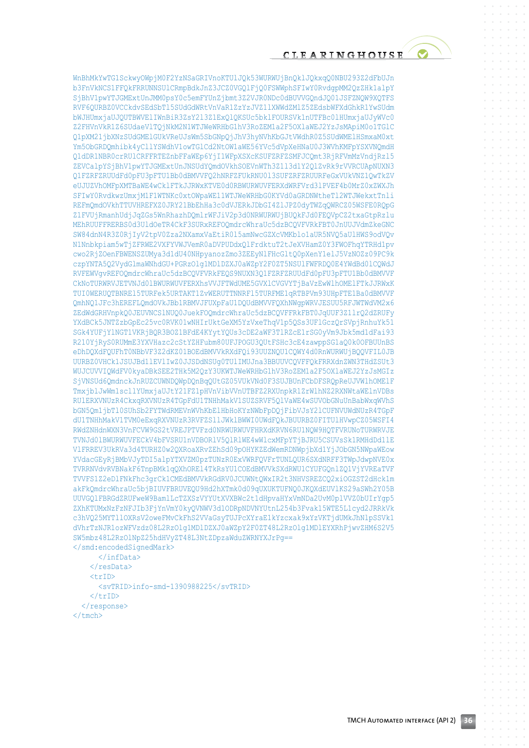```
WnBhMkYwTGlSckwyOWpjM0F2YzNSaGRIVnoKTUlJQk53WURWUjBnQklJQkxqQ0NBU293Z2dFbUJn
b3FnVkNCSlFFQkFRRUNNSUlCRmpBdkJnZ3JCZ0VGQlFjQ0FSWWphSFIwY0RvdgpMM2QzZHklalpY
SjBhVlpwYTJGMExtUnJMM0psY0c5emFYUnZjbmt3Z2VJR0NDc0dBUVVGQndJQ01JSFZNQW9XQTFS
RVF6QURBZ0VCCkdvSEdSbTl5SUdGdWRtVnVaR1ZzYzJVZ11XWWdZMlZ5ZEdsbWFXdGhkR1YwSUdm
bWJHUmxjaUJQUTBWVElIWnBiR3ZsY213Z1ExQlQKSUc5bk1FOURSVk1nUTFBc01HUmxjaUJyWVc0
Z2FHVnVkR1Z6SUdaeVlTQjNkM2N1WTJWeWRHbGhV3RoZEMla2F5OXlaWEJ2YzJsMApiM0o1TGlC
Q1pXM21jbXNzSUdGMElGUkVReUJsWm5SbGNpQjhV3hyNVhKbGJtVWdhR0Z5SUdWMElHSmxaM0xt
Ym5ObGRQQmhibk4yClJYSWdhV1owTGlCd2NtOW1aWE56YVc5dVpXeHNaU0J3WVhKMFpYSXVNQmdH
Q1dDR1NBR0crRUlCRFFRTEZnbFFaWEp6YjIlWFpXSXKcKSUFZRFZSMFJCQmt3RjRFVmMzVndjRzl5
ZEVCalpYSjBhVlpwYTJGMExtUnJNSUdYQmdOVkhSOEVnWTh3Z1l3d1Y2QlZvRk9rVVRCUApNUXN3
Q1FZRFZRUUdFd0pFU3pFTUlBb0dBMVVFQ2hNRFFUkRNU013SUFZRFZRUURFeGxVUkVNZ1QwTkZV
eUJUZVhOMFpXMTBaWE4wCklFTkJJRFJwKTVE0d0RBWURWUVFERXdRRVrd3lPVEF4b0MrZ0xZWXJh
SFIwY0RvdkwzUmxjM1F1WTNKc0xtOWpaWE11WTJWeWRHbG0KYVd0aGRDNWtheTl2WTJWekxtTnli
REFmQmdOVkhTTUVHREFXZ0JRY21BbEhha3c0dVJERkJDbGI4ZlJPZ0dyTWZqQWRCZ05WSFE0RQpG
Z1FVJjRmanhUdjJqZGs5WnRhazhDMlrWFJiV2p3d0NRWURWUjBUQkFJd0FEQVpCZ2txaGtpRzlu
MEhRUUFFRERBS0d3UldOeTR4CkF3SURxREFOQmdrcWhraUc5dzBCQVFVRkFBT0JnUUJVdmZkeGNC
SW84dnN4R3Z0RjIyV2tpV0Zza2NXamxVaEtiR0l5amNwcGZXcVMKblo1aUR5NVQ5aUlHWS9odVQv
N1Nnbkpiam5wTjZFRWE2VXFYVWJVemR0aDVPUDdxQlFrdktuT2tJeXVHamZ0Y3FWOFhqYTRHdlpv
cwo2RjZOenFBWENSZUMya3d1dU40NHpyanozZmo3ZEEyNlFHcGltQ0pXenYlelJ5VzNOZz09PC9k
czpYNTA5Q2VydGlmaWNhdGU+PGRzOlglMDlDZXJ0aWZpY2F0ZT5NSUlFWFRDQ0E4YWdBd0lCQWdJ
RVFEWVgvREFOQmdrcWhraUc5dzBCQVFVRkFEQS9NUXN3Q1FZRFZRUURFd0dFU3pFTUlBb0dBMVVF
CkNoTURRWVJETVNJd01BWURWUVFERXhsVVJFTWdUME5GVXlCVGVYTjBaVzEwWlhOMElFTkJJRWxK
TUI0WERUQTBNREl5TURFek5TRTAKT1ZaWERUTTNNRF15TURFME1qRTBPVm93UHpFTE1Ba0dBMVVF
QmhNQ1JFc3hEREFLQmdOVkJBb1RBMVJFUXpFaU1DQUdBMVVFQXhNWgpWRVJESUU5RFJWTWdVM2x6
ZEdWdGRHVnpkQ0JEUVNCSUNUQ0JuekFOQmdrcWhraUc5dzBCQVFFRkFBT0JqUUF3Z1lrQ2dZRUFy
YXdBCk5JNTZzbGpEc25vc0RVK01wNHIrUktGeXM5YzVxeThqV1p5QSs3UFlGczQrSVpjRnhuYk51
SGk4YUFjYlNGTVRKQ3B0ZFdE4YytYQUs3cDE2aWF3T1RZcElrSG0yVm9Jbk5mdldFai93
R210YjRySORUMmE3YXVHazc2cStYZHFubm80UFJPOGU3QUtFSHc3cE4zawppSG1aQ0k0OFBUUnBS
eDhDQXdFQUFhT0NBbVF3Z2dKZ01BOEdBMVVkRXdFQi93UUZNQU1CQWY4d0RnWURWUjBQQVFIL0JB
UURBZ0VHCk1JSUBd1lEVlIwZ0JJSDdNSUg0TUlIMUJna3BBUUVCQVFFQkFRRXdnZWN3THdZSUt3
WUJCUVVIQWdFV0kyaDBkSEE2THk5M2Q3Y3UKWTJWeWRHbGhV3RoZEMla2F5OXlaWEJ2YzJsMGIz
SjVNSUd6QmdnckJnRUZCUWNDQWpDQnBqQUtGZ05VUkVNd0F3SUJBUnFCbDFSQpReUJVWlhOMElF
TmxjblJwWmlscllUMxjaUJtY21FZlpHVnVibVVnUTBFZ2RXUnpkR1ZrWlhNZ2RXNWtaWElnVDBs
RU1ERXVNUzR4CkxqRXVNUzR4TGpFdU1TNHhMakV1SUZSRVF5QlVaWE4wSVObGNuUnBabWxqWVhS
bGN5Qm1jbTl0SUhSb2FYTWdRMEVnYXJWhbkE1HbHoKYzNWbFpDQjFibVJsY2lCUFNVUWdNUzR4TGpF
dU1TNHhMakV1TVM0eExqRXVNUzR3RVFFZS1lJWklBWWI0UWdFQkJURUFBZ0FITUJBR0NpcUdTSWI0
RWdZNHdnWXN3Q1VPVGS2VTREJPTVFzd0NRWURWUVFHRXdKRVN6RU1NQW9HQTFVRUNnTURWRVJE
TVNJd01BWURWUVFEEkVFbFVSRUlnVDBORlV5QlRlWE4wWlcxMFpYTjBJRU5CSUVsSk1RMHdDd1lE
VlFREV3UkRVa3d4TURHZ0w2QXRoXRvZEhSd09pOHYKZEdWemRDNWpjbXdlYjJObGN5NWpaWEow
YVdacGEyRjBMbVJyTDI5alpYTXVZ0mpzTUNzR0ExVWRFVFF3TUNLQUR6SXdNRFF3TWpJdwpNVE0x
TVRRNVdvRVBNakF6TnpBMk1qQXhORE14TkRkcVRWFQVFrTUNLQUR6SXdNRFF3TWpJdwpNVE0x
TVFFS1Z2eDlFNkFhc3grCk1EdBMVVkSXdRWU1CYUFGQnlZQ1VhcUpDSXZrMXlTMmZYVjdaUXRJS2dkck1B
akFkQmdrcWhraUc5bjBIUUFFREJRVFEQU9Hd2hXTmk0d09QUXUKTUFNQ0JKQXdEUVlKS29aSWh2Y05B
UUVGQlFBRGdZRUFweW8BamlLcTZXSzVVYUtXVBWc2t1dHpvaHYxVmNDa2UvM0plVVZ0bUIrYgp5
ZXhKTUMxNzFzNFJIb3FjYnVmY0kyQVNWV3dlODRpNDVYUtnL254b3Fvak15WTE5L1cyd2JRRkVk
c3hVQ25MYTllOXRsV2oweFMvCkFhS2VVaGsyTUJPcXYraE1kYzcxak9xYzVKTjdUMkJhNlpSSVk1
dVhrTzNJR1ozWFVzdz08L2RzOlglMDlDZXJ0aWZpY2F0ZT48L2RzOlglMDlEYXRhPjwvZHM6S2V5
SW5mbz48L2RzOlNpZ25hdHVyZT48L3NtZDpzaWduZWRNYXJrPg==
</smd:encodedSignedMark>
      </infData>
    </resData>
    <trID>
      <svTRID>info-smd-1390988225</svTRID>
    </trID>
  </response>
</tmch>
```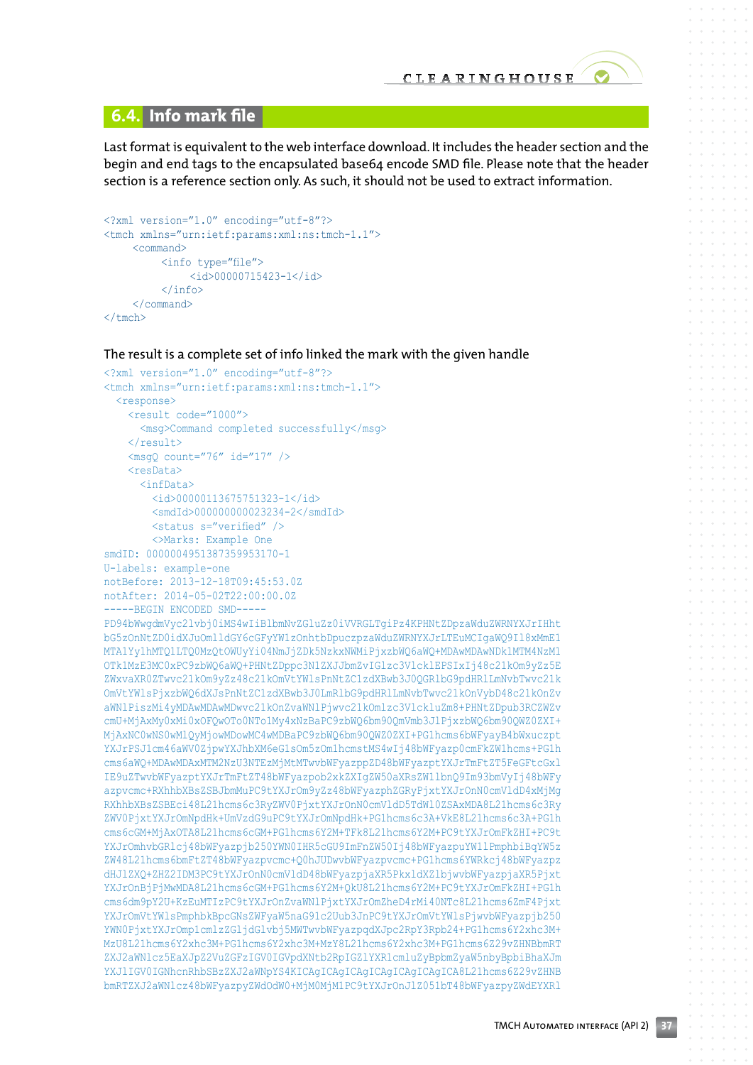## 6.4. Info mark file

Last format is equivalent to the web interface download. It includes the header section and the begin and end tags to the encapsulated base64 encode SMD file. Please note that the header section is a reference section only. As such, it should not be used to extract information.

```
<?xml version="1.0" encoding="utf-8"?>
<tmch xmlns="urn:ietf:params:xml:ns:tmch-1.1">
     <command>
          <info type="file">
               <id>00000715423-1</id>
          </info>
     </command>
</tmch>
```

The result is a complete set of info linked the mark with the given handle

```
<?xml version="1.0" encoding="utf-8"?>
<tmch xmlns="urn:ietf:params:xml:ns:tmch-1.1">
  <response>
    <result code="1000">
      <msg>Command completed successfully</msg>
    </result>
    <msgQ count="76" id="17" />
    <resData>
      <infData>
        <id>000001136757513231-1</id>
        <smdId>000000000023234-2</smdId>
        <status s="verified" />
        <>Marks: Example One
smdID: 0000004951387359953170-1
U-labels: example-one
notBefore: 2013-12-18T09:45:53.0Z
notAfter: 2014-05-02T22:00:00.0Z
-----BEGIN ENCODED SMD-----
PD94bWwgdmVyc2lvbj0iMS4wIiBlbmNvZGluZz0iVVRGLTgiPz4KPHNtZDpzaWduZWRNYXJrIHht
bG5zOnNtZD0idXJuOmlldGY6cGFyYW1zOnhtbDpuczpzaWduZWRNYXJrLTEuMCIgaWQ9Il8xMmE1
MTA1Yy1hMTQ1LTQ0MzQtOWUyYi04NmJjZDk5NzkxNWMiPjxzbWQ6aWQ+MDAwMDAwNDk1MTM4NzM1
OTk1MzE3MC0xPC9zbWQ6aWQ+PHNtZDppc3N1ZXJJbmZvIGlzc3VlcklEPSIxIj48c21kOm9yZz5E
ZWxvaXR0ZTwvc21kOm9yZz48c21kOmVtYWlsPnNtZC1zdXBwb3J0QGRlbG9pdHRlLmNvbTwvc21k
OmVtYWlsPjxzbWQ6dXJsPnNtZC1zdXBwb3J0LmRlbG9pdHRlLmNvbTwvc21kOnVybD48c21kOnZv
aWNlPiszMi4yMDAwMDAwMDwvc21kOnZvaWNlPjwvc21kOmlzc3VlckluZm8+PHNtZDpub3RCZWZv
cmU+MjAxMy0xMi0xOFQwOTo0NTo1My4xNzBaPC9zbWQ6bm90QmVmb3JlPjxzbWQ6bm90QWZ0ZXI+
MjAxNC0wNS0wMlQyMjowMDowMC4wMDBaPC9zbWQ6bm90QWZ0ZXI+PG1hcms6bWFyayB4bWxuczpt
YXJrPSJ1cm46aWV0ZjpwYXJhbXM6eG1sOm5zOm1hcmstMS4wIj48bWFyazp0cmFkZW1hcms+PG1h
cms6aWQ+MDAwMDAxMTM2NzU3NTEzMjMtMTwvbWFyazppZD48bWFyazptYXJrTmFtZT5FeGFtcGxl
IE9uZTwvbWFyazptYXJrTmFtZT48bWFyazpob2xkZXIgZW50aXRsZW1lbnQ9Im93bmVyIj48bWFy
azpvcmc+RXhhbXBsZSBJbmMuPC9tYXJrOm9yZz48bWFyazphZGRyPjxtYXJrOnN0cmVldD4xMjMg
RXhhbXBsZSBEci48L21hcms6c3RyZWV0PjxtYXJrOnN0cmVldD5TdW10ZSAxMDA8L21hcms6c3Ry
ZWV0PjxtYXJrOmNpdHk+UmVzdG9uPC9tYXJrOmNpdHk+PG1hcms6c3A+VkE8L21hcms6c3A+PG1h
cms6cGM+MjAxOTA8L21hcms6cGM+PG1hcms6Y2M+VFk8L21hcms6Y2M+PC9tYXJrOmFkZHI+PC9t
YXJrOmhvbGRlcj48bWFyazpjb250YWN0IHR5cGU9ImFnZW50Ij48bWFyazpuYW1lPkphbmUgRG9l
ZW48L21hcms6bmFtZT48bWFyazpvcmc+Q0hJUDwvbWFyazpvcmc+PG1hcms6YWRkcj48bWFyazpz
dHJlZXQ+ZHZ2IDM3PC9tYXJrOnN0cmVldD48bWFyazpjaXR5PkxldZlbjwvbWFyazpjaXR5Pjxt
YXJrOnBjPjMwMDA8L21hcms6cGM+PG1hcms6Y2M+QkU8L21hcms6Y2M+PC9tYXJrOmFkZHI+PG1h
cms6dm9pY2U+KzEuMTIzPC9tYXJrOnZvaWNlPjxtYXJrOmZheD4rMi40NTc8L21hcms6ZmF4Pjxt
YXJrOmVtYWlsPmphbkBkZXRGaW5naG11b3JnPC9tYXJrOmVtYWlsPjwvbWFyazpjb250
YWN0PjxtYXJrOmplcmlzZGljdGlvbj5MWTwvbWFyazpqdXJpc2RpY3Rpb24+PG1hcms6Y2xhc3M+
MzU8L21hcms6Y2xhc3M+PG1hcms6Y2xhc3M+MzY8L21hcms6Y2xhc3M+PG1hcms6Z29vZHNBbmRT
ZXJ2aWNlcz5EaXJpZ2VudGZhIGV0IGVvdGVpbmVjdlR1bmdicyBpbmdhdW9uZCByaWRpdGVscyBhdW
YXJlIGV0IGNhcmRhbSBjZiA... 
```

Note: the base64 lines above are best-effort readings of the visible page; exact lines as visible:

```
aWNlcz5EaXJpZ2VudGFzIGV0IGVpdXNtb2RpIGZlYXRlcmluZyBpbmZyaW5nbyBpbiBhaXJm
YXJlIGV0IGNhcmRhbSBzZXJ2aWNpYS4KICAgICAgICAgICAgICAgICAgICA8L21hcms6Z29vZHNB
bmRTZXJ2aWNlcz48bWFyazpyZWdOdW0+MjM0MjM1PC9tYXJrOnJlZ051bT48bWFyazpyZWdEYXRl
```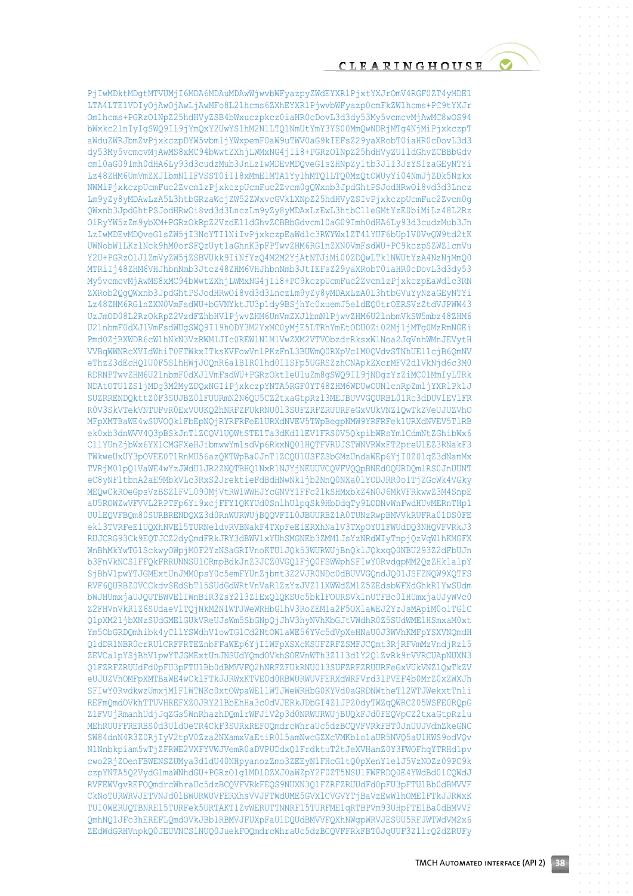```
PjIwMDktMDgtMTVUMjI6MDA6MDAuMDAwWjwvbWFyazpyZWdEYXRlPjxtYXJrOmV4RGF0ZT4yMDE1
LTA4LTE1VDIyOjAwOjAwLjAwMFo8L21hcms6ZXhEYXRlPjwvbWFyazp0cmFkZW1hcms+PC9tYXJr
Omlhcms+PGRzOlNpZ25hdHVyZSB4bWxuczpkcz0iaHR0cDovL3d3dy53My5vcmcvMjAwMC8wOS94
bWxkc2lnIyIgSWQ9Il9jYmQxY2UwYS1hM2NlLTQ1NmUtYmY3YS00MmQwNDRjMTg4NjMiPjxkczpT
aWduZWRJbmZvPjxkczpDYW5vbmljYWxpemF0aW9uTWV0aG9kIEFsZ29yaXRobT0iaHR0cDovL3d3
dy53My5vcmcvMjAwMS8xMC94bWwtZXhjLWMxNG4jIi8+PGRzOlNpZ25hdHVyZU1ldGhvZCBBbGdv
cml0aG09Imh0dHA6Ly93d3cudzMub3JnLzIwMDEvMDQveG1sZHNpZy1tb3JlI3JzYS1zaGEyNTYi
Lz48ZHM6UmVmZXJlbmNlIFVSST0iI18xMmE1MTA1Yy1hMTQ1LTQ0MzQtOWUyYi04NmJjZDk5Nzkx
NWMiPjxkczpUcmFuc2Zvcm1zPjxkczpUcmFuc2Zvcm0gQWxnb3JpdGhtPSJodHRwOi8vd3d3Lncz
Lm9yZy8yMDAwLzA5L3htbGRzaWcjZW52ZWxvcGVkLXNpZ25hdHVyZSIvPjxkczpUcmFuc2Zvcm0g
QWxnb3JpdGhtPSJodHRwOi8vd3d3LnczLm9yZy8yMDAxLzEwL3htbC1leGMtYzE0biMiLz48L2Rz
OlRyYW5zZm9ybXM+PGRzOkRpZ2VzdE1ldGhvZCBBbGdvcml0aG09Imh0dHA6Ly93d3cudzMub3Jn
LzIwMDEvMDQveG1sZW5jI3NoYTI1NiIvPjxkczpEaWdlc3RWYWx1ZT41YUF6bUp1V0VvQW9td2tK
UWNobW1LKzlNck9hM0orSFQzUytlaGhnK3pFPTwvZHM6RGlnZXN0VmFsdWU+PC9kczpSZWZlcmVu
Y2U+PGRzOlJlZmVyZW5jZSBVUkk9IiNfYzQ4M2M2YjAtNTJiMi00ZDQwLTk1NWUtYzA4NzNjMmQ0
MTRiIj48ZHM6VHJhbnNmb3Jtcz48ZHM6VHJhbnNmb3JtIEFsZ29yaXRobT0iaHR0cDovL3d3dy53
My5vcmcvMjAwMS8xMC94bWwtZXhjLWMxNG4jIi8+PC9kczpUcmFuc2Zvcm1zPjxkczpEaWdlc3RN
ZXRob2QgQWxnb3JpdGhtPSJodHRwOi8vd3d3LnczLm9yZy8yMDAxLzA0L3htbGVuYyNzaGEyNTYi
Lz48ZHM6RGlnZXN0VmFsdWU+bGVNYktxtJU3p1dy9BSjhYc0xuemJ5eldEQ0trOERSVzZtdVJPWW43
UzJmOD08L2RzOkRpZ2VzdFZhbHVlPjwvZHM6UmVmZXJlbmNlPjwvZHM6U2lnbmVkSW5mbz48ZHM6
U2lnbmF0dXJlVmFsdWUgSWQ9Il9hODY3M2YxMC0yMjE5LTRhYmEtODU0Zi02MjljMTg0MzRmNGEi
Pmd0ZjBXWDR6cWlhNkN3VzRWMlJIc0REWlN1MlVwZXM2VTVObzdrRksxWlNoa2JqVnhWMnJEVytH
VVBqWWNRcXVIdWhiT0FTWkxITksKVFowVnlPKzFnL3BUWmQ0RXpVclM0QVdvSTNhUElLcjB6QmNV
eThzZ3dEcHQ1U0F5SlhHWjJOQnR6alBlR01hd0I1SFp5UGRSZzhCNApkZXcrMFV2dlVkNjd6c3M0
RDRNPTwvZHM6U2lnbmF0dXJlVmFsdWU+PGRzOktleUluZm8gSWQ9Il9jNDgzYzZiMC01MmIyLTRk
NDAtOTU1ZS1jMDg3M2MyZDQxNGIiPjxkczpYNTA5RGF0YT48ZHM6WDUwOUNlcnRpZmljYXRlPk1J
SUZRRENDQkttZ0F3SUJBZ01FUURmN2N6QU5CZ2txaGtpRzl3MEJBUVVGQURBL01Rc3dDUVlEVlFR
R0V3SkVTekVNTUFvR0ExVUUKQ2hNRFZFUkRNU013SUFZRFZRUURFeGxVUkVNZ1QwTkZVeUJUZVhO
MFpXMTBaWE4wSUVOQklFbEpNQjRYRFRFeE1URXdNVEV5TWpBegpNMW9YRFRFek1URXdNVEV5TlRB
ek0xb3dnWVV4Q3pBSkJnTlZCQVlUQWtSTE1Ta3dKd1lEVlFRS0V5QkpibWRsYmlCdmNtZGhibWx6
YlYUnZjbWx6YXlCMGFXeHJibmwwYmlsdVp6RkxNQ01HQTFVRUJSTWNVRWxFT2preU1EZ3RNakF3
TWkweUxUY3pOVEE0T1RnMU56azQKTWpBa0JnTlZCQU1USFZBdGMzUndaWEp6YjI0Z01qZ3dNamMx
TVRjM01pQlVaWE4wYzJWdU1JR2ZNQTBHQ1NxR1NJYjNEUUVCQVFVQUE0R05BRENCaVFLQmdRQmlRS0JnUUNT
eC8yNFltbnA2aE9MbkVLc3RxS2JrektieFdBdHNwNk1jb2NnQ0NXa01YODJRR0o1TjZGcWk4VGky
MEQwCkROeGpsVzBSZlFVL090MjVtRW1WWHJYcGNVY1FFc21kSHMxbkZ4N0J6MkVFRkwwZ3M4SnpE
aU5ROWZwVFVVL2RPTFp6Yi9xcjFFY1QKYUd0SnlhUlpqSk9HbDdqTy9LODNvWnFwdHUvMERnTHp1
UUlEQVFBQm80SURBRENDQXZ3d0RnWURWUjBQQVFIL0JBUURBZ1A0TUNzRwpBMVVkRUFRa01DS0FE
ek13TVRFeE1UQXhNVEl5TURNeldvRVBNakF4TXpFeE1ERXhNalV3TXpOYU1FWUdDQ3NHQVFVRkJ3
RUJCRG93Q0k9EQTJCZ2dQmdFRkJRY3dBWVlxYUhSMGNEb3ZMM1JsYzNRdWIyTnpjQzVqYWlhKMGFX
WnBhMkYwTG1SckwyOWpjM0F2ZXNSaGRIVnoKTU1JQk53WURWUjBnQklJQkxqQ0NBU293Z2dFbUJn
b3FnVkNCS1FFQkFRRUNNSUlCRmpBdkJnZ3JCZ0VGQlFjQ0FSWWphSFIwY0RvdmgmM2QzZHk1alpY
SjBhV1pwYTJGMExtUnJMMMpsY0Y5mYUJnbmt3Z2V2JR0NDc0dBUVVGQndJQ01JSFZNQW9XQ0NUS
RVF6QURBZ0VCCkdvSEdSbTl5SUdGdWRtVnVaR1ZzZVNZZ11XWWdZMlZ5ZEdsbWFXdGhkR1YwSUdm
bWJHUmxjaUJQQUTBWVE1IWnBiR3ZsY213Z1ZEQ1QKSUc5bk1FOURSVk1nUTFBc01HUmxjaUJyYWVZc0
Z2FHVnVkR1Z6SUdaeVlWTjQkNkM2N1NTJWeWRHbG1hY3RoZEM1a2F5OXlaWEJ2ZzJsZ5MApiM0o1TGlC
Q1pXM21jbXNzSUdGMElGUkVReUJsWm5SbGNpQnpjhV3hyNVhKbGJtVWdhR0Z5SUdWMElHSmxaM0xt
Ym5ObGRQQmhibk4yClYSWdhV1owTGlCd2NtOWlaWE56YVc5dFpXxeHNaU0J3VWhKMFpYSXVNQmdH
Q1dDR1NBR0crRUlCRFFRTEZnbFFaWEp6YjI1WFpXSXcKSUFZRFZRUFJCSmFJQmt3RjRFVmMzVndjRzl5
ZEVCalpYSjBhV1pwYTJGMExtUnJMMlZEQ1FKSUFZRFZRUFJCSmFJQmt3RjRFVmMzVndjRzl5
Q1FZRFZRUUdFd0dFRFU3aFBTbDBbMVFaRDE5RUyhbVE1ZQ5mc0M5dbRBTkN5qTkJZCRZXV1yWzBRd2dj
ZEVCalpYSjBhV1pwYTJGMExtUnJMMlZEQ1FKSUFZRFZRUFJCSmFJQmt3RjRFVmMzVndjRzl5
SFIwY0RvdkwzUmxjM1F1VlVEQ2I1Q1Z6TjJUQmJhTnhRMTRkQ2ZmTU1zT2JPUUJOTGNMUVFnbnRlBnVENwUk5DRVNFMTFUY2g1VEdjYzZYME8wZzJLUkVNVFFKVU5PbTNLbzQ5T2pxbWJkWTQyc0t5R0RJZHFpYXNrNmI5VEpLbTNCU2k1V0ljOEpTUlJxVG9OeFFmL2JWZkZtWDdGd1U5ZkRVYlpyN0Q1WXZkeWZPUnFQ
```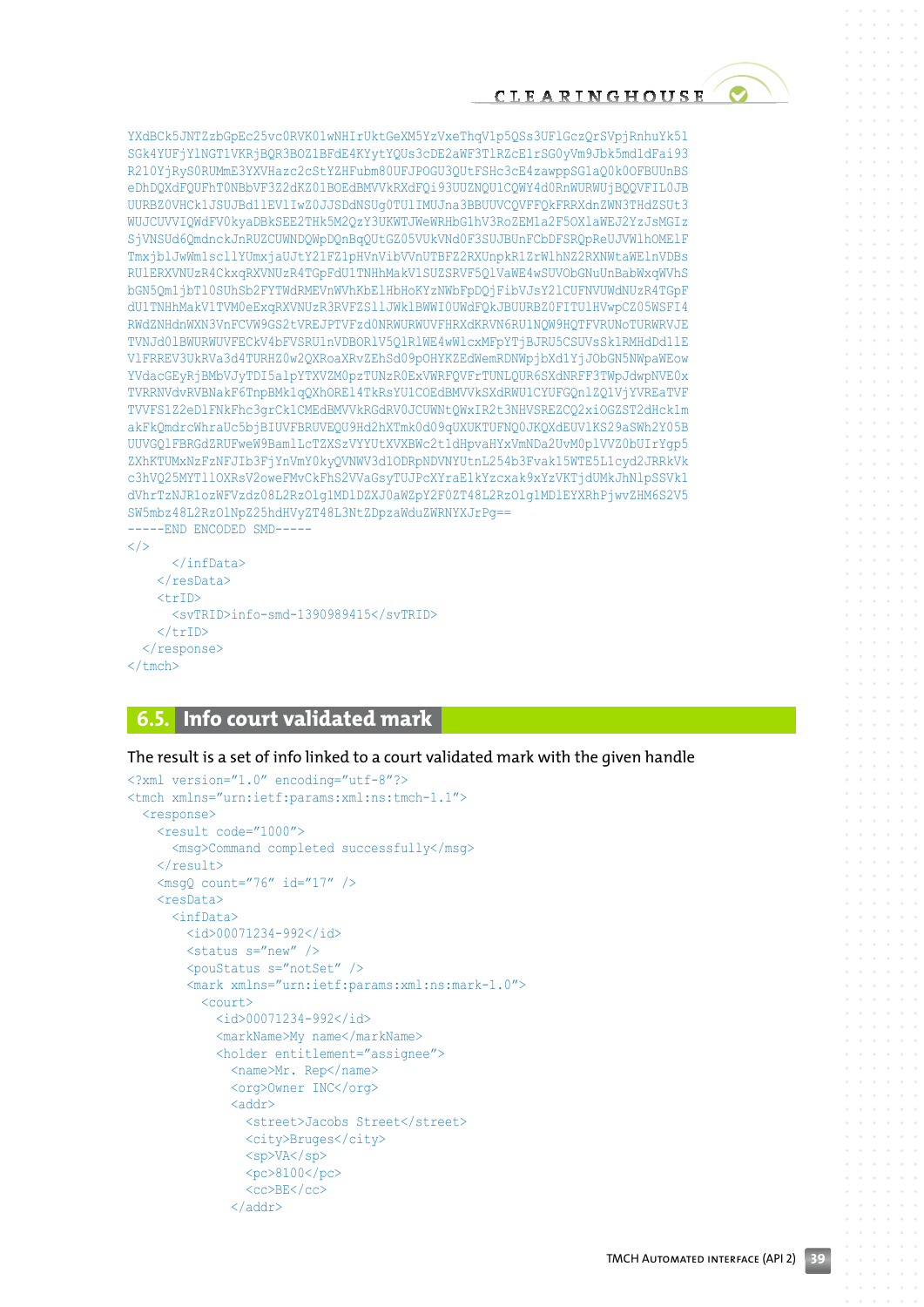```
YXdBCk5JNTZzbGpEc25vc0RVK01wNHIrUktGeXM5YzVxeThqVlp5QSs3UFlGczQrSVpjRnhuYk51
SGk4YUFjYlNGT1VKRjBQR3BOZ1BFdE4KYytYQUs3cDE2aWF3TlRZcElrSG0yVm9Jbk5mdldFai93
R210YjRyS0RUMmE3YXVHazc2cStYZHFubm80UFJPOGU3QUtFSHc3cE4zawppSG1aQ0k0OFBUUnBS
eDhDQXdFQUFhT0NBbVF3Z2dKZ01BOEdBMVVkRXdFQi93UUZNQU1CQWY4d0RnWURWUjBQQVFIL0JB
UURBZ0VHCk1JSUJBd1lEVlIwZ0JJSDdNSUg0TUlIMUJna3BBUUVCQVFFQkFRRXdnZWN3THdZSUt3
WUJCUVVIQWdFV0kyaDBkSEE2THk5M2QzY3UKWTJWeWRHbG1hV3RoZEMla2F5OXlaWEJ2YzJsMGIz
SjVNSUd6QmdnckJnRUZCUWNDQWpDQnBqQUtGZ05VUkVNd0F3SUJBUnCbDFSRQpReUJVW1hOMElF
TmxjblJwWmlsclllYUmxjaUJtY21FZ1pHVnVibVVnUTBFZ2RXUnpkRlZrW1hNZ2RXNWtaWElnVDBs
RU1ERXVNUzR4CkxqRXVNUzR4TGpFdU1TNHhMakV1SUZSRVF5Q1VaWE4wSUVObGNuUnBabWxqWVhS
bGN5Qm1jbTl0SUhSb2FYTWdRMEVnVHhNbFpHbHhGeEpaZEQjFibVJsY21CUFNVUWdNUzR4TGpF
dU1TNHhMakV1TVM0eExqRXVNUzR3RVFFZS1lJWklBWWI0UWdFQkJUURBZ0FITU1HVwpCZ05WSFI4
RWdZNHdnWXN3VnFCVW9GS2tVREJPTVFzd0NRWURWUVFHRXdKRVN6RU1NQW9HQTFVRUNoTURWRVJE
TVNJd01BWURWUVFECkV4bFVFSRU1nVDBORlV5Q1RlWE4wWlcxMFpYTjBJRU5CSUVsSklRMHdDd1lE
VlFRREV3UkRVa3d4TURHZ0w2QXRoaXRvZEhSd09pOHYKZEdWemRDNWpbXdlYjJObGN5NWpaWEow
YVdacGEyRjBMVJyTDI5alpYTXVZM0pzTUNZR0ExVWRFQVFFrTUNLQUR6SXdNRFF3TWpJdwpNVE0x
TVRRNVdvRVBNakF6TnpBMk1qQXhORE14TkRsYUJCOEdBMVVkSXdRWU1CYUFGQnlZQ1VjYVREaTVF
TVVFS1Z2eDlPRkxFhc3grCk1CMEdBMVVkRGdRV0JCUWNtQWxIR2t3NHVSREZCQ2xiOGZST2dHck1m
akFkQmdrcWhraUc5bjBIUVFBRUVEQU9Hd2hXTmk0d09qQXUKTUFNQ0JKQXdEUVlKS29aSWh2Y05B
UUVGQlFBRGdZRUFweW9BamlLcTZXSzVYYUtXVXBWc2tlHpvaHYxVmNDa2UvM0plVVZ0bUIrYgp5
ZXhKTUMxNzFzNFJIb3FjYnVmY0kyQVNWV3dlODRpNDVNYUtnL254b3Fvakl5WTE5L1cyd2JRRkVk
c3hVQ25MYTllOXRsV2oweFMvCkFhS2VVaGsyTUJPcXYraElkYzcak9xYzVKTjdUMkJhNlpSVkl
dVhrTzNJR1ozWFVzdzO8L2RzOlg1MDlDZXJ0aWZpY2F0ZT48L2RzOlg1MDlEYXRhPjwvZHM6S2V5
SW5mbz48L2RzOlNpZ25hdHVyZT48L3NtZDpzaWduZWRNYXJrPg==
-----END ENCODED SMD-----
</>
            </infData>
        </resData>
        <trID>
            <svTRID>info-smd-1390989415</svTRID>
        </trID>
    </response>
</tmch>
```

## 6.5. Info court validated mark

The result is a set of info linked to a court validated mark with the given handle

```
<?xml version="1.0" encoding="utf-8"?>
<tmch xmlns="urn:ietf:params:xml:ns:tmch-1.1">
    <response>
        <result code="1000">
            <msg>Command completed successfully</msg>
        </result>
        <msgQ count="76" id="17" />
        <resData>
            <infData>
                <id>00071234-992</id>
                <status s="new" />
                <pouStatus s="notSet" />
                <mark xmlns="urn:ietf:params:xml:ns:mark-1.0">
                    <court>
                        <id>00071234-992</id>
                        <markName>My name</markName>
                        <holder entitlement="assignee">
                            <name>Mr. Rep</name>
                            <org>Owner INC</org>
                            <addr>
                                <street>Jacobs Street</street>
                                <city>Bruges</city>
                                <sp>VA</sp>
                                <pc>8100</pc>
                                <cc>BE</cc>
                            </addr>
```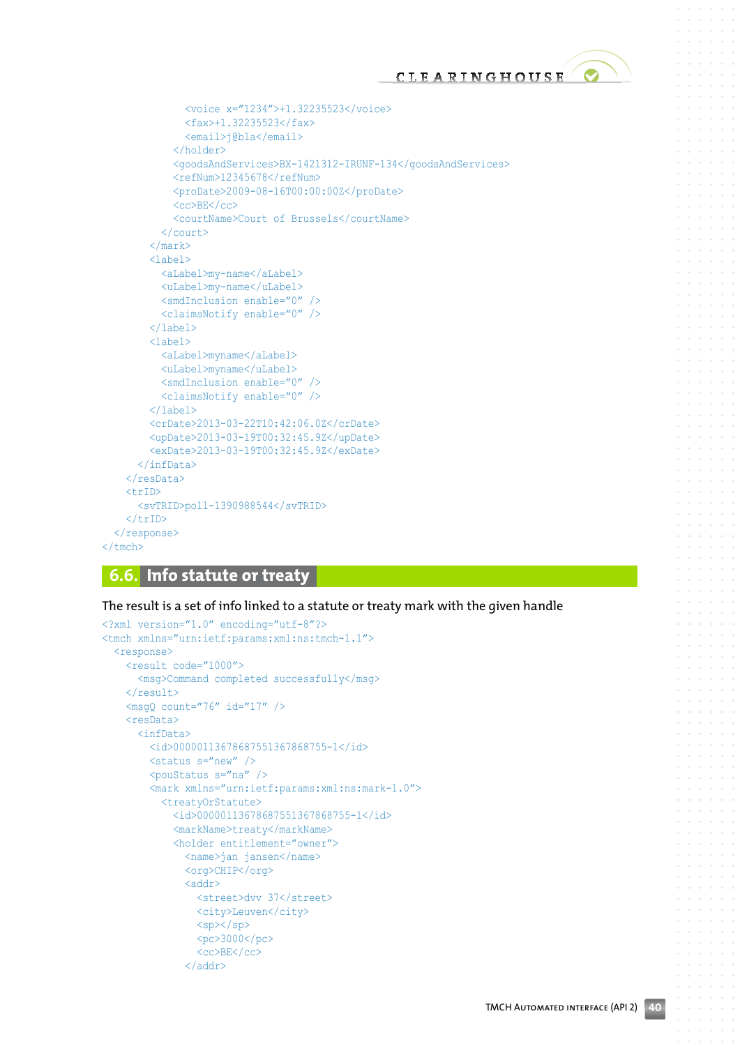```
            <voice x="1234">+1.32235523</voice>
            <fax>+1.32235523</fax>
            <email>j@bla</email>
          </holder>
          <goodsAndServices>BX-1421312-IRUNF-134</goodsAndServices>
          <refNum>12345678</refNum>
          <proDate>2009-08-16T00:00:00Z</proDate>
          <cc>BE</cc>
          <courtName>Court of Brussels</courtName>
        </court>
      </mark>
      <label>
        <aLabel>my-name</aLabel>
        <uLabel>my-name</uLabel>
        <smdInclusion enable="0" />
        <claimsNotify enable="0" />
      </label>
      <label>
        <aLabel>myname</aLabel>
        <uLabel>myname</uLabel>
        <smdInclusion enable="0" />
        <claimsNotify enable="0" />
      </label>
      <crDate>2013-03-22T10:42:06.0Z</crDate>
      <upDate>2013-03-19T00:32:45.9Z</upDate>
      <exDate>2013-03-19T00:32:45.9Z</exDate>
    </infData>
  </resData>
  <trID>
    <svTRID>poll-1390988544</svTRID>
  </trID>
 </response>
</tmch>
```

## 6.6. Info statute or treaty

The result is a set of info linked to a statute or treaty mark with the given handle

```
<?xml version="1.0" encoding="utf-8"?>
<tmch xmlns="urn:ietf:params:xml:ns:tmch-1.1">
  <response>
    <result code="1000">
      <msg>Command completed successfully</msg>
    </result>
    <msgQ count="76" id="17" />
    <resData>
      <infData>
        <id>00000113678687551367868755-1</id>
        <status s="new" />
        <pouStatus s="na" />
        <mark xmlns="urn:ietf:params:xml:ns:mark-1.0">
          <treatyOrStatute>
            <id>00000113678687551367868755-1</id>
            <markName>treaty</markName>
            <holder entitlement="owner">
              <name>jan jansen</name>
              <org>CHIP</org>
              <addr>
                <street>dvv 37</street>
                <city>Leuven</city>
                <sp></sp>
                <pc>3000</pc>
                <cc>BE</cc>
              </addr>
```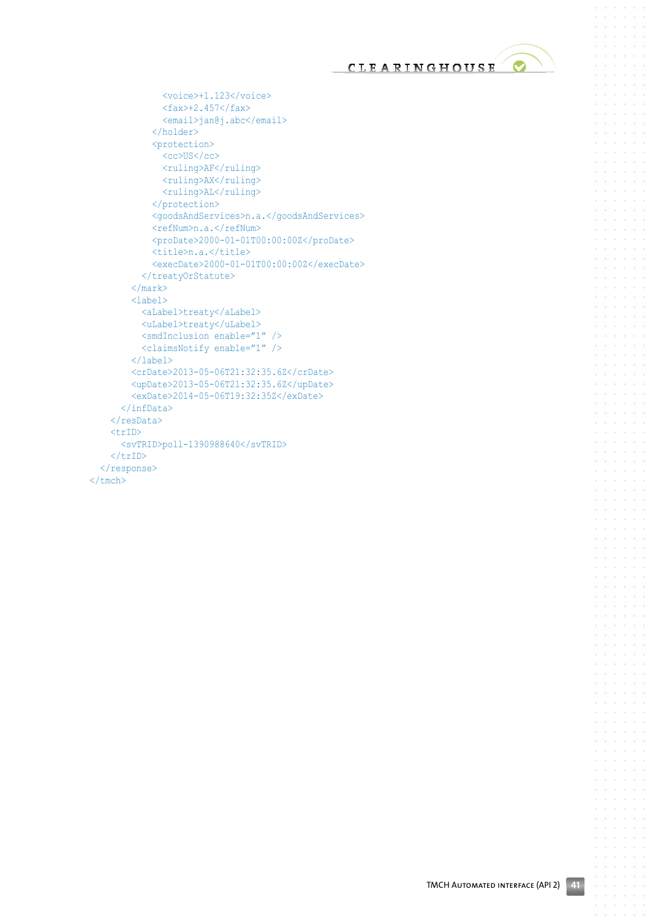```
                <voice>+1.123</voice>
                <fax>+2.457</fax>
                <email>jan@j.abc</email>
              </holder>
              <protection>
                <cc>US</cc>
                <ruling>AF</ruling>
                <ruling>AX</ruling>
                <ruling>AL</ruling>
              </protection>
              <goodsAndServices>n.a.</goodsAndServices>
              <refNum>n.a.</refNum>
              <proDate>2000-01-01T00:00:00Z</proDate>
              <title>n.a.</title>
              <execDate>2000-01-01T00:00:00Z</execDate>
            </treatyOrStatute>
          </mark>
          <label>
            <aLabel>treaty</aLabel>
            <uLabel>treaty</uLabel>
            <smdInclusion enable="1" />
            <claimsNotify enable="1" />
          </label>
          <crDate>2013-05-06T21:32:35.6Z</crDate>
          <upDate>2013-05-06T21:32:35.6Z</upDate>
          <exDate>2014-05-06T19:32:35Z</exDate>
        </infData>
      </resData>
      <trID>
        <svTRID>poll-1390988640</svTRID>
      </trID>
    </response>
  </tmch>
```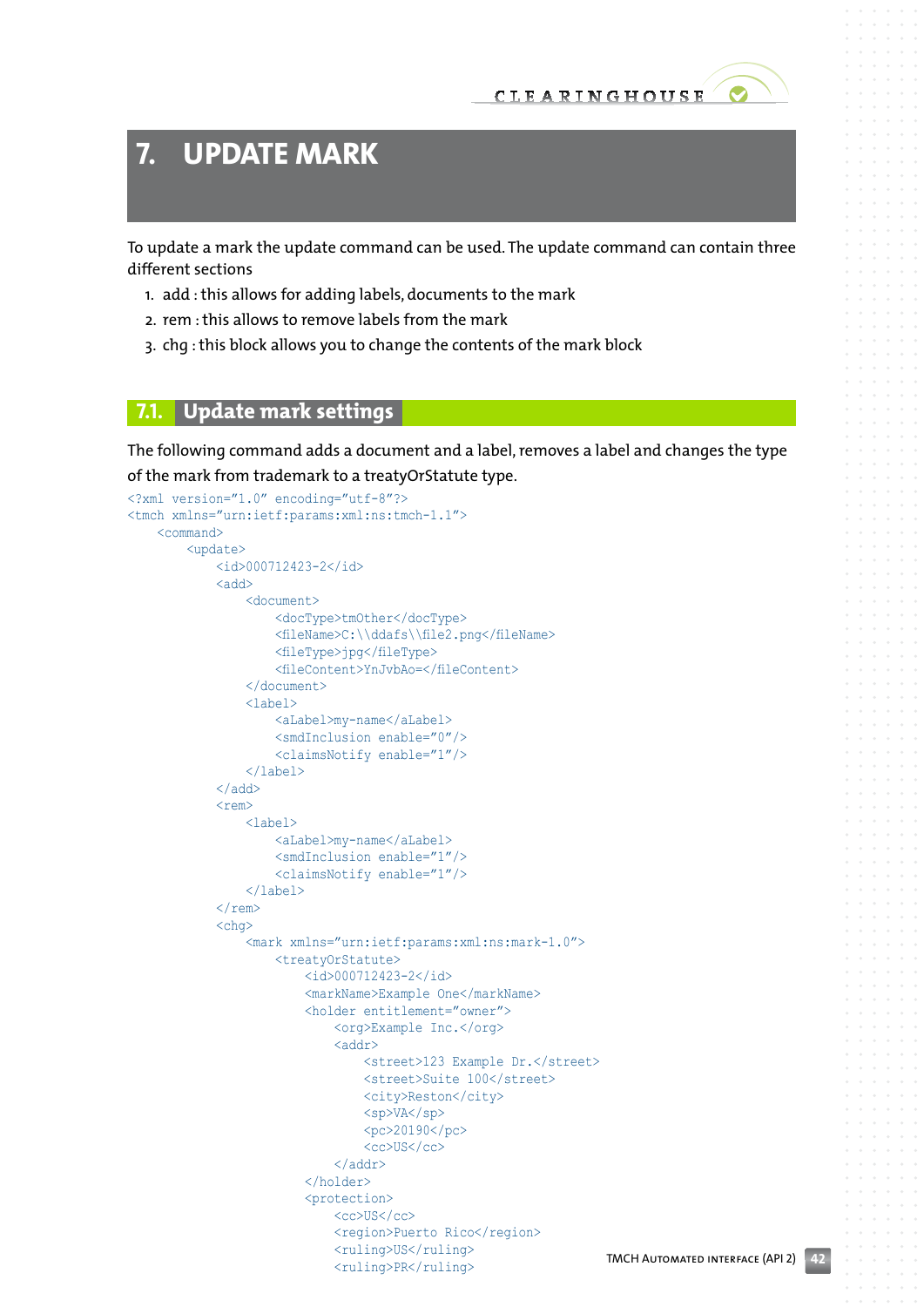# 7. UPDATE MARK

To update a mark the update command can be used. The update command can contain three different sections

1. add : this allows for adding labels, documents to the mark
2. rem : this allows to remove labels from the mark
3. chg : this block allows you to change the contents of the mark block

## 7.1. Update mark settings

The following command adds a document and a label, removes a label and changes the type of the mark from trademark to a treatyOrStatute type.

```
<?xml version="1.0" encoding="utf-8"?>
<tmch xmlns="urn:ietf:params:xml:ns:tmch-1.1">
    <command>
        <update>
            <id>000712423-2</id>
            <add>
                <document>
                    <docType>tmOther</docType>
                    <fileName>C:\\ddafs\\file2.png</fileName>
                    <fileType>jpg</fileType>
                    <fileContent>YnJvbAo=</fileContent>
                </document>
                <label>
                    <aLabel>my-name</aLabel>
                    <smdInclusion enable="0"/>
                    <claimsNotify enable="1"/>
                </label>
            </add>
            <rem>
                <label>
                    <aLabel>my-name</aLabel>
                    <smdInclusion enable="1"/>
                    <claimsNotify enable="1"/>
                </label>
            </rem>
            <chg>
                <mark xmlns="urn:ietf:params:xml:ns:mark-1.0">
                    <treatyOrStatute>
                        <id>000712423-2</id>
                        <markName>Example One</markName>
                        <holder entitlement="owner">
                            <org>Example Inc.</org>
                            <addr>
                                <street>123 Example Dr.</street>
                                <street>Suite 100</street>
                                <city>Reston</city>
                                <sp>VA</sp>
                                <pc>20190</pc>
                                <cc>US</cc>
                            </addr>
                        </holder>
                        <protection>
                            <cc>US</cc>
                            <region>Puerto Rico</region>
                            <ruling>US</ruling>
                            <ruling>PR</ruling>
```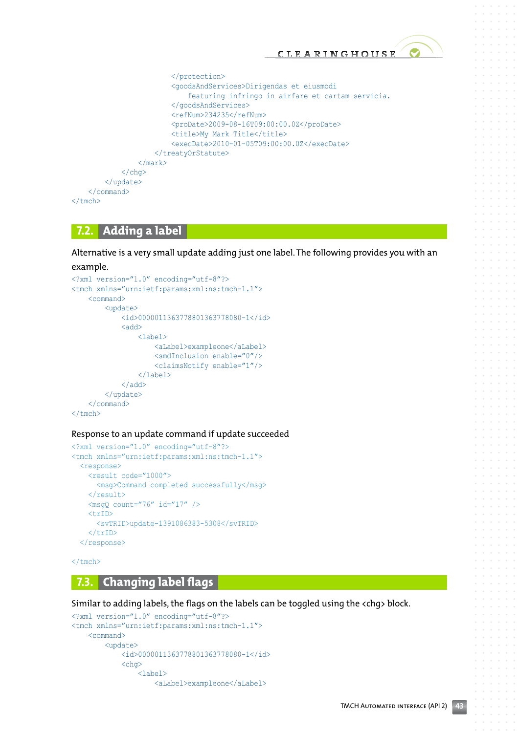```
                    </protection>
                    <goodsAndServices>Dirigendas et eiusmodi
                        featuring infringo in airfare et cartam servicia.
                    </goodsAndServices>
                    <refNum>234235</refNum>
                    <proDate>2009-08-16T09:00:00.0Z</proDate>
                    <title>My Mark Title</title>
                    <execDate>2010-01-05T09:00:00.0Z</execDate>
                </treatyOrStatute>
            </mark>
        </chg>
    </update>
  </command>
</tmch>
```

## 7.2. Adding a label

Alternative is a very small update adding just one label. The following provides you with an example.

```
<?xml version="1.0" encoding="utf-8"?>
<tmch xmlns="urn:ietf:params:xml:ns:tmch-1.1">
    <command>
        <update>
            <id>0000011363778801363778080-1</id>
            <add>
                <label>
                    <aLabel>exampleone</aLabel>
                    <smdInclusion enable="0"/>
                    <claimsNotify enable="1"/>
                </label>
            </add>
        </update>
    </command>
</tmch>
```

Response to an update command if update succeeded

```
<?xml version="1.0" encoding="utf-8"?>
<tmch xmlns="urn:ietf:params:xml:ns:tmch-1.1">
  <response>
    <result code="1000">
      <msg>Command completed successfully</msg>
    </result>
    <msgQ count="76" id="17" />
    <trID>
      <svTRID>update-1391086383-5308</svTRID>
    </trID>
  </response>

</tmch>
```

## 7.3. Changing label flags

Similar to adding labels, the flags on the labels can be toggled using the <chg> block.

```
<?xml version="1.0" encoding="utf-8"?>
<tmch xmlns="urn:ietf:params:xml:ns:tmch-1.1">
    <command>
        <update>
            <id>00000113637788013637780080-1</id>
            <chg>
                <label>
                    <aLabel>exampleone</aLabel>
```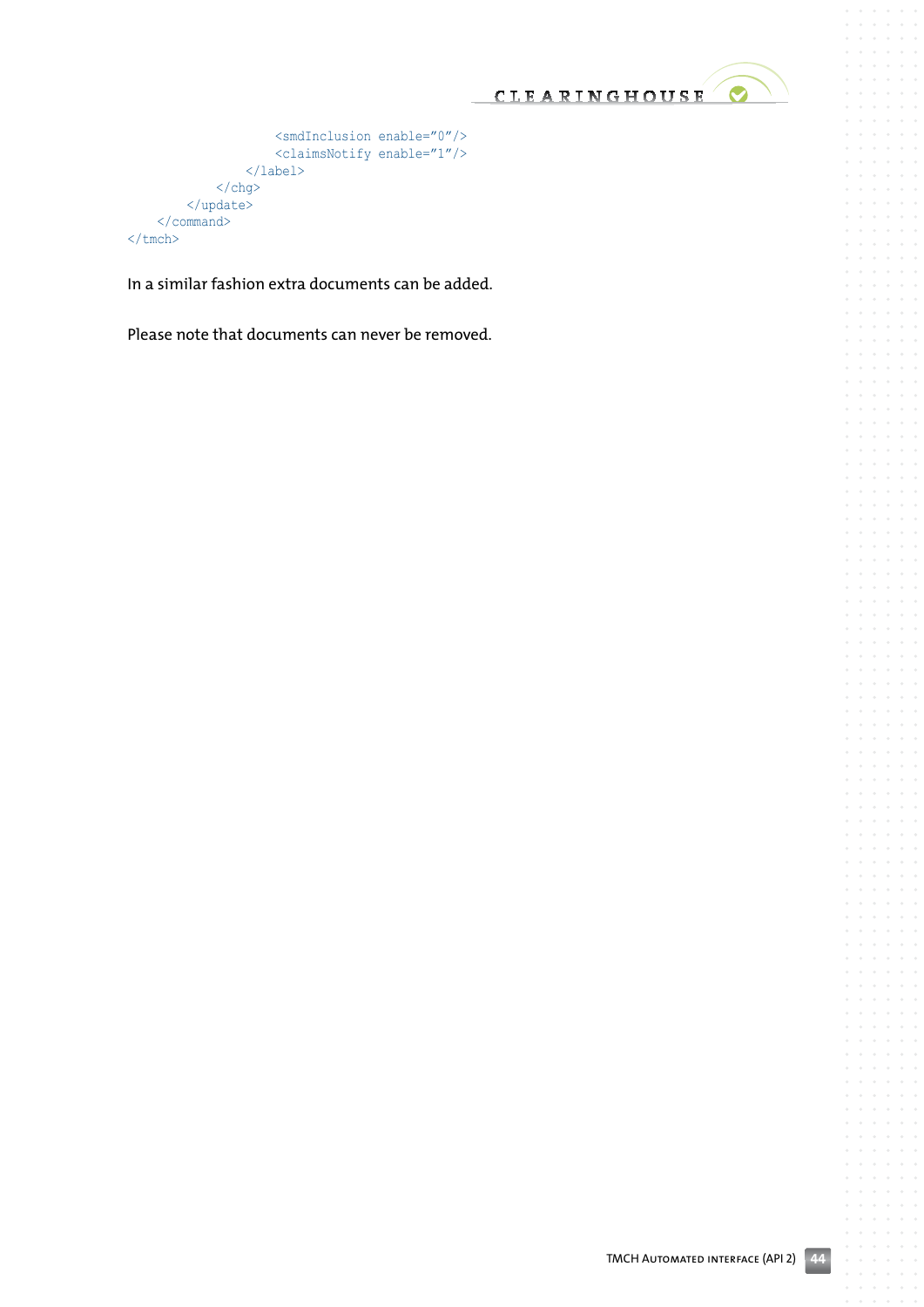```
                <smdInclusion enable="0"/>
                <claimsNotify enable="1"/>
            </label>
        </chg>
    </update>
  </command>
</tmch>
```

In a similar fashion extra documents can be added.

Please note that documents can never be removed.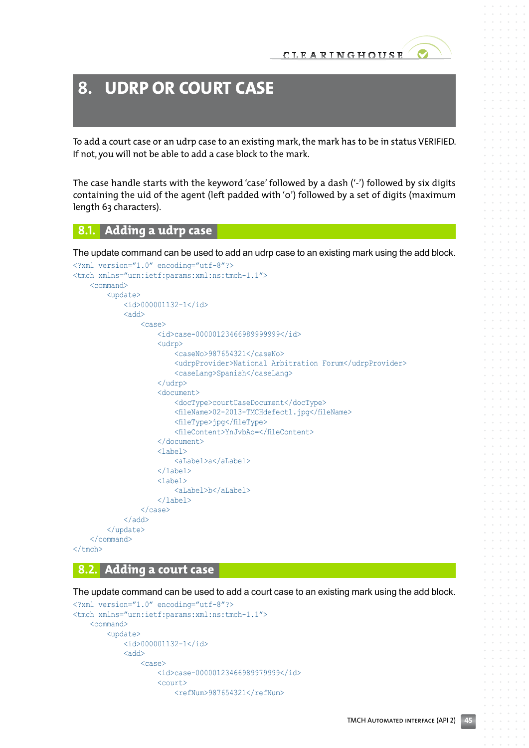# 8. UDRP OR COURT CASE

To add a court case or an udrp case to an existing mark, the mark has to be in status VERIFIED. If not, you will not be able to add a case block to the mark.

The case handle starts with the keyword 'case' followed by a dash ('-') followed by six digits containing the uid of the agent (left padded with '0') followed by a set of digits (maximum length 63 characters).

## 8.1. Adding a udrp case

The update command can be used to add an udrp case to an existing mark using the add block.

```
<?xml version="1.0" encoding="utf-8"?>
<tmch xmlns="urn:ietf:params:xml:ns:tmch-1.1">
    <command>
        <update>
            <id>000001132-1</id>
            <add>
                <case>
                    <id>case-00000123466989999999</id>
                    <udrp>
                        <caseNo>987654321</caseNo>
                        <udrpProvider>National Arbitration Forum</udrpProvider>
                        <caseLang>Spanish</caseLang>
                    </udrp>
                    <document>
                        <docType>courtCaseDocument</docType>
                        <fileName>02-2013-TMCHdefect1.jpg</fileName>
                        <fileType>jpg</fileType>
                        <fileContent>YnJvbAo=</fileContent>
                    </document>
                    <label>
                        <aLabel>a</aLabel>
                    </label>
                    <label>
                        <aLabel>b</aLabel>
                    </label>
                </case>
            </add>
        </update>
    </command>
</tmch>
```

## 8.2. Adding a court case

The update command can be used to add a court case to an existing mark using the add block.

```
<?xml version="1.0" encoding="utf-8"?>
<tmch xmlns="urn:ietf:params:xml:ns:tmch-1.1">
    <command>
        <update>
            <id>000001132-1</id>
            <add>
                <case>
                    <id>case-00000123466989979999</id>
                    <court>
                        <refNum>987654321</refNum>
```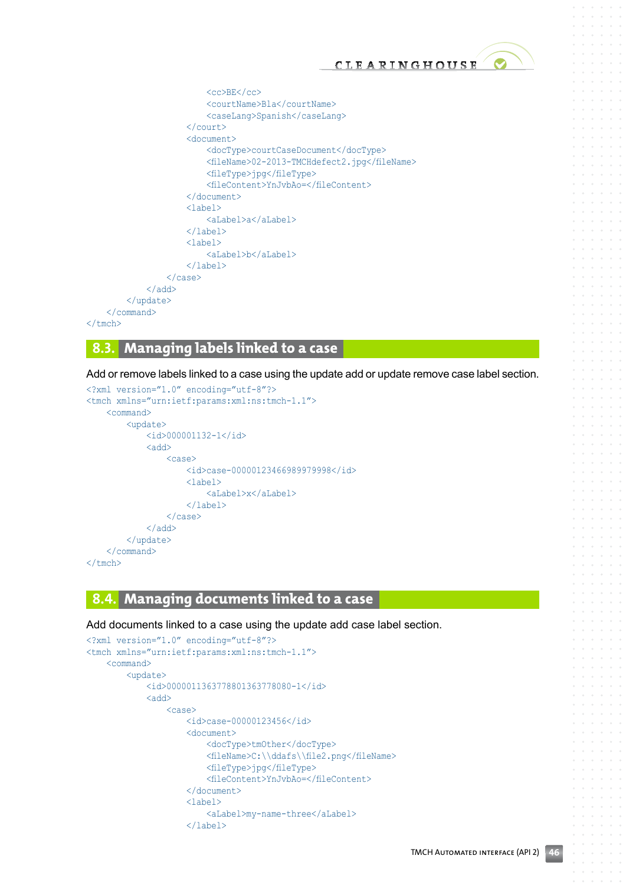```
                <cc>BE</cc>
                <courtName>Bla</courtName>
                <caseLang>Spanish</caseLang>
            </court>
            <document>
                <docType>courtCaseDocument</docType>
                <fileName>02-2013-TMCHdefect2.jpg</fileName>
                <fileType>jpg</fileType>
                <fileContent>YnJvbAo=</fileContent>
            </document>
            <label>
                <aLabel>a</aLabel>
            </label>
            <label>
                <aLabel>b</aLabel>
            </label>
        </case>
      </add>
    </update>
  </command>
</tmch>
```

## 8.3. Managing labels linked to a case

Add or remove labels linked to a case using the update add or update remove case label section.

```
<?xml version="1.0" encoding="utf-8"?>
<tmch xmlns="urn:ietf:params:xml:ns:tmch-1.1">
    <command>
        <update>
            <id>000001132-1</id>
            <add>
                <case>
                    <id>case-00000123466989979998</id>
                    <label>
                        <aLabel>x</aLabel>
                    </label>
                </case>
            </add>
        </update>
    </command>
</tmch>
```

## 8.4. Managing documents linked to a case

Add documents linked to a case using the update add case label section.

```
<?xml version="1.0" encoding="utf-8"?>
<tmch xmlns="urn:ietf:params:xml:ns:tmch-1.1">
    <command>
        <update>
            <id>0000011363778801363778080-1</id>
            <add>
                <case>
                    <id>case-00000123456</id>
                    <document>
                        <docType>tmOther</docType>
                        <fileName>C:\\ddafs\\file2.png</fileName>
                        <fileType>jpg</fileType>
                        <fileContent>YnJvbAo=</fileContent>
                    </document>
                    <label>
                        <aLabel>my-name-three</aLabel>
                    </label>
```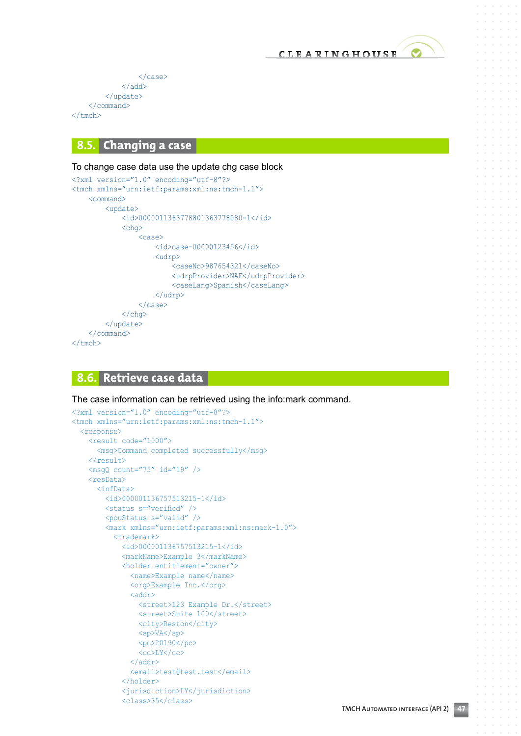```
            </case>
        </add>
    </update>
  </command>
</tmch>
```

## 8.5. Changing a case

To change case data use the update chg case block

```
<?xml version="1.0" encoding="utf-8"?>
<tmch xmlns="urn:ietf:params:xml:ns:tmch-1.1">
    <command>
        <update>
            <id>00000113637788013637780​80-1</id>
            <chg>
                <case>
                    <id>case-00000123456</id>
                    <udrp>
                        <caseNo>987654321</caseNo>
                        <udrpProvider>NAF</udrpProvider>
                        <caseLang>Spanish</caseLang>
                    </udrp>
                </case>
            </chg>
        </update>
    </command>
</tmch>
```

## 8.6. Retrieve case data

The case information can be retrieved using the info:mark command.

```
<?xml version="1.0" encoding="utf-8"?>
<tmch xmlns="urn:ietf:params:xml:ns:tmch-1.1">
  <response>
    <result code="1000">
      <msg>Command completed successfully</msg>
    </result>
    <msgQ count="75" id="19" />
    <resData>
      <infData>
        <id>000001136757513215-1</id>
        <status s="verified" />
        <pouStatus s="valid" />
        <mark xmlns="urn:ietf:params:xml:ns:mark-1.0">
          <trademark>
            <id>000001136757513215-1</id>
            <markName>Example 3</markName>
            <holder entitlement="owner">
              <name>Example name</name>
              <org>Example Inc.</org>
              <addr>
                <street>123 Example Dr.</street>
                <street>Suite 100</street>
                <city>Reston</city>
                <sp>VA</sp>
                <pc>20190</pc>
                <cc>LY</cc>
              </addr>
              <email>test@test.test</email>
            </holder>
            <jurisdiction>LY</jurisdiction>
            <class>35</class>
```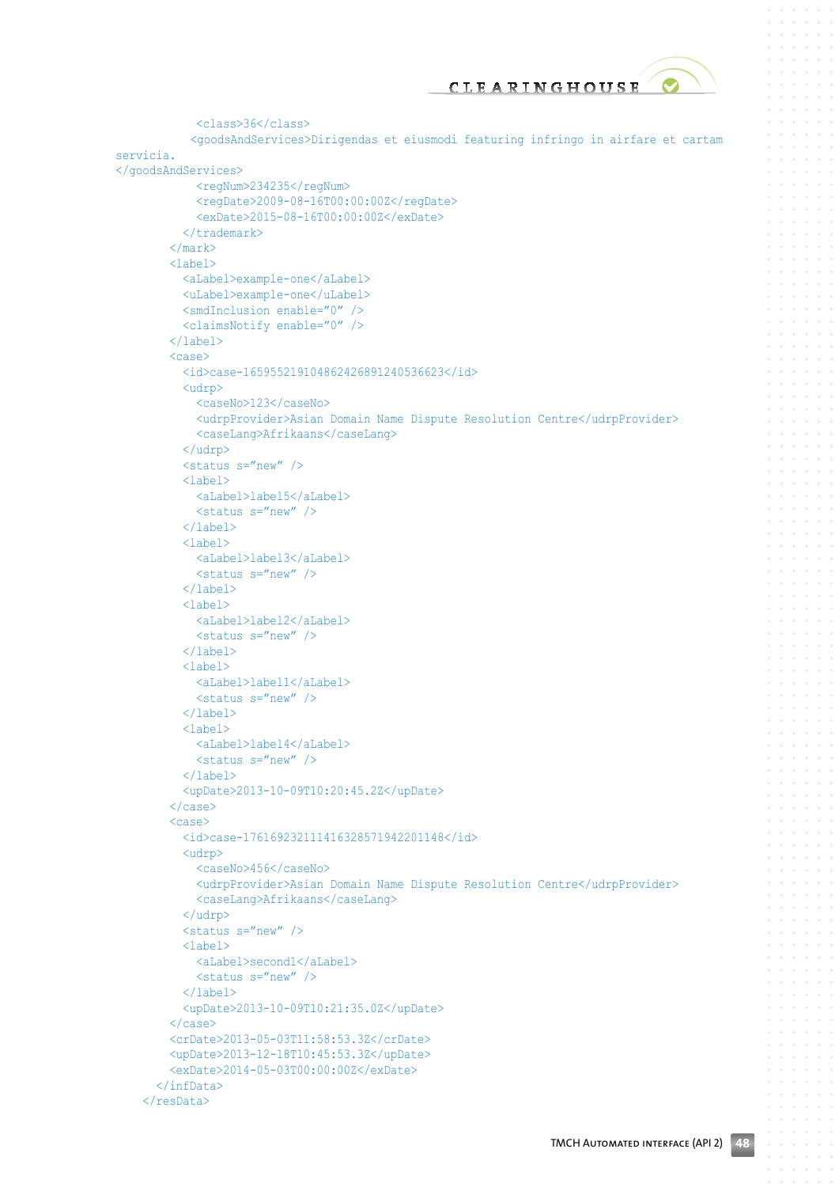```
            <class>36</class>
           <goodsAndServices>Dirigendas et eiusmodi featuring infringo in airfare et cartam
servicia.
</goodsAndServices>
            <regNum>234235</regNum>
            <regDate>2009-08-16T00:00:00Z</regDate>
            <exDate>2015-08-16T00:00:00Z</exDate>
          </trademark>
        </mark>
        <label>
          <aLabel>example-one</aLabel>
          <uLabel>example-one</uLabel>
          <smdInclusion enable="0" />
          <claimsNotify enable="0" />
        </label>
        <case>
          <id>case-165955219104862426891240536623</id>
          <udrp>
            <caseNo>123</caseNo>
            <udrpProvider>Asian Domain Name Dispute Resolution Centre</udrpProvider>
            <caseLang>Afrikaans</caseLang>
          </udrp>
          <status s="new" />
          <label>
            <aLabel>label5</aLabel>
            <status s="new" />
          </label>
          <label>
            <aLabel>label3</aLabel>
            <status s="new" />
          </label>
          <label>
            <aLabel>label2</aLabel>
            <status s="new" />
          </label>
          <label>
            <aLabel>label1</aLabel>
            <status s="new" />
          </label>
          <label>
            <aLabel>label4</aLabel>
            <status s="new" />
          </label>
          <upDate>2013-10-09T10:20:45.2Z</upDate>
        </case>
        <case>
          <id>case-176169232111416328571942201148</id>
          <udrp>
            <caseNo>456</caseNo>
            <udrpProvider>Asian Domain Name Dispute Resolution Centre</udrpProvider>
            <caseLang>Afrikaans</caseLang>
          </udrp>
          <status s="new" />
          <label>
            <aLabel>second1</aLabel>
            <status s="new" />
          </label>
          <upDate>2013-10-09T10:21:35.0Z</upDate>
        </case>
        <crDate>2013-05-03T11:58:53.3Z</crDate>
        <upDate>2013-12-18T10:45:53.3Z</upDate>
        <exDate>2014-05-03T00:00:00Z</exDate>
      </infData>
    </resData>
```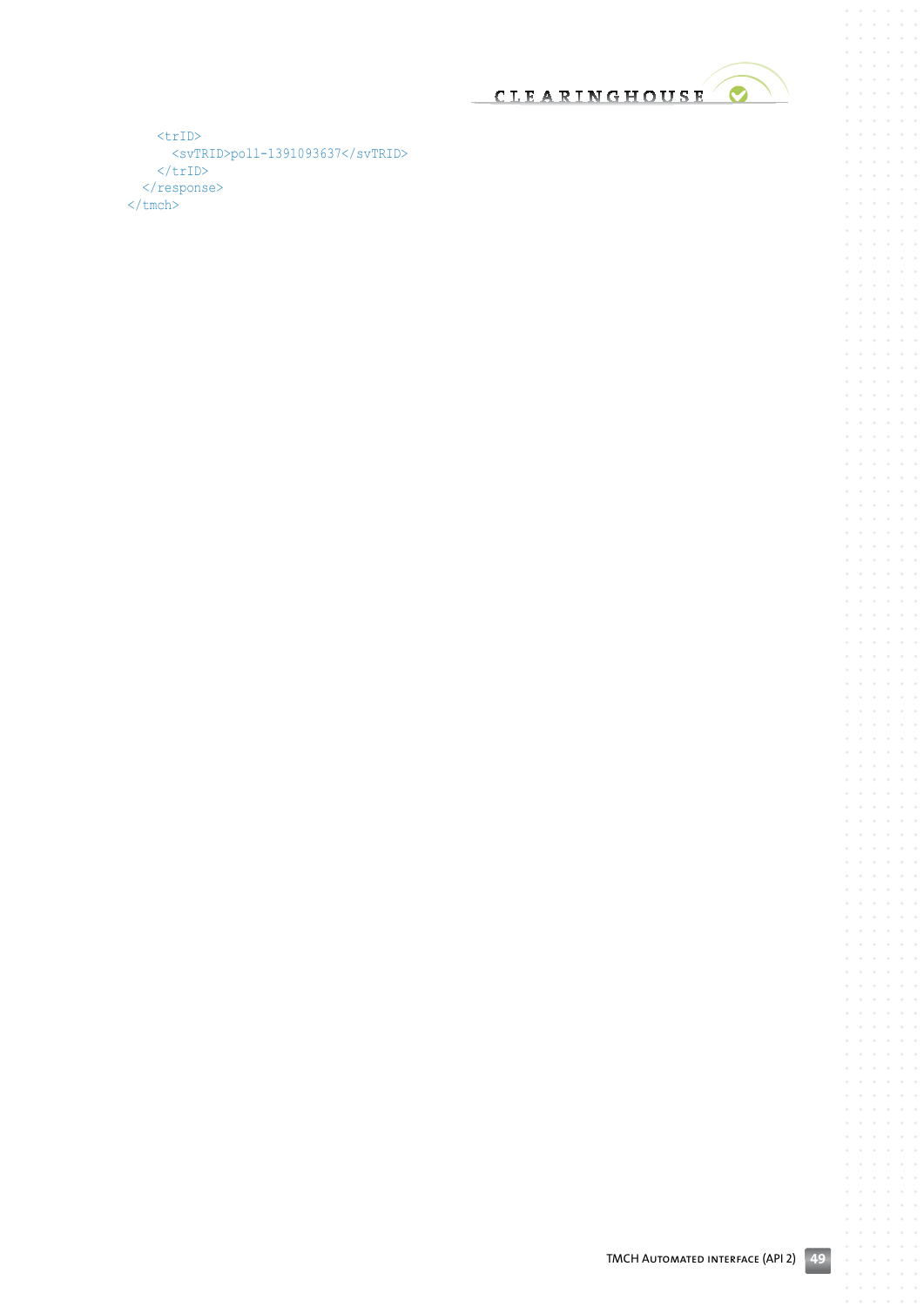```
    <trID>
      <svTRID>poll-1391093637</svTRID>
    </trID>
  </response>
</tmch>
```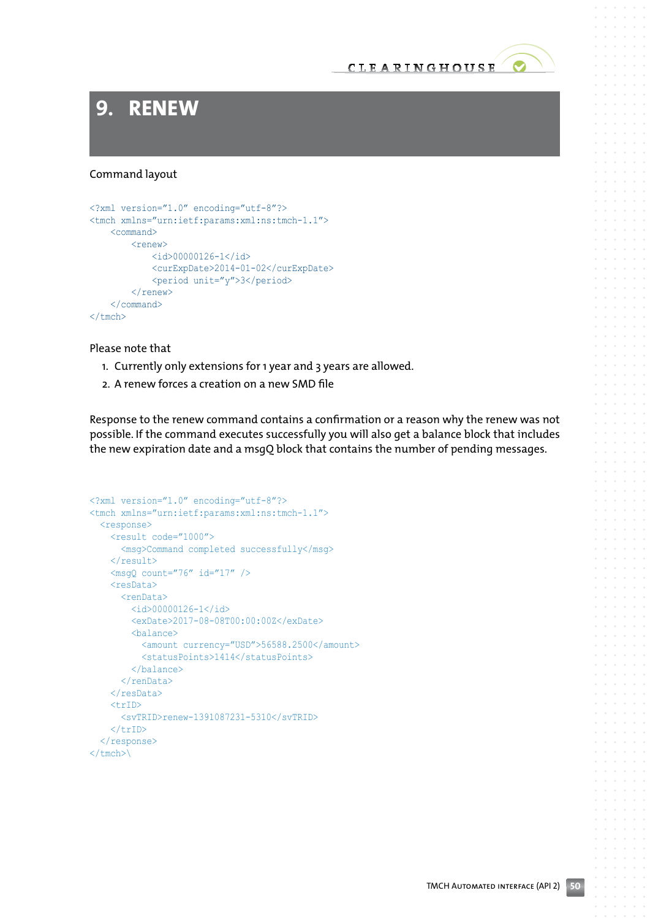# 9. RENEW

Command layout

```
<?xml version="1.0" encoding="utf-8"?>
<tmch xmlns="urn:ietf:params:xml:ns:tmch-1.1">
    <command>
        <renew>
            <id>00000126-1</id>
            <curExpDate>2014-01-02</curExpDate>
            <period unit="y">3</period>
        </renew>
    </command>
</tmch>
```

Please note that

1. Currently only extensions for 1 year and 3 years are allowed.
2. A renew forces a creation on a new SMD file

Response to the renew command contains a confirmation or a reason why the renew was not possible. If the command executes successfully you will also get a balance block that includes the new expiration date and a msgQ block that contains the number of pending messages.

```
<?xml version="1.0" encoding="utf-8"?>
<tmch xmlns="urn:ietf:params:xml:ns:tmch-1.1">
  <response>
    <result code="1000">
      <msg>Command completed successfully</msg>
    </result>
    <msgQ count="76" id="17" />
    <resData>
      <renData>
        <id>00000126-1</id>
        <exDate>2017-08-08T00:00:00Z</exDate>
        <balance>
          <amount currency="USD">56588.2500</amount>
          <statusPoints>1414</statusPoints>
        </balance>
      </renData>
    </resData>
    <trID>
      <svTRID>renew-1391087231-5310</svTRID>
    </trID>
  </response>
</tmch>\
```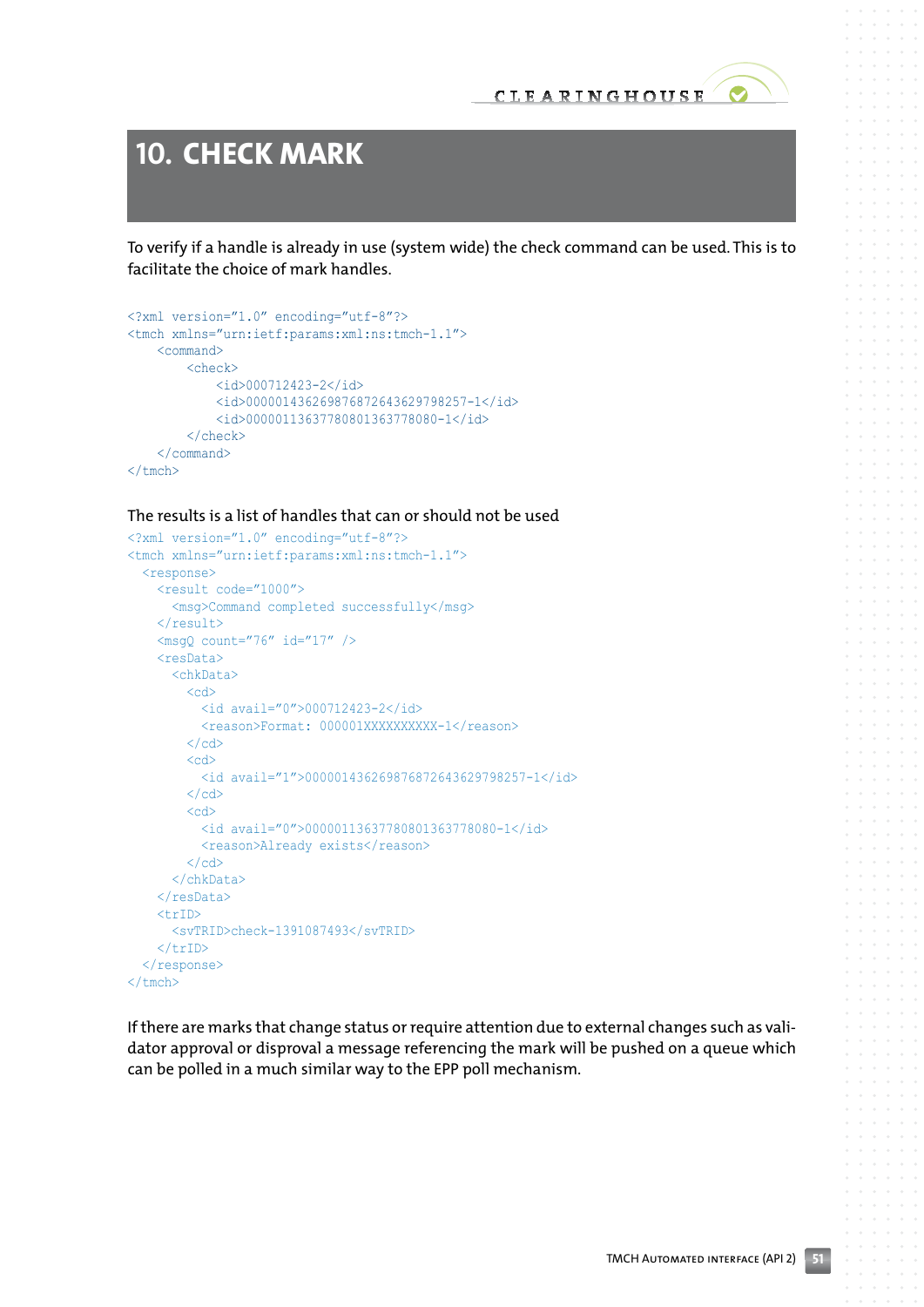# 10. CHECK MARK

To verify if a handle is already in use (system wide) the check command can be used. This is to facilitate the choice of mark handles.

```
<?xml version="1.0" encoding="utf-8"?>
<tmch xmlns="urn:ietf:params:xml:ns:tmch-1.1">
    <command>
        <check>
            <id>000712423-2</id>
            <id>00000143626987687264362979825 7-1</id>
            <id>0000011363778080136377 8080-1</id>
        </check>
    </command>
</tmch>
```

The results is a list of handles that can or should not be used

```
<?xml version="1.0" encoding="utf-8"?>
<tmch xmlns="urn:ietf:params:xml:ns:tmch-1.1">
  <response>
    <result code="1000">
      <msg>Command completed successfully</msg>
    </result>
    <msgQ count="76" id="17" />
    <resData>
      <chkData>
        <cd>
          <id avail="0">000712423-2</id>
          <reason>Format: 000001XXXXXXXXXX-1</reason>
        </cd>
        <cd>
          <id avail="1">000001436269876872643629798257-1</id>
        </cd>
        <cd>
          <id avail="0">00000113637780801363778080-1</id>
          <reason>Already exists</reason>
        </cd>
      </chkData>
    </resData>
    <trID>
      <svTRID>check-1391087493</svTRID>
    </trID>
  </response>
</tmch>
```

If there are marks that change status or require attention due to external changes such as validator approval or disproval a message referencing the mark will be pushed on a queue which can be polled in a much similar way to the EPP poll mechanism.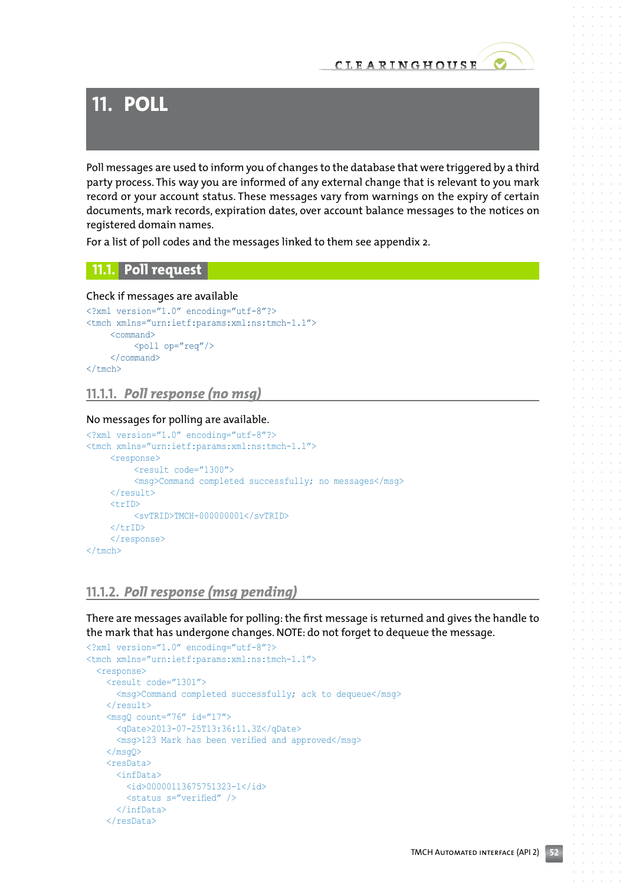# 11. POLL

Poll messages are used to inform you of changes to the database that were triggered by a third party process. This way you are informed of any external change that is relevant to you mark record or your account status. These messages vary from warnings on the expiry of certain documents, mark records, expiration dates, over account balance messages to the notices on registered domain names.

For a list of poll codes and the messages linked to them see appendix 2.

## 11.1. Poll request

Check if messages are available

```
<?xml version="1.0" encoding="utf-8"?>
<tmch xmlns="urn:ietf:params:xml:ns:tmch-1.1">
     <command>
          <poll op="req"/>
     </command>
</tmch>
```

### 11.1.1. *Poll response (no msg)*

No messages for polling are available.

```
<?xml version="1.0" encoding="utf-8"?>
<tmch xmlns="urn:ietf:params:xml:ns:tmch-1.1">
     <response>
          <result code="1300">
          <msg>Command completed successfully; no messages</msg>
     </result>
     <trID>
          <svTRID>TMCH-000000001</svTRID>
     </trID>
     </response>
</tmch>
```

### 11.1.2. *Poll response (msg pending)*

There are messages available for polling: the first message is returned and gives the handle to the mark that has undergone changes. NOTE: do not forget to dequeue the message.

```
<?xml version="1.0" encoding="utf-8"?>
<tmch xmlns="urn:ietf:params:xml:ns:tmch-1.1">
  <response>
    <result code="1301">
      <msg>Command completed successfully; ack to dequeue</msg>
    </result>
    <msgQ count="76" id="17">
      <qDate>2013-07-25T13:36:11.3Z</qDate>
      <msg>123 Mark has been verified and approved</msg>
    </msgQ>
    <resData>
      <infData>
        <id>00000113675751323-1</id>
        <status s="verified" />
      </infData>
    </resData>
```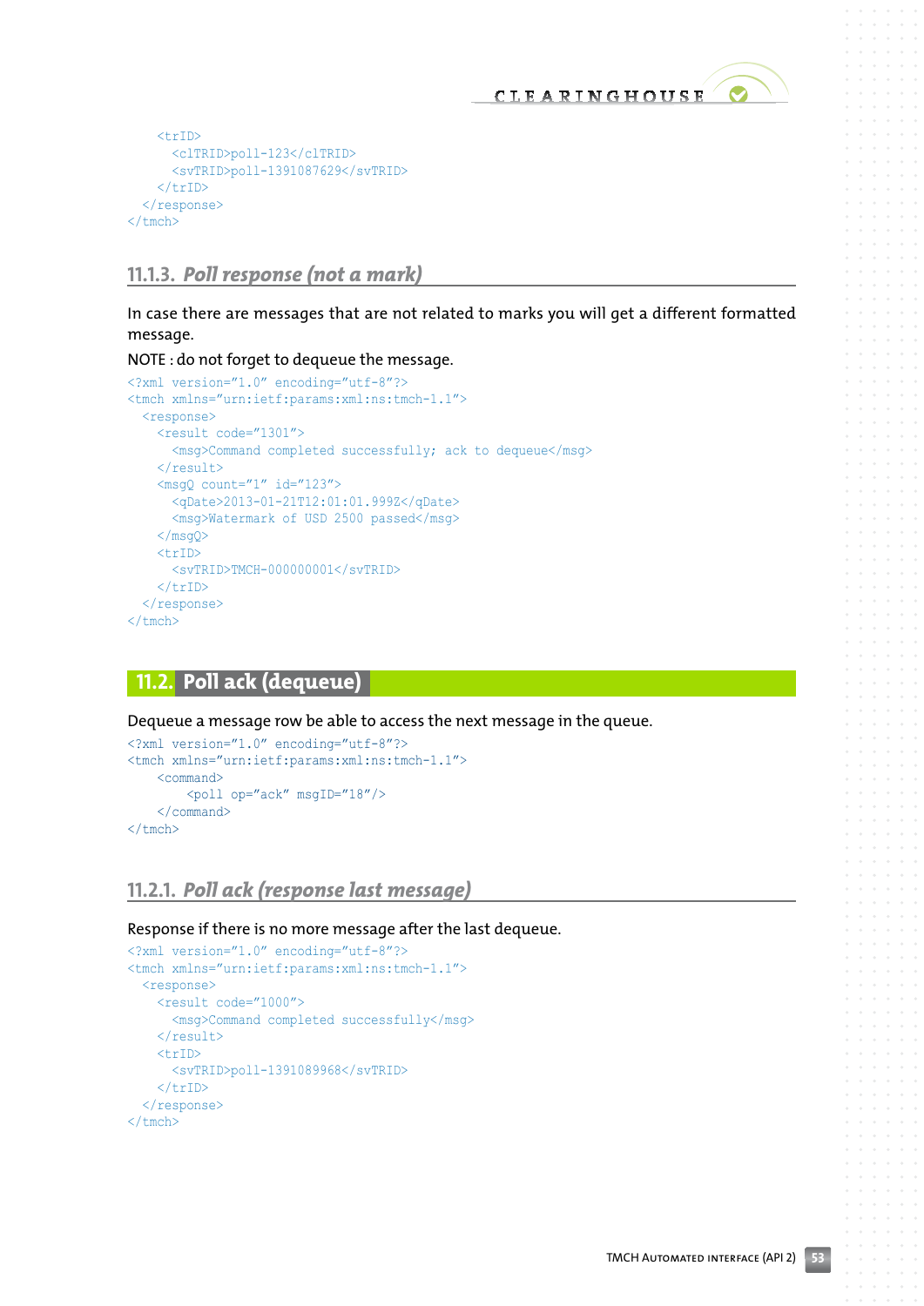```
    <trID>
      <clTRID>poll-123</clTRID>
      <svTRID>poll-1391087629</svTRID>
    </trID>
  </response>
</tmch>
```

### 11.1.3. *Poll response (not a mark)*

In case there are messages that are not related to marks you will get a different formatted message.

NOTE : do not forget to dequeue the message.

```
<?xml version="1.0" encoding="utf-8"?>
<tmch xmlns="urn:ietf:params:xml:ns:tmch-1.1">
  <response>
    <result code="1301">
      <msg>Command completed successfully; ack to dequeue</msg>
    </result>
    <msgQ count="1" id="123">
      <qDate>2013-01-21T12:01:01.999Z</qDate>
      <msg>Watermark of USD 2500 passed</msg>
    </msgQ>
    <trID>
      <svTRID>TMCH-000000001</svTRID>
    </trID>
  </response>
</tmch>
```

## 11.2. Poll ack (dequeue)

Dequeue a message row be able to access the next message in the queue.

```
<?xml version="1.0" encoding="utf-8"?>
<tmch xmlns="urn:ietf:params:xml:ns:tmch-1.1">
    <command>
        <poll op="ack" msgID="18"/>
    </command>
</tmch>
```

### 11.2.1. *Poll ack (response last message)*

Response if there is no more message after the last dequeue.

```
<?xml version="1.0" encoding="utf-8"?>
<tmch xmlns="urn:ietf:params:xml:ns:tmch-1.1">
  <response>
    <result code="1000">
      <msg>Command completed successfully</msg>
    </result>
    <trID>
      <svTRID>poll-1391089968</svTRID>
    </trID>
  </response>
</tmch>
```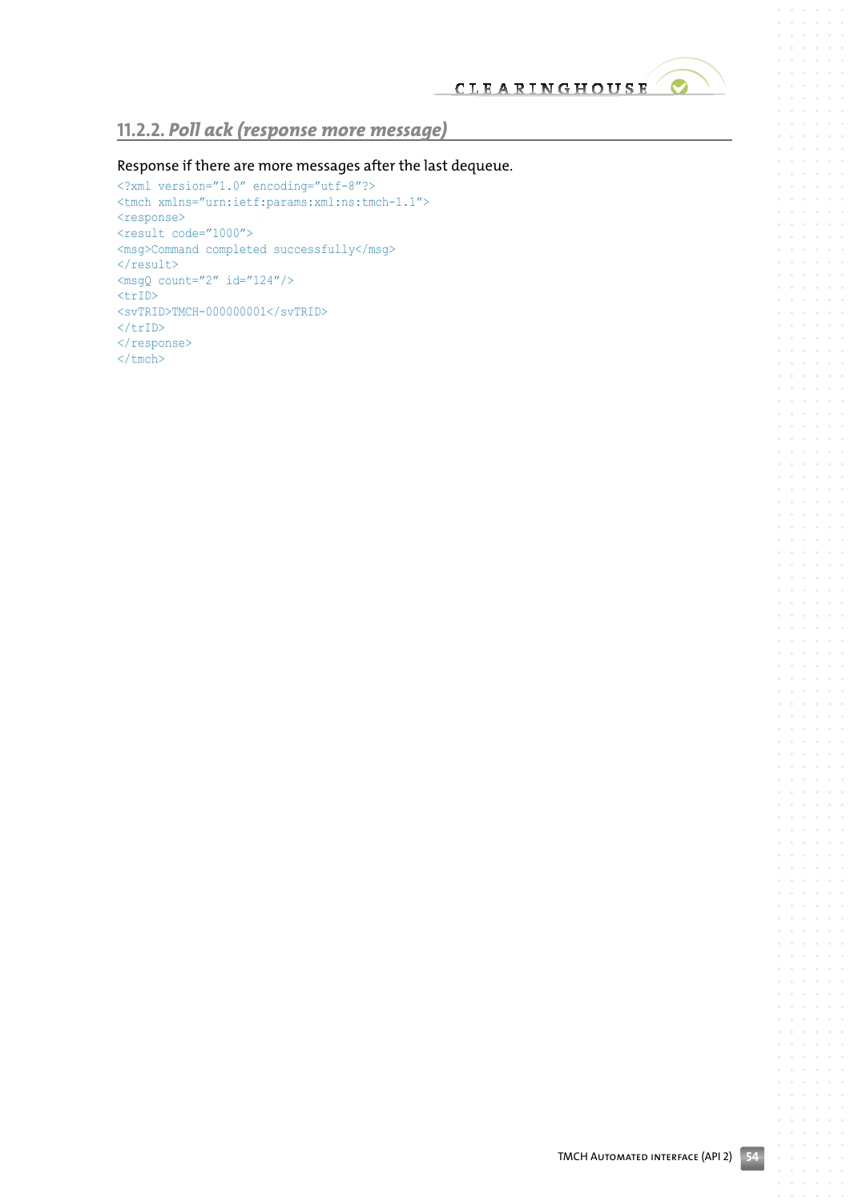### 11.2.2. *Poll ack (response more message)*

Response if there are more messages after the last dequeue.

```
<?xml version="1.0" encoding="utf-8"?>
<tmch xmlns="urn:ietf:params:xml:ns:tmch-1.1">
<response>
<result code="1000">
<msg>Command completed successfully</msg>
</result>
<msgQ count="2" id="124"/>
<trID>
<svTRID>TMCH-000000001</svTRID>
</trID>
</response>
</tmch>
```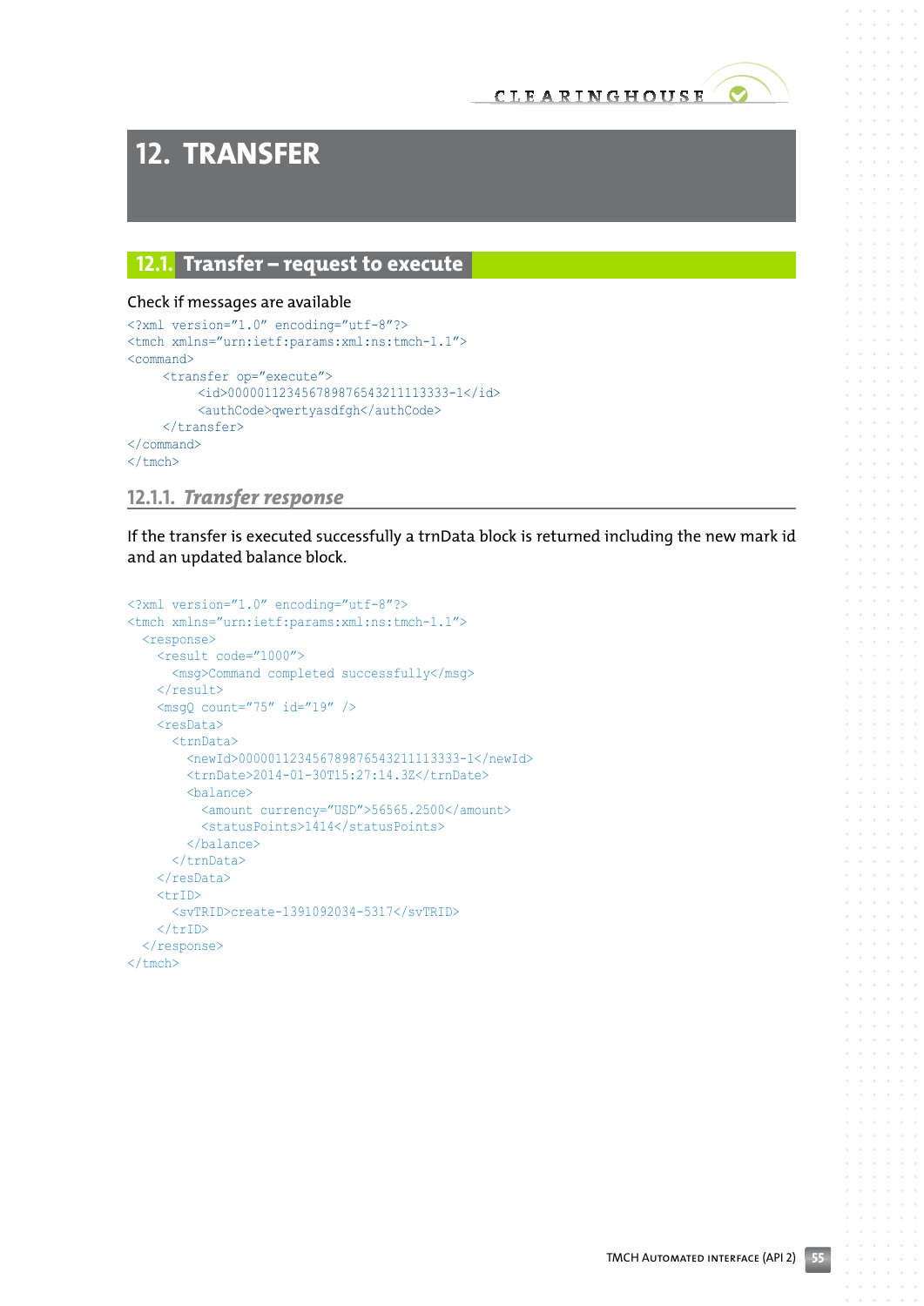# 12. TRANSFER

## 12.1. Transfer – request to execute

Check if messages are available

```
<?xml version="1.0" encoding="utf-8"?>
<tmch xmlns="urn:ietf:params:xml:ns:tmch-1.1">
<command>
     <transfer op="execute">
          <id>00000112345678987654321111333-1</id>
          <authCode>qwertyasdfgh</authCode>
     </transfer>
</command>
</tmch>
```

### 12.1.1. *Transfer response*

If the transfer is executed successfully a trnData block is returned including the new mark id and an updated balance block.

```
<?xml version="1.0" encoding="utf-8"?>
<tmch xmlns="urn:ietf:params:xml:ns:tmch-1.1">
  <response>
    <result code="1000">
      <msg>Command completed successfully</msg>
    </result>
    <msgQ count="75" id="19" />
    <resData>
      <trnData>
        <newId>00000112345678987654321111333-1</newId>
        <trnDate>2014-01-30T15:27:14.3Z</trnDate>
        <balance>
          <amount currency="USD">56565.2500</amount>
          <statusPoints>1414</statusPoints>
        </balance>
      </trnData>
    </resData>
    <trID>
      <svTRID>create-1391092034-5317</svTRID>
    </trID>
  </response>
</tmch>
```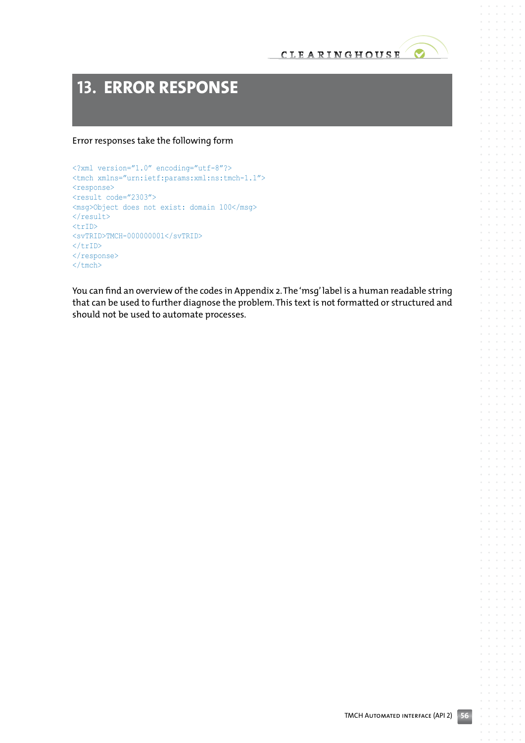# 13. ERROR RESPONSE

Error responses take the following form

```
<?xml version="1.0" encoding="utf-8"?>
<tmch xmlns="urn:ietf:params:xml:ns:tmch-1.1">
<response>
<result code="2303">
<msg>Object does not exist: domain 100</msg>
</result>
<trID>
<svTRID>TMCH-000000001</svTRID>
</trID>
</response>
</tmch>
```

You can find an overview of the codes in Appendix 2. The 'msg' label is a human readable string that can be used to further diagnose the problem. This text is not formatted or structured and should not be used to automate processes.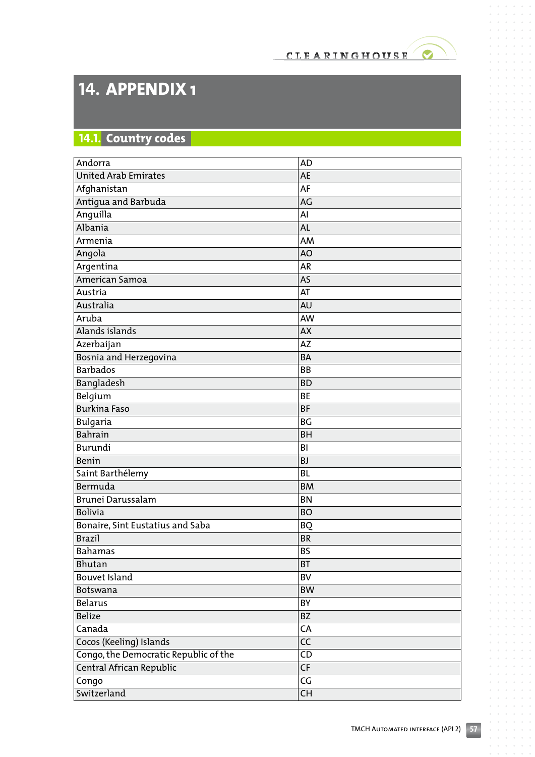# 14. APPENDIX 1

## 14.1. Country codes

| | |
|---|---|
| Andorra | AD |
| United Arab Emirates | AE |
| Afghanistan | AF |
| Antigua and Barbuda | AG |
| Anguilla | AI |
| Albania | AL |
| Armenia | AM |
| Angola | AO |
| Argentina | AR |
| American Samoa | AS |
| Austria | AT |
| Australia | AU |
| Aruba | AW |
| Alands islands | AX |
| Azerbaijan | AZ |
| Bosnia and Herzegovina | BA |
| Barbados | BB |
| Bangladesh | BD |
| Belgium | BE |
| Burkina Faso | BF |
| Bulgaria | BG |
| Bahrain | BH |
| Burundi | BI |
| Benin | BJ |
| Saint Barthélemy | BL |
| Bermuda | BM |
| Brunei Darussalam | BN |
| Bolivia | BO |
| Bonaire, Sint Eustatius and Saba | BQ |
| Brazil | BR |
| Bahamas | BS |
| Bhutan | BT |
| Bouvet Island | BV |
| Botswana | BW |
| Belarus | BY |
| Belize | BZ |
| Canada | CA |
| Cocos (Keeling) Islands | CC |
| Congo, the Democratic Republic of the | CD |
| Central African Republic | CF |
| Congo | CG |
| Switzerland | CH |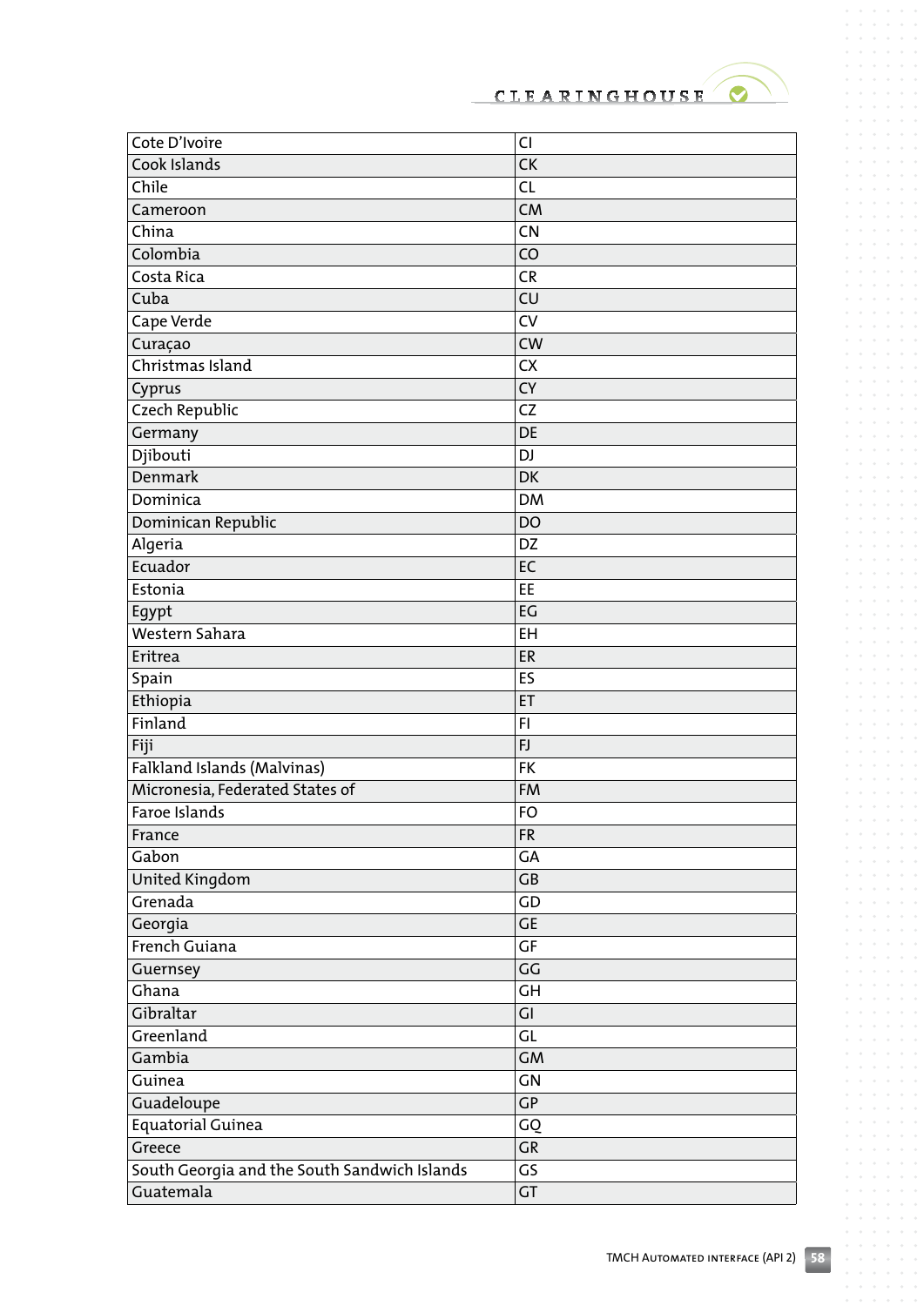| Cote D'Ivoire | CI |
|---|---|
| Cook Islands | CK |
| Chile | CL |
| Cameroon | CM |
| China | CN |
| Colombia | CO |
| Costa Rica | CR |
| Cuba | CU |
| Cape Verde | CV |
| Curaçao | CW |
| Christmas Island | CX |
| Cyprus | CY |
| Czech Republic | CZ |
| Germany | DE |
| Djibouti | DJ |
| Denmark | DK |
| Dominica | DM |
| Dominican Republic | DO |
| Algeria | DZ |
| Ecuador | EC |
| Estonia | EE |
| Egypt | EG |
| Western Sahara | EH |
| Eritrea | ER |
| Spain | ES |
| Ethiopia | ET |
| Finland | FI |
| Fiji | FJ |
| Falkland Islands (Malvinas) | FK |
| Micronesia, Federated States of | FM |
| Faroe Islands | FO |
| France | FR |
| Gabon | GA |
| United Kingdom | GB |
| Grenada | GD |
| Georgia | GE |
| French Guiana | GF |
| Guernsey | GG |
| Ghana | GH |
| Gibraltar | GI |
| Greenland | GL |
| Gambia | GM |
| Guinea | GN |
| Guadeloupe | GP |
| Equatorial Guinea | GQ |
| Greece | GR |
| South Georgia and the South Sandwich Islands | GS |
| Guatemala | GT |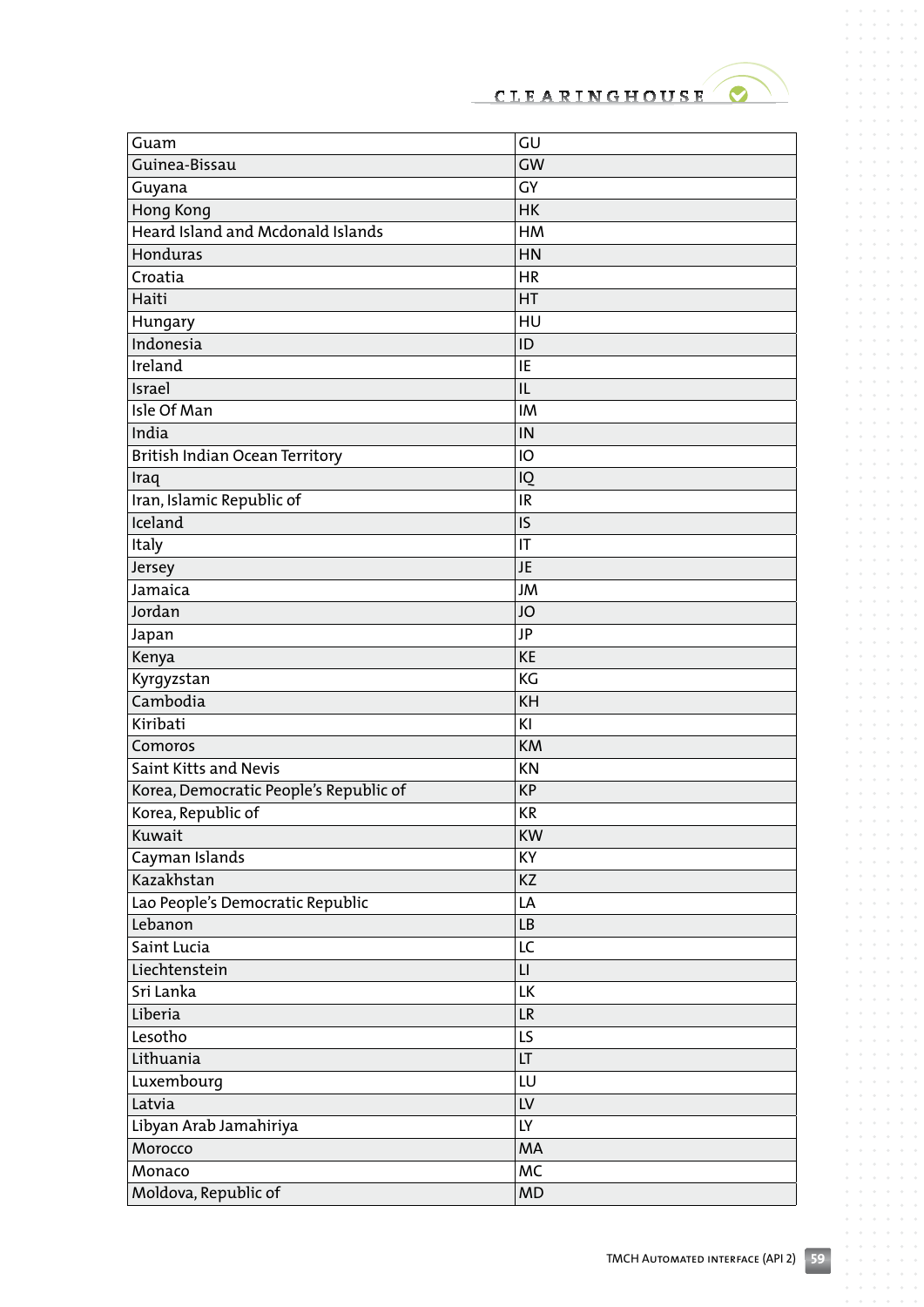| Guam | GU |
|---|---|
| Guinea-Bissau | GW |
| Guyana | GY |
| Hong Kong | HK |
| Heard Island and Mcdonald Islands | HM |
| Honduras | HN |
| Croatia | HR |
| Haiti | HT |
| Hungary | HU |
| Indonesia | ID |
| Ireland | IE |
| Israel | IL |
| Isle Of Man | IM |
| India | IN |
| British Indian Ocean Territory | IO |
| Iraq | IQ |
| Iran, Islamic Republic of | IR |
| Iceland | IS |
| Italy | IT |
| Jersey | JE |
| Jamaica | JM |
| Jordan | JO |
| Japan | JP |
| Kenya | KE |
| Kyrgyzstan | KG |
| Cambodia | KH |
| Kiribati | KI |
| Comoros | KM |
| Saint Kitts and Nevis | KN |
| Korea, Democratic People's Republic of | KP |
| Korea, Republic of | KR |
| Kuwait | KW |
| Cayman Islands | KY |
| Kazakhstan | KZ |
| Lao People's Democratic Republic | LA |
| Lebanon | LB |
| Saint Lucia | LC |
| Liechtenstein | LI |
| Sri Lanka | LK |
| Liberia | LR |
| Lesotho | LS |
| Lithuania | LT |
| Luxembourg | LU |
| Latvia | LV |
| Libyan Arab Jamahiriya | LY |
| Morocco | MA |
| Monaco | MC |
| Moldova, Republic of | MD |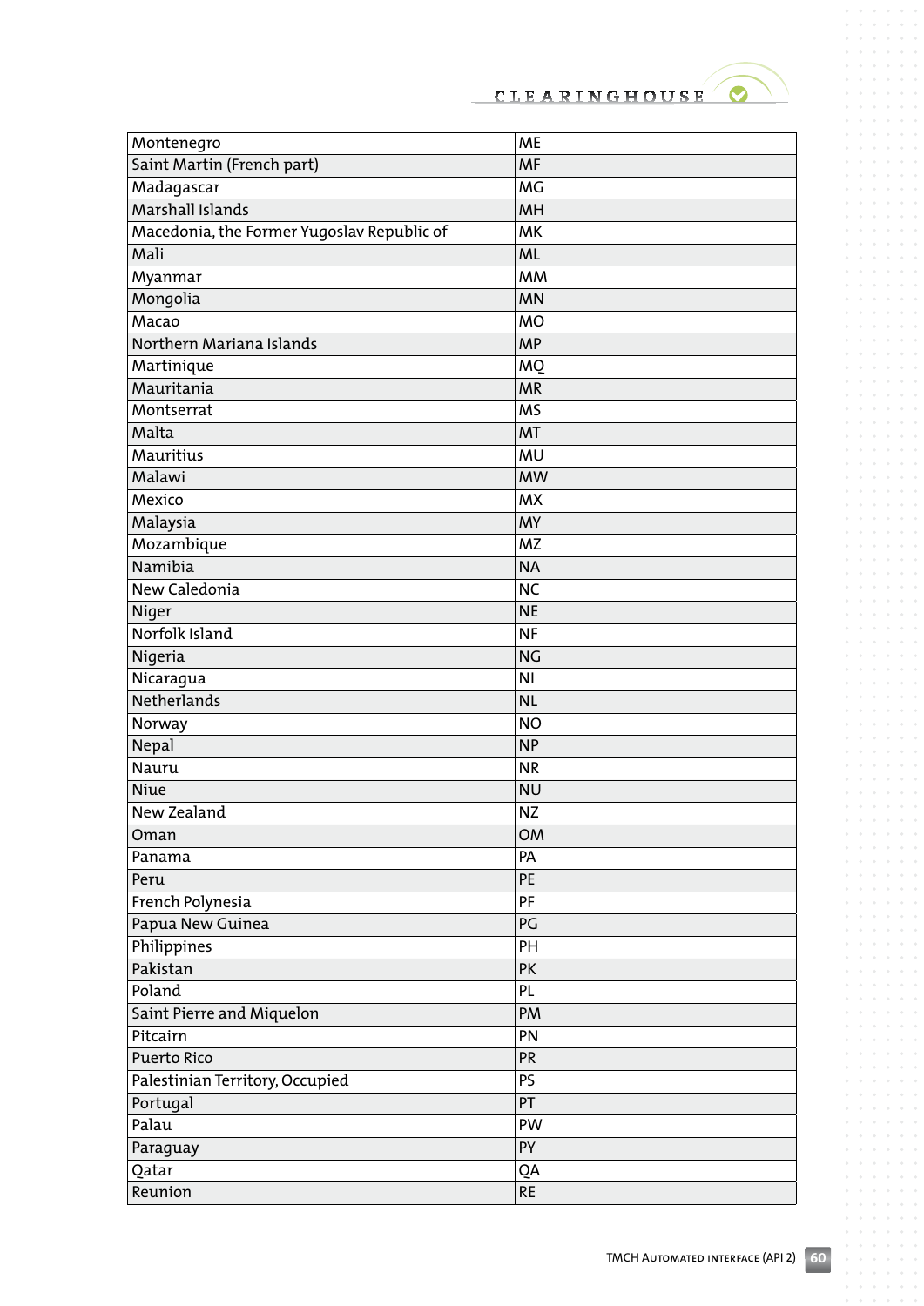| | |
|---|---|
| Montenegro | ME |
| Saint Martin (French part) | MF |
| Madagascar | MG |
| Marshall Islands | MH |
| Macedonia, the Former Yugoslav Republic of | MK |
| Mali | ML |
| Myanmar | MM |
| Mongolia | MN |
| Macao | MO |
| Northern Mariana Islands | MP |
| Martinique | MQ |
| Mauritania | MR |
| Montserrat | MS |
| Malta | MT |
| Mauritius | MU |
| Malawi | MW |
| Mexico | MX |
| Malaysia | MY |
| Mozambique | MZ |
| Namibia | NA |
| New Caledonia | NC |
| Niger | NE |
| Norfolk Island | NF |
| Nigeria | NG |
| Nicaragua | NI |
| Netherlands | NL |
| Norway | NO |
| Nepal | NP |
| Nauru | NR |
| Niue | NU |
| New Zealand | NZ |
| Oman | OM |
| Panama | PA |
| Peru | PE |
| French Polynesia | PF |
| Papua New Guinea | PG |
| Philippines | PH |
| Pakistan | PK |
| Poland | PL |
| Saint Pierre and Miquelon | PM |
| Pitcairn | PN |
| Puerto Rico | PR |
| Palestinian Territory, Occupied | PS |
| Portugal | PT |
| Palau | PW |
| Paraguay | PY |
| Qatar | QA |
| Reunion | RE |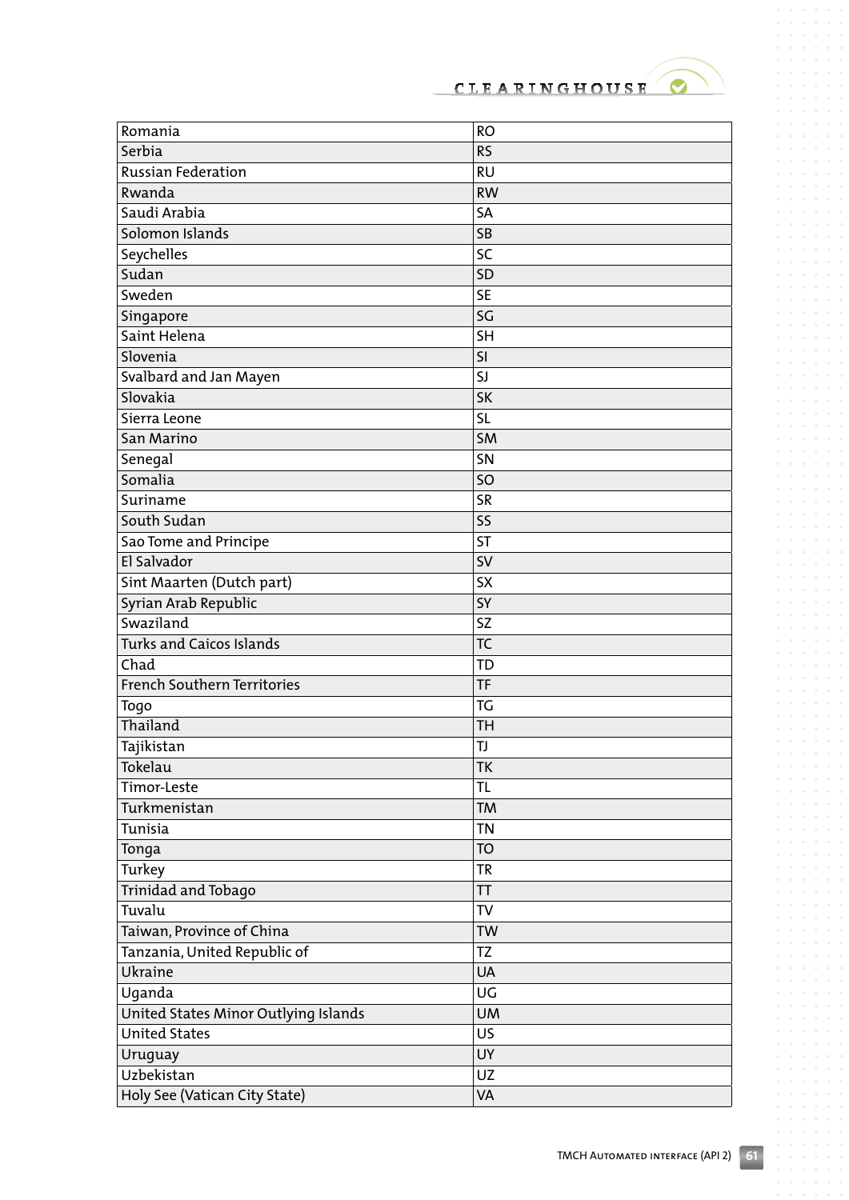| Romania | RO |
|---|---|
| Serbia | RS |
| Russian Federation | RU |
| Rwanda | RW |
| Saudi Arabia | SA |
| Solomon Islands | SB |
| Seychelles | SC |
| Sudan | SD |
| Sweden | SE |
| Singapore | SG |
| Saint Helena | SH |
| Slovenia | SI |
| Svalbard and Jan Mayen | SJ |
| Slovakia | SK |
| Sierra Leone | SL |
| San Marino | SM |
| Senegal | SN |
| Somalia | SO |
| Suriname | SR |
| South Sudan | SS |
| Sao Tome and Principe | ST |
| El Salvador | SV |
| Sint Maarten (Dutch part) | SX |
| Syrian Arab Republic | SY |
| Swaziland | SZ |
| Turks and Caicos Islands | TC |
| Chad | TD |
| French Southern Territories | TF |
| Togo | TG |
| Thailand | TH |
| Tajikistan | TJ |
| Tokelau | TK |
| Timor-Leste | TL |
| Turkmenistan | TM |
| Tunisia | TN |
| Tonga | TO |
| Turkey | TR |
| Trinidad and Tobago | TT |
| Tuvalu | TV |
| Taiwan, Province of China | TW |
| Tanzania, United Republic of | TZ |
| Ukraine | UA |
| Uganda | UG |
| United States Minor Outlying Islands | UM |
| United States | US |
| Uruguay | UY |
| Uzbekistan | UZ |
| Holy See (Vatican City State) | VA |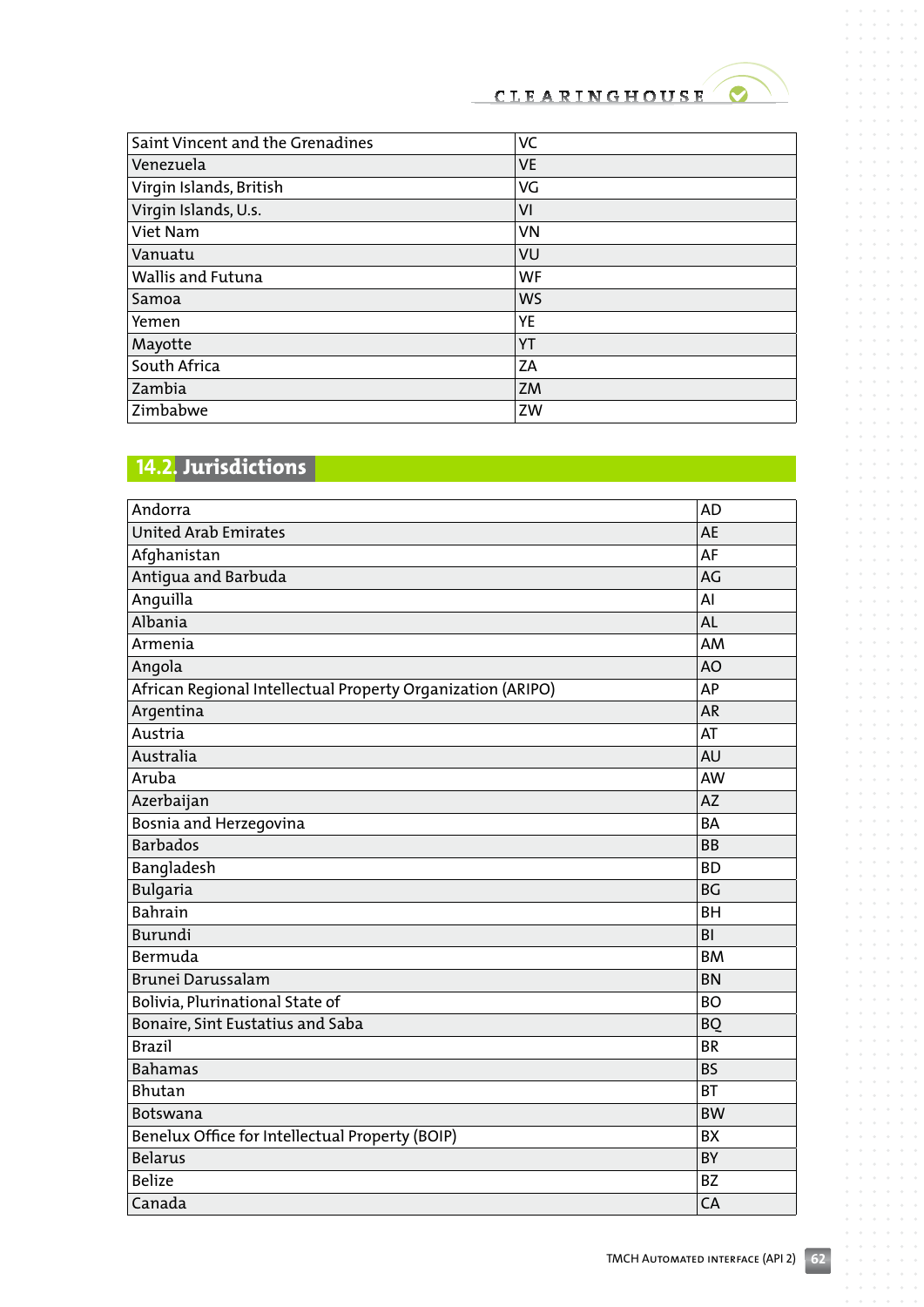| | |
|---|---|
| Saint Vincent and the Grenadines | VC |
| Venezuela | VE |
| Virgin Islands, British | VG |
| Virgin Islands, U.s. | VI |
| Viet Nam | VN |
| Vanuatu | VU |
| Wallis and Futuna | WF |
| Samoa | WS |
| Yemen | YE |
| Mayotte | YT |
| South Africa | ZA |
| Zambia | ZM |
| Zimbabwe | ZW |

## 14.2. Jurisdictions

| | |
|---|---|
| Andorra | AD |
| United Arab Emirates | AE |
| Afghanistan | AF |
| Antigua and Barbuda | AG |
| Anguilla | AI |
| Albania | AL |
| Armenia | AM |
| Angola | AO |
| African Regional Intellectual Property Organization (ARIPO) | AP |
| Argentina | AR |
| Austria | AT |
| Australia | AU |
| Aruba | AW |
| Azerbaijan | AZ |
| Bosnia and Herzegovina | BA |
| Barbados | BB |
| Bangladesh | BD |
| Bulgaria | BG |
| Bahrain | BH |
| Burundi | BI |
| Bermuda | BM |
| Brunei Darussalam | BN |
| Bolivia, Plurinational State of | BO |
| Bonaire, Sint Eustatius and Saba | BQ |
| Brazil | BR |
| Bahamas | BS |
| Bhutan | BT |
| Botswana | BW |
| Benelux Office for Intellectual Property (BOIP) | BX |
| Belarus | BY |
| Belize | BZ |
| Canada | CA |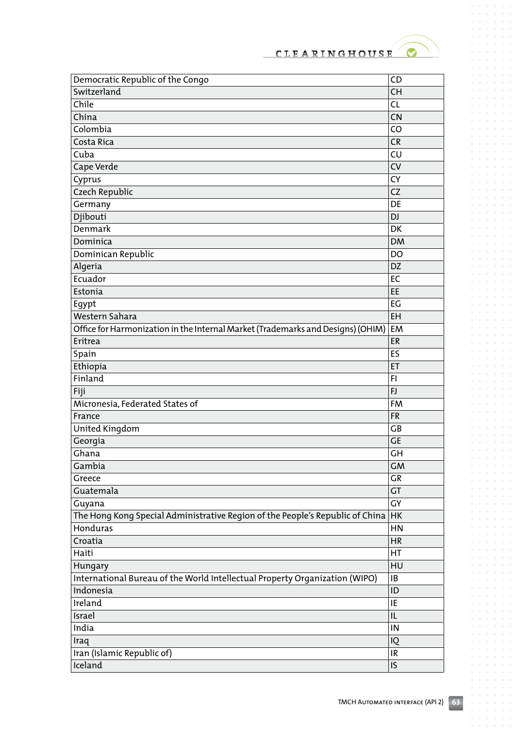| Democratic Republic of the Congo | CD |
|---|---|
| Switzerland | CH |
| Chile | CL |
| China | CN |
| Colombia | CO |
| Costa Rica | CR |
| Cuba | CU |
| Cape Verde | CV |
| Cyprus | CY |
| Czech Republic | CZ |
| Germany | DE |
| Djibouti | DJ |
| Denmark | DK |
| Dominica | DM |
| Dominican Republic | DO |
| Algeria | DZ |
| Ecuador | EC |
| Estonia | EE |
| Egypt | EG |
| Western Sahara | EH |
| Office for Harmonization in the Internal Market (Trademarks and Designs) (OHIM) | EM |
| Eritrea | ER |
| Spain | ES |
| Ethiopia | ET |
| Finland | FI |
| Fiji | FJ |
| Micronesia, Federated States of | FM |
| France | FR |
| United Kingdom | GB |
| Georgia | GE |
| Ghana | GH |
| Gambia | GM |
| Greece | GR |
| Guatemala | GT |
| Guyana | GY |
| The Hong Kong Special Administrative Region of the People's Republic of China | HK |
| Honduras | HN |
| Croatia | HR |
| Haiti | HT |
| Hungary | HU |
| International Bureau of the World Intellectual Property Organization (WIPO) | IB |
| Indonesia | ID |
| Ireland | IE |
| Israel | IL |
| India | IN |
| Iraq | IQ |
| Iran (Islamic Republic of) | IR |
| Iceland | IS |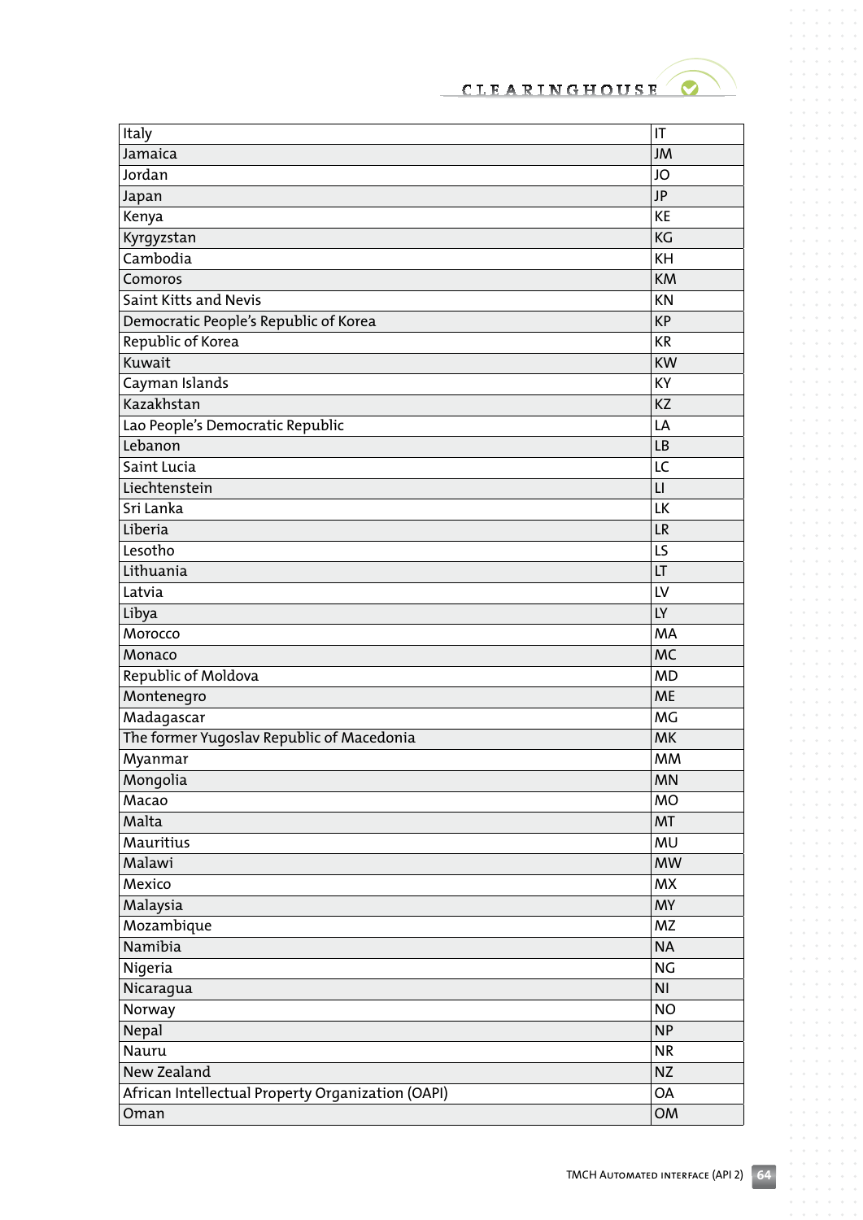| Italy | IT |
|---|---|
| Jamaica | JM |
| Jordan | JO |
| Japan | JP |
| Kenya | KE |
| Kyrgyzstan | KG |
| Cambodia | KH |
| Comoros | KM |
| Saint Kitts and Nevis | KN |
| Democratic People's Republic of Korea | KP |
| Republic of Korea | KR |
| Kuwait | KW |
| Cayman Islands | KY |
| Kazakhstan | KZ |
| Lao People's Democratic Republic | LA |
| Lebanon | LB |
| Saint Lucia | LC |
| Liechtenstein | LI |
| Sri Lanka | LK |
| Liberia | LR |
| Lesotho | LS |
| Lithuania | LT |
| Latvia | LV |
| Libya | LY |
| Morocco | MA |
| Monaco | MC |
| Republic of Moldova | MD |
| Montenegro | ME |
| Madagascar | MG |
| The former Yugoslav Republic of Macedonia | MK |
| Myanmar | MM |
| Mongolia | MN |
| Macao | MO |
| Malta | MT |
| Mauritius | MU |
| Malawi | MW |
| Mexico | MX |
| Malaysia | MY |
| Mozambique | MZ |
| Namibia | NA |
| Nigeria | NG |
| Nicaragua | NI |
| Norway | NO |
| Nepal | NP |
| Nauru | NR |
| New Zealand | NZ |
| African Intellectual Property Organization (OAPI) | OA |
| Oman | OM |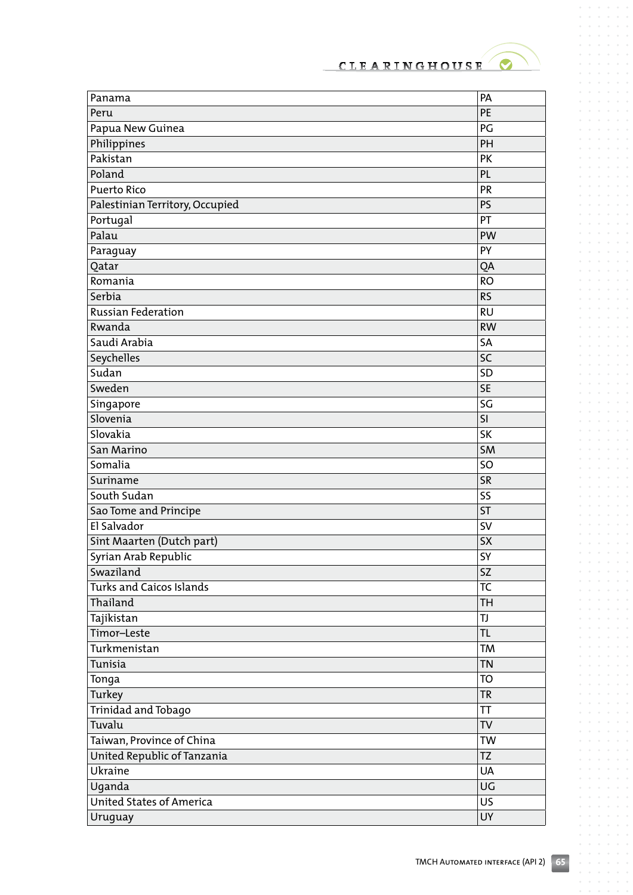| | |
|---|---|
| Panama | PA |
| Peru | PE |
| Papua New Guinea | PG |
| Philippines | PH |
| Pakistan | PK |
| Poland | PL |
| Puerto Rico | PR |
| Palestinian Territory, Occupied | PS |
| Portugal | PT |
| Palau | PW |
| Paraguay | PY |
| Qatar | QA |
| Romania | RO |
| Serbia | RS |
| Russian Federation | RU |
| Rwanda | RW |
| Saudi Arabia | SA |
| Seychelles | SC |
| Sudan | SD |
| Sweden | SE |
| Singapore | SG |
| Slovenia | SI |
| Slovakia | SK |
| San Marino | SM |
| Somalia | SO |
| Suriname | SR |
| South Sudan | SS |
| Sao Tome and Principe | ST |
| El Salvador | SV |
| Sint Maarten (Dutch part) | SX |
| Syrian Arab Republic | SY |
| Swaziland | SZ |
| Turks and Caicos Islands | TC |
| Thailand | TH |
| Tajikistan | TJ |
| Timor–Leste | TL |
| Turkmenistan | TM |
| Tunisia | TN |
| Tonga | TO |
| Turkey | TR |
| Trinidad and Tobago | TT |
| Tuvalu | TV |
| Taiwan, Province of China | TW |
| United Republic of Tanzania | TZ |
| Ukraine | UA |
| Uganda | UG |
| United States of America | US |
| Uruguay | UY |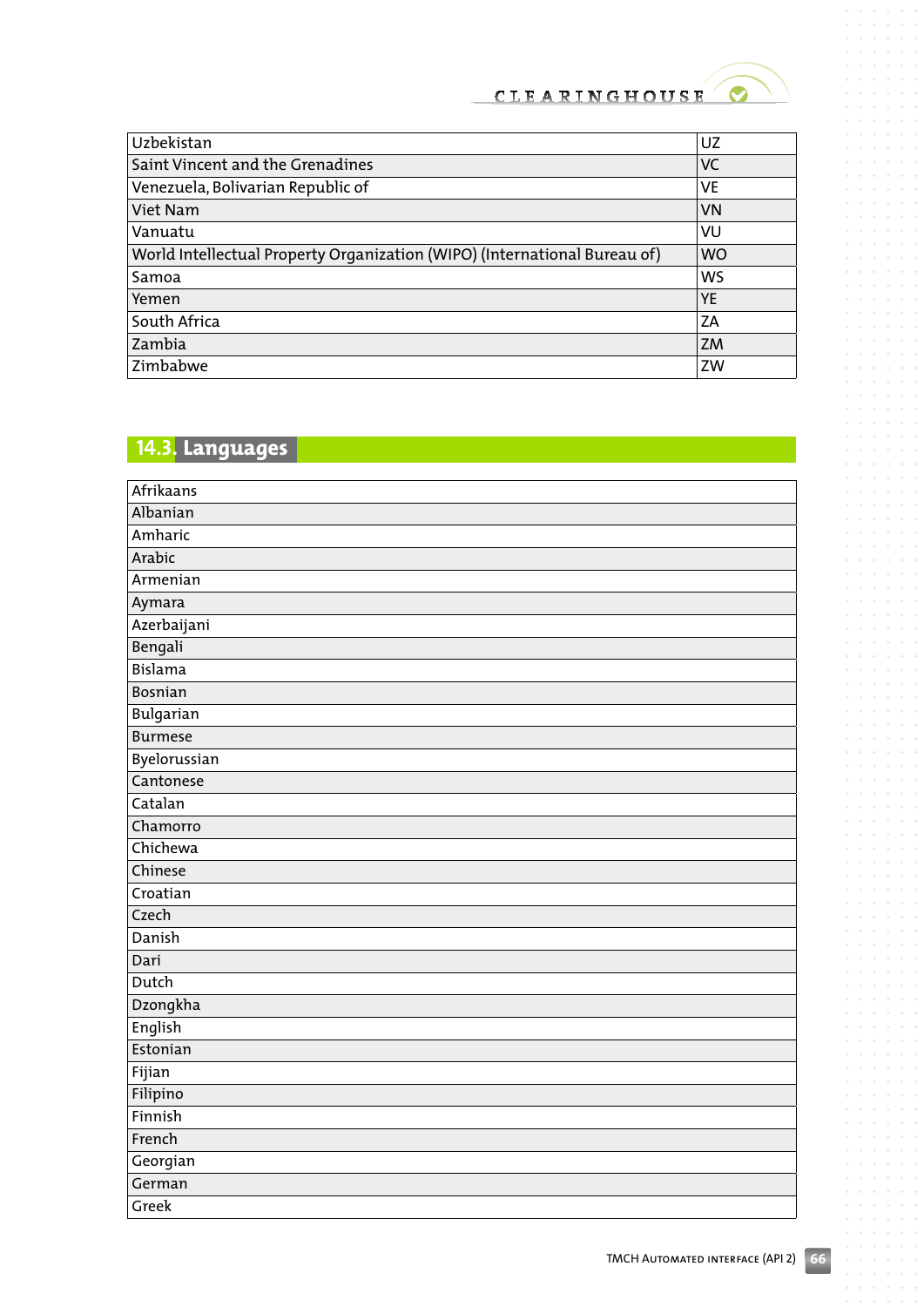| | |
|---|---|
| Uzbekistan | UZ |
| Saint Vincent and the Grenadines | VC |
| Venezuela, Bolivarian Republic of | VE |
| Viet Nam | VN |
| Vanuatu | VU |
| World Intellectual Property Organization (WIPO) (International Bureau of) | WO |
| Samoa | WS |
| Yemen | YE |
| South Africa | ZA |
| Zambia | ZM |
| Zimbabwe | ZW |

## 14.3. Languages

| |
|---|
| Afrikaans |
| Albanian |
| Amharic |
| Arabic |
| Armenian |
| Aymara |
| Azerbaijani |
| Bengali |
| Bislama |
| Bosnian |
| Bulgarian |
| Burmese |
| Byelorussian |
| Cantonese |
| Catalan |
| Chamorro |
| Chichewa |
| Chinese |
| Croatian |
| Czech |
| Danish |
| Dari |
| Dutch |
| Dzongkha |
| English |
| Estonian |
| Fijian |
| Filipino |
| Finnish |
| French |
| Georgian |
| German |
| Greek |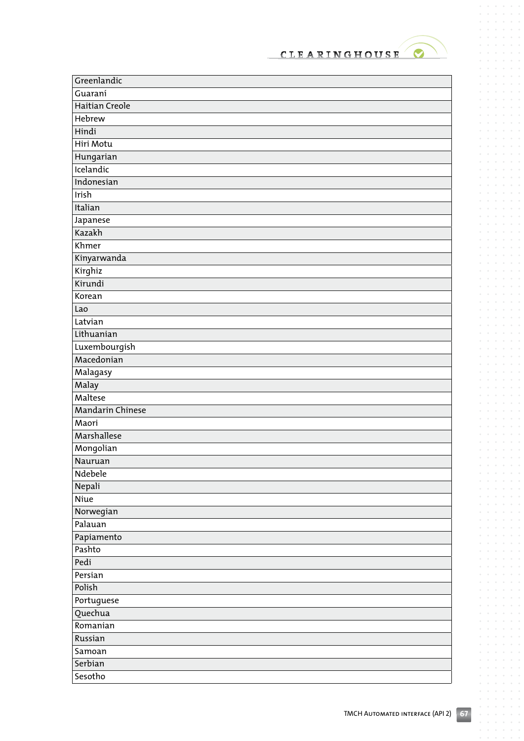| Greenlandic |
|---|
| Guaraní |
| Haitian Creole |
| Hebrew |
| Hindi |
| Hiri Motu |
| Hungarian |
| Icelandic |
| Indonesian |
| Irish |
| Italian |
| Japanese |
| Kazakh |
| Khmer |
| Kinyarwanda |
| Kirghiz |
| Kirundi |
| Korean |
| Lao |
| Latvian |
| Lithuanian |
| Luxembourgish |
| Macedonian |
| Malagasy |
| Malay |
| Maltese |
| Mandarin Chinese |
| Maori |
| Marshallese |
| Mongolian |
| Nauruan |
| Ndebele |
| Nepali |
| Niue |
| Norwegian |
| Palauan |
| Papiamento |
| Pashto |
| Pedi |
| Persian |
| Polish |
| Portuguese |
| Quechua |
| Romanian |
| Russian |
| Samoan |
| Serbian |
| Sesotho |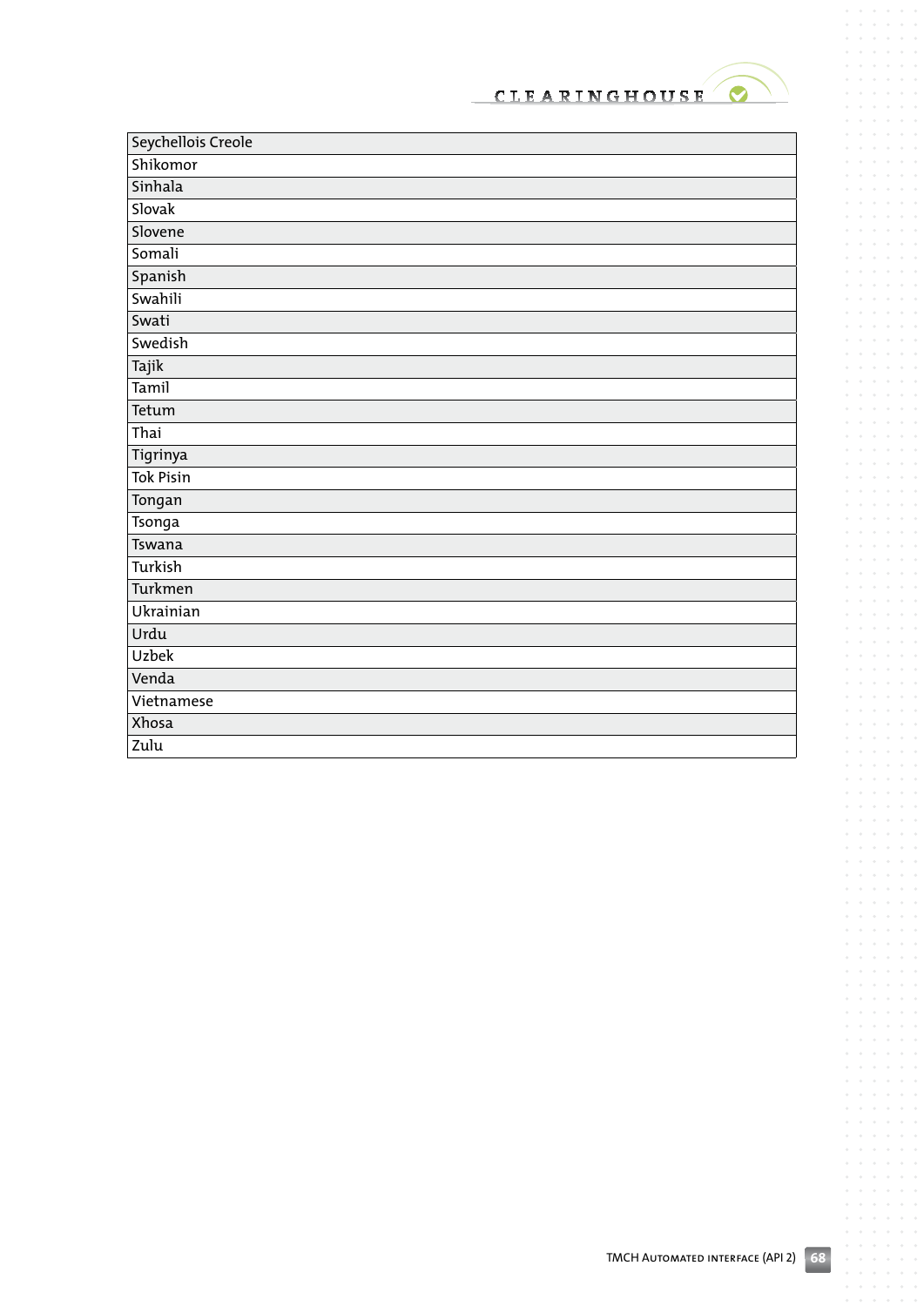| Seychellois Creole |
|---|
| Shikomor |
| Sinhala |
| Slovak |
| Slovene |
| Somali |
| Spanish |
| Swahili |
| Swati |
| Swedish |
| Tajik |
| Tamil |
| Tetum |
| Thai |
| Tigrinya |
| Tok Pisin |
| Tongan |
| Tsonga |
| Tswana |
| Turkish |
| Turkmen |
| Ukrainian |
| Urdu |
| Uzbek |
| Venda |
| Vietnamese |
| Xhosa |
| Zulu |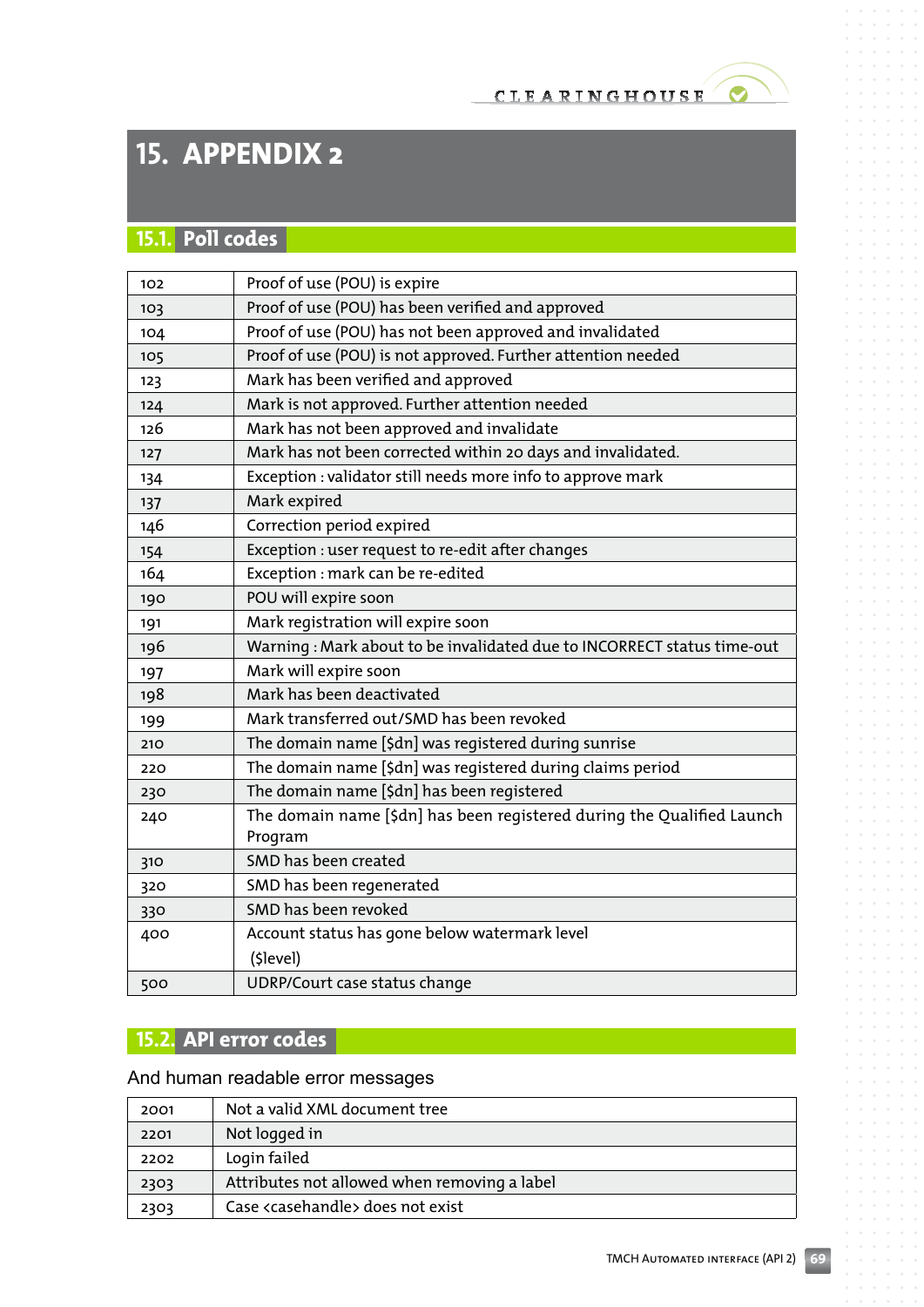# 15. APPENDIX 2

## 15.1. Poll codes

| | |
|---|---|
| 102 | Proof of use (POU) is expire |
| 103 | Proof of use (POU) has been verified and approved |
| 104 | Proof of use (POU) has not been approved and invalidated |
| 105 | Proof of use (POU) is not approved. Further attention needed |
| 123 | Mark has been verified and approved |
| 124 | Mark is not approved. Further attention needed |
| 126 | Mark has not been approved and invalidate |
| 127 | Mark has not been corrected within 20 days and invalidated. |
| 134 | Exception : validator still needs more info to approve mark |
| 137 | Mark expired |
| 146 | Correction period expired |
| 154 | Exception : user request to re-edit after changes |
| 164 | Exception : mark can be re-edited |
| 190 | POU will expire soon |
| 191 | Mark registration will expire soon |
| 196 | Warning : Mark about to be invalidated due to INCORRECT status time-out |
| 197 | Mark will expire soon |
| 198 | Mark has been deactivated |
| 199 | Mark transferred out/SMD has been revoked |
| 210 | The domain name [$dn] was registered during sunrise |
| 220 | The domain name [$dn] was registered during claims period |
| 230 | The domain name [$dn] has been registered |
| 240 | The domain name [$dn] has been registered during the Qualified Launch Program |
| 310 | SMD has been created |
| 320 | SMD has been regenerated |
| 330 | SMD has been revoked |
| 400 | Account status has gone below watermark level ($level) |
| 500 | UDRP/Court case status change |

## 15.2. API error codes

And human readable error messages

| | |
|---|---|
| 2001 | Not a valid XML document tree |
| 2201 | Not logged in |
| 2202 | Login failed |
| 2303 | Attributes not allowed when removing a label |
| 2303 | Case <casehandle> does not exist |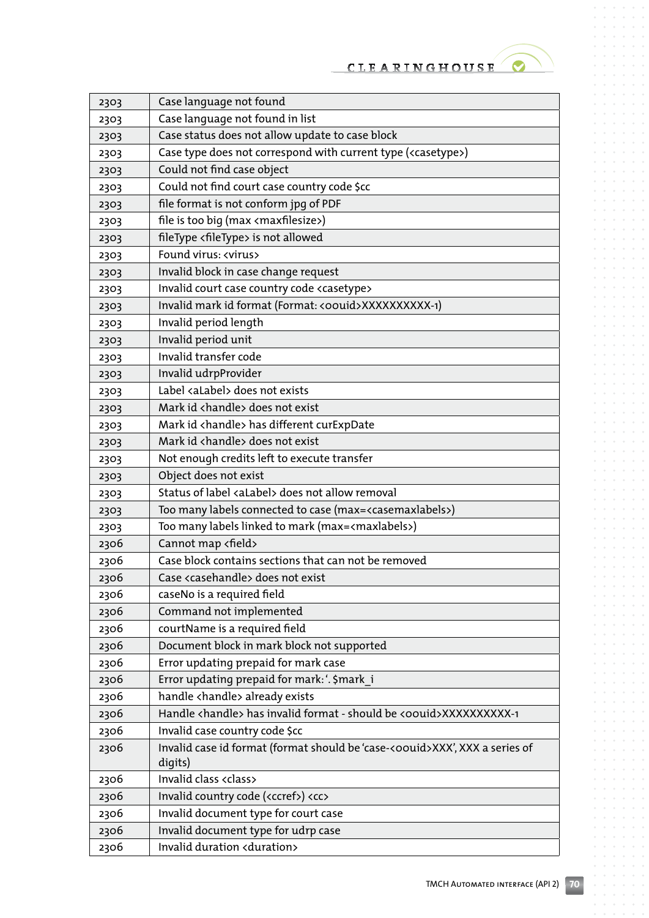| | |
|---|---|
| 2303 | Case language not found |
| 2303 | Case language not found in list |
| 2303 | Case status does not allow update to case block |
| 2303 | Case type does not correspond with current type (<casetype>) |
| 2303 | Could not find case object |
| 2303 | Could not find court case country code $cc |
| 2303 | file format is not conform jpg of PDF |
| 2303 | file is too big (max <maxfilesize>) |
| 2303 | fileType <fileType> is not allowed |
| 2303 | Found virus: <virus> |
| 2303 | Invalid block in case change request |
| 2303 | Invalid court case country code <casetype> |
| 2303 | Invalid mark id format (Format: <oouid>XXXXXXXXXX-1) |
| 2303 | Invalid period length |
| 2303 | Invalid period unit |
| 2303 | Invalid transfer code |
| 2303 | Invalid udrpProvider |
| 2303 | Label <aLabel> does not exists |
| 2303 | Mark id <handle> does not exist |
| 2303 | Mark id <handle> has different curExpDate |
| 2303 | Mark id <handle> does not exist |
| 2303 | Not enough credits left to execute transfer |
| 2303 | Object does not exist |
| 2303 | Status of label <aLabel> does not allow removal |
| 2303 | Too many labels connected to case (max=<casemaxlabels>) |
| 2303 | Too many labels linked to mark (max=<maxlabels>) |
| 2306 | Cannot map <field> |
| 2306 | Case block contains sections that can not be removed |
| 2306 | Case <casehandle> does not exist |
| 2306 | caseNo is a required field |
| 2306 | Command not implemented |
| 2306 | courtName is a required field |
| 2306 | Document block in mark block not supported |
| 2306 | Error updating prepaid for mark case |
| 2306 | Error updating prepaid for mark: '. $mark_i |
| 2306 | handle <handle> already exists |
| 2306 | Handle <handle> has invalid format - should be <oouid>XXXXXXXXXX-1 |
| 2306 | Invalid case country code $cc |
| 2306 | Invalid case id format (format should be 'case-<oouid>XXX', XXX a series of digits) |
| 2306 | Invalid class <class> |
| 2306 | Invalid country code (<ccref>) <cc> |
| 2306 | Invalid document type for court case |
| 2306 | Invalid document type for udrp case |
| 2306 | Invalid duration <duration> |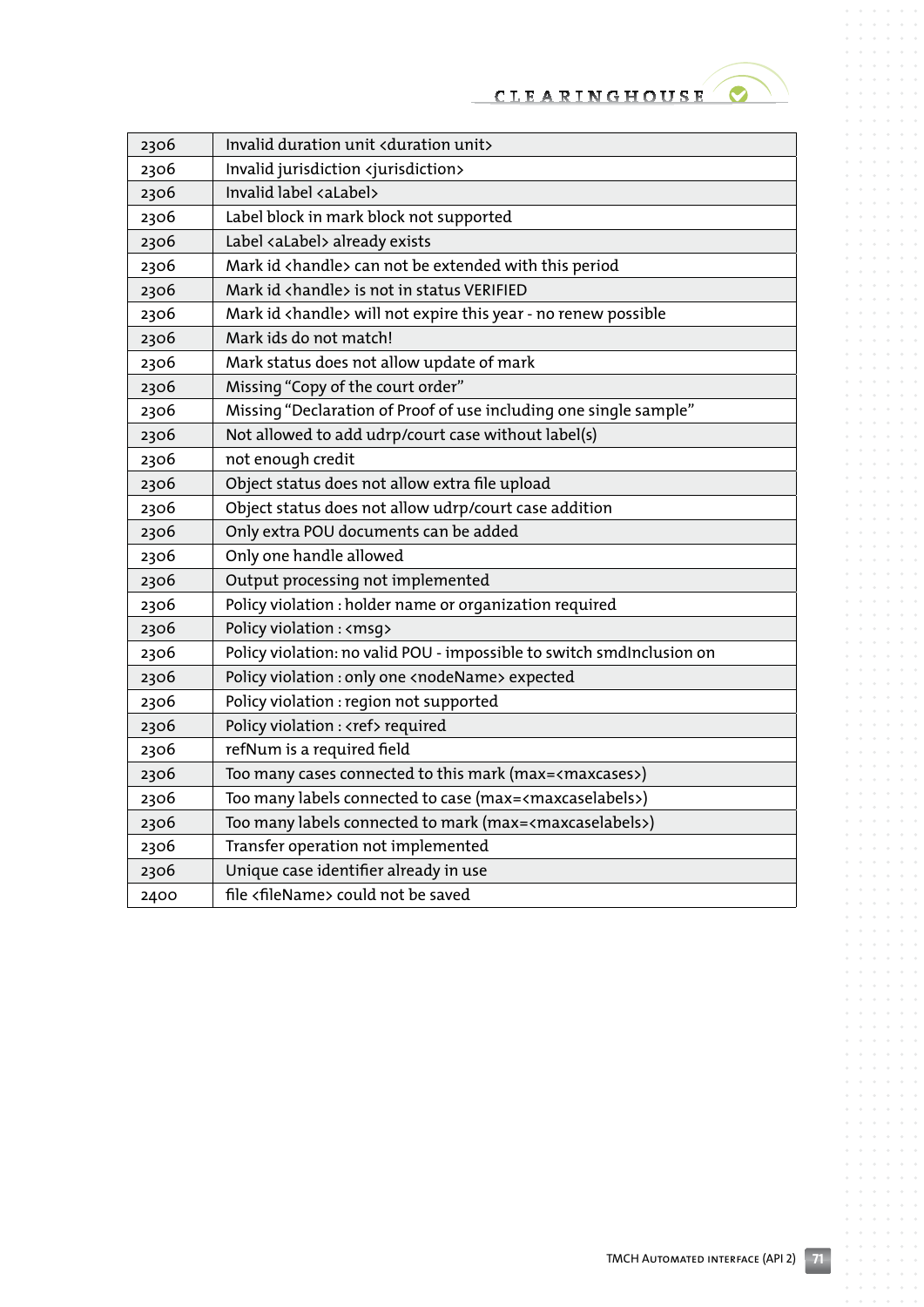| | |
|---|---|
| 2306 | Invalid duration unit <duration unit> |
| 2306 | Invalid jurisdiction <jurisdiction> |
| 2306 | Invalid label <aLabel> |
| 2306 | Label block in mark block not supported |
| 2306 | Label <aLabel> already exists |
| 2306 | Mark id <handle> can not be extended with this period |
| 2306 | Mark id <handle> is not in status VERIFIED |
| 2306 | Mark id <handle> will not expire this year - no renew possible |
| 2306 | Mark ids do not match! |
| 2306 | Mark status does not allow update of mark |
| 2306 | Missing "Copy of the court order" |
| 2306 | Missing "Declaration of Proof of use including one single sample" |
| 2306 | Not allowed to add udrp/court case without label(s) |
| 2306 | not enough credit |
| 2306 | Object status does not allow extra file upload |
| 2306 | Object status does not allow udrp/court case addition |
| 2306 | Only extra POU documents can be added |
| 2306 | Only one handle allowed |
| 2306 | Output processing not implemented |
| 2306 | Policy violation : holder name or organization required |
| 2306 | Policy violation : <msg> |
| 2306 | Policy violation: no valid POU - impossible to switch smdInclusion on |
| 2306 | Policy violation : only one <nodeName> expected |
| 2306 | Policy violation : region not supported |
| 2306 | Policy violation : <ref> required |
| 2306 | refNum is a required field |
| 2306 | Too many cases connected to this mark (max=<maxcases>) |
| 2306 | Too many labels connected to case (max=<maxcaselabels>) |
| 2306 | Too many labels connected to mark (max=<maxcaselabels>) |
| 2306 | Transfer operation not implemented |
| 2306 | Unique case identifier already in use |
| 2400 | file <fileName> could not be saved |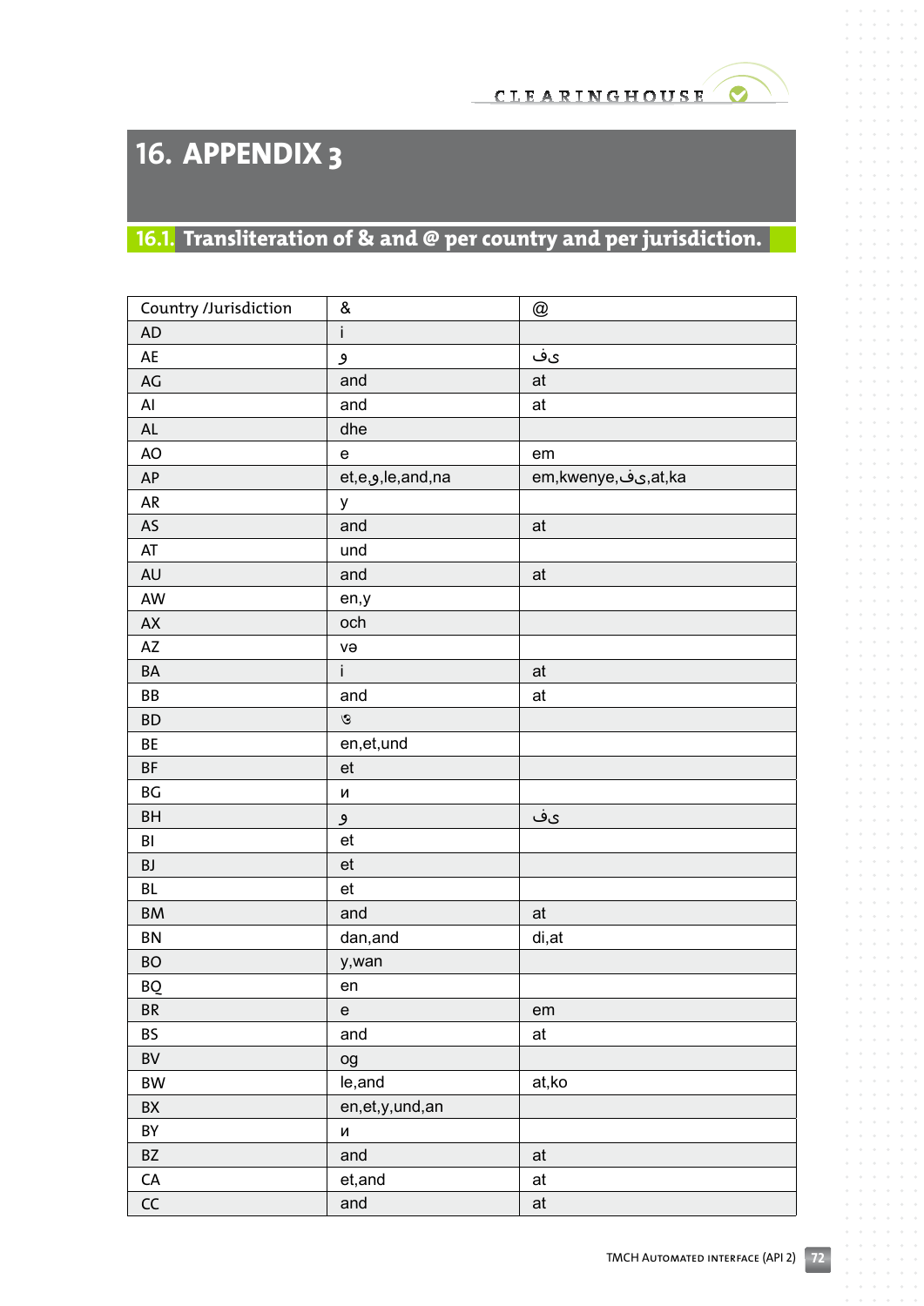# 16. APPENDIX 3

## 16.1. Transliteration of & and @ per country and per jurisdiction.

| Country /Jurisdiction | & | @ |
|---|---|---|
| AD | i | |
| AE | و | فى |
| AG | and | at |
| AI | and | at |
| AL | dhe | |
| AO | e | em |
| AP | et,e,و,le,and,na | em,kwenye,فى,at,ka |
| AR | y | |
| AS | and | at |
| AT | und | |
| AU | and | at |
| AW | en,y | |
| AX | och | |
| AZ | və | |
| BA | i | at |
| BB | and | at |
| BD | ও | |
| BE | en,et,und | |
| BF | et | |
| BG | и | |
| BH | و | فى |
| BI | et | |
| BJ | et | |
| BL | et | |
| BM | and | at |
| BN | dan,and | di,at |
| BO | y,wan | |
| BQ | en | |
| BR | e | em |
| BS | and | at |
| BV | og | |
| BW | le,and | at,ko |
| BX | en,et,y,und,an | |
| BY | и | |
| BZ | and | at |
| CA | et,and | at |
| CC | and | at |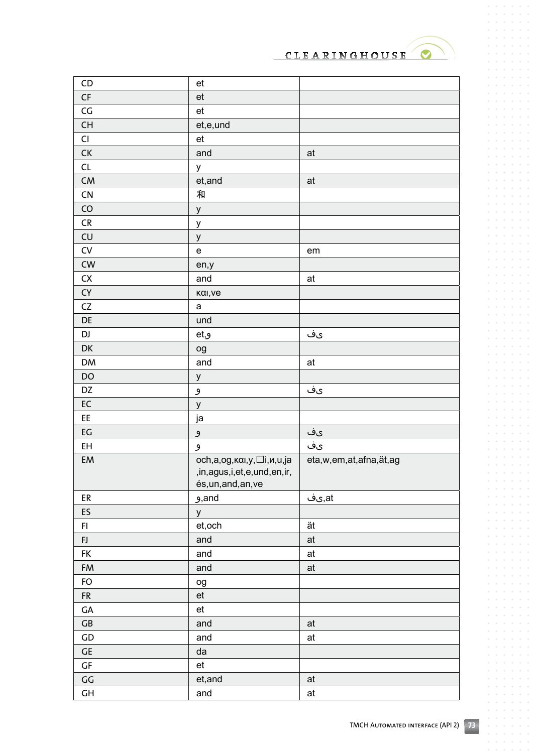| CD | et | |
|---|---|---|
| CF | et | |
| CG | et | |
| CH | et,e,und | |
| CI | et | |
| CK | and | at |
| CL | y | |
| CM | et,and | at |
| CN | 和 | |
| CO | y | |
| CR | y | |
| CU | y | |
| CV | e | em |
| CW | en,y | |
| CX | and | at |
| CY | και,ve | |
| CZ | a | |
| DE | und | |
| DJ | et,و | فى |
| DK | og | |
| DM | and | at |
| DO | y | |
| DZ | و | فى |
| EC | y | |
| EE | ja | |
| EG | و | فى |
| EH | و | فى |
| EM | och,a,og,και,y,☐i,и,u,ja,in,agus,i,et,e,und,en,ir,és,un,and,an,ve | eta,w,em,at,afna,ät,ag |
| ER | و,and | فى,at |
| ES | y | |
| FI | et,och | ät |
| FJ | and | at |
| FK | and | at |
| FM | and | at |
| FO | og | |
| FR | et | |
| GA | et | |
| GB | and | at |
| GD | and | at |
| GE | da | |
| GF | et | |
| GG | et,and | at |
| GH | and | at |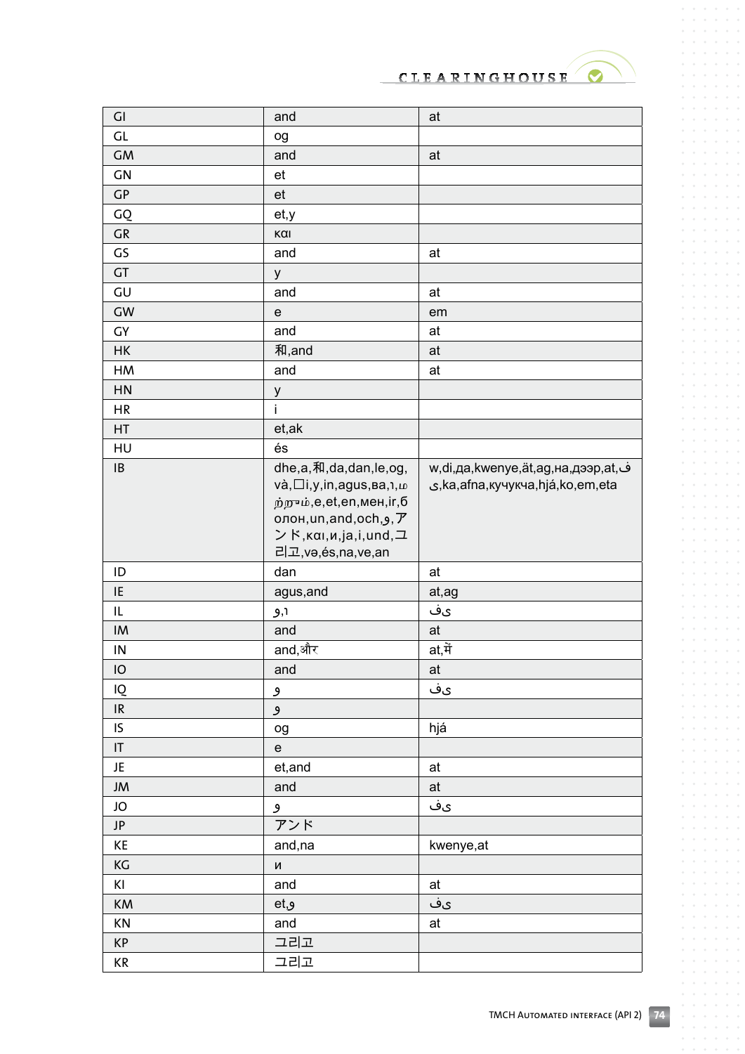| GI | and | at |
|---|---|---|
| GL | og | |
| GM | and | at |
| GN | et | |
| GP | et | |
| GQ | et,y | |
| GR | και | |
| GS | and | at |
| GT | y | |
| GU | and | at |
| GW | e | em |
| GY | and | at |
| HK | 和,and | at |
| HM | and | at |
| HN | y | |
| HR | i | |
| HT | et,ak | |
| HU | és | |
| IB | dhe,a,和,da,dan,le,og,và,□i,y,in,agus,ва,ו,மற்றும்,e,et,en,мен,ir,болон,un,and,och,و,アンド,και,и,ja,i,und,그리고,və,és,na,ve,an | w,di,да,kwenye,ät,ag,на,дээр,at,في,ka,afna,кучукча,hjá,ko,em,eta |
| ID | dan | at |
| IE | agus,and | at,ag |
| IL | ו,و | في |
| IM | and | at |
| IN | and,और | at,में |
| IO | and | at |
| IQ | و | في |
| IR | و | |
| IS | og | hjá |
| IT | e | |
| JE | et,and | at |
| JM | and | at |
| JO | و | في |
| JP | アンド | |
| KE | and,na | kwenye,at |
| KG | и | |
| KI | and | at |
| KM | et,و | في |
| KN | and | at |
| KP | 그리고 | |
| KR | 그리고 | |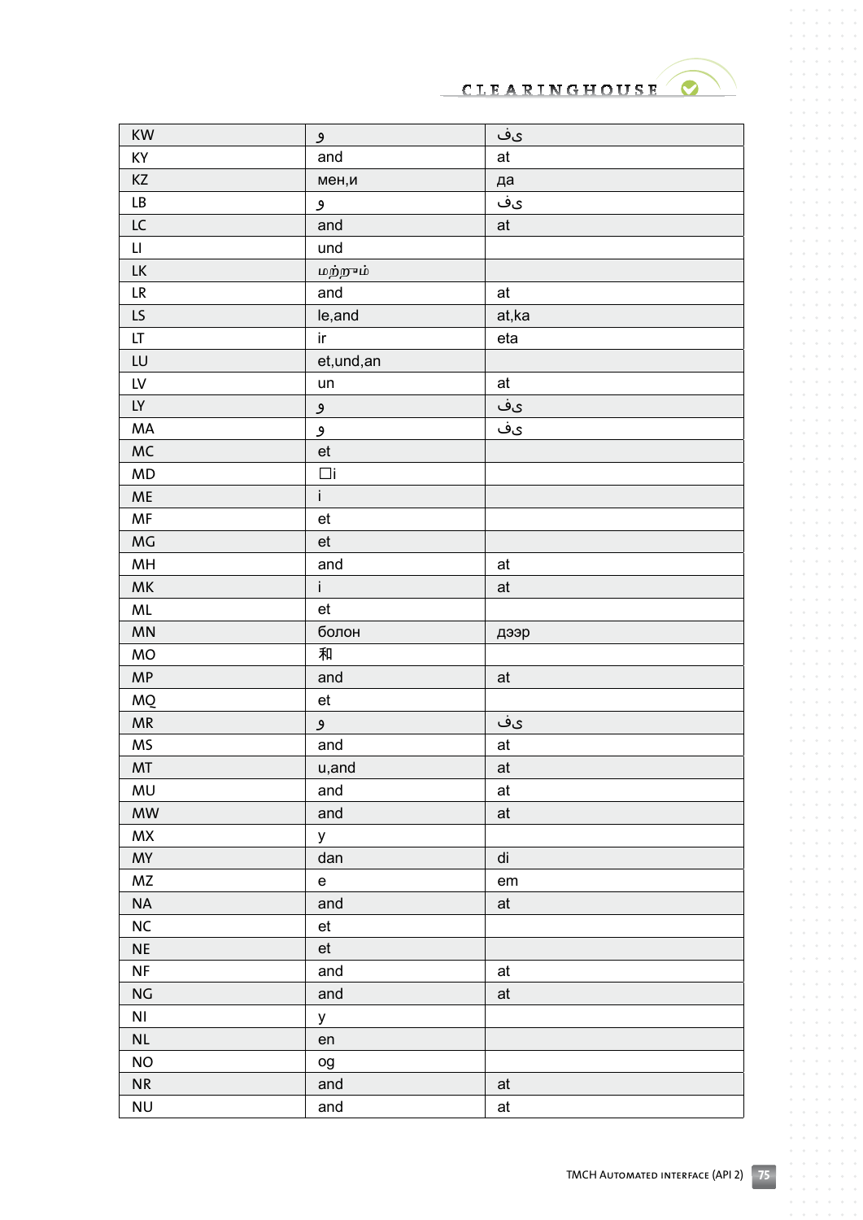| KW | و | فى |
|---|---|---|
| KY | and | at |
| KZ | мен,и | да |
| LB | و | فى |
| LC | and | at |
| LI | und | |
| LK | மற்றும் | |
| LR | and | at |
| LS | le,and | at,ka |
| LT | ir | eta |
| LU | et,und,an | |
| LV | un | at |
| LY | و | فى |
| MA | و | فى |
| MC | et | |
| MD | □i | |
| ME | i | |
| MF | et | |
| MG | et | |
| MH | and | at |
| MK | i | at |
| ML | et | |
| MN | болон | дээр |
| MO | 和 | |
| MP | and | at |
| MQ | et | |
| MR | و | فى |
| MS | and | at |
| MT | u,and | at |
| MU | and | at |
| MW | and | at |
| MX | y | |
| MY | dan | di |
| MZ | e | em |
| NA | and | at |
| NC | et | |
| NE | et | |
| NF | and | at |
| NG | and | at |
| NI | y | |
| NL | en | |
| NO | og | |
| NR | and | at |
| NU | and | at |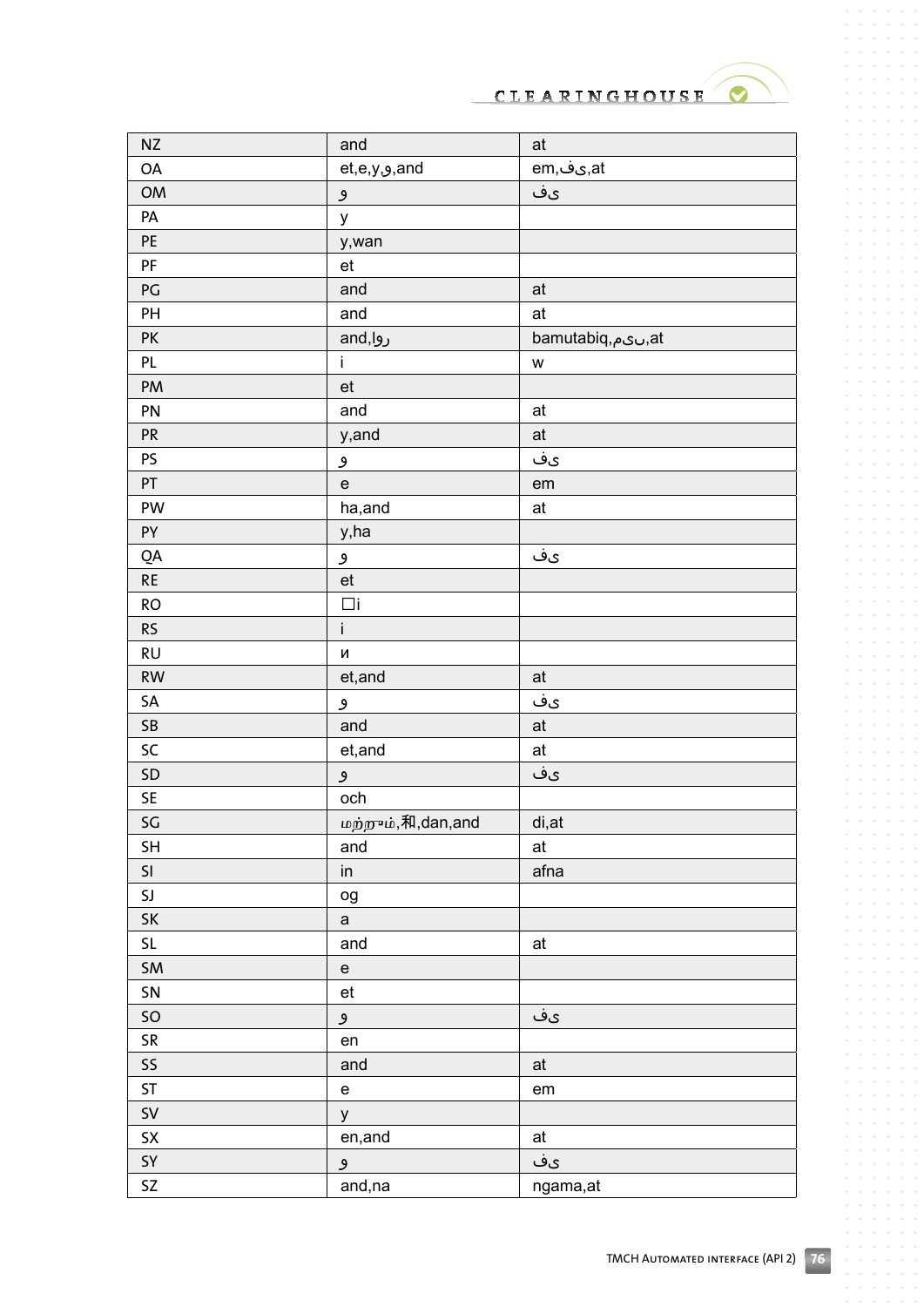| NZ | and | at |
|---|---|---|
| OA | et,e,y,و,and | em,فى,at |
| OM | و | فى |
| PA | y | |
| PE | y,wan | |
| PF | et | |
| PG | and | at |
| PH | and | at |
| PK | and,اور | bamutabiq,میں,at |
| PL | i | w |
| PM | et | |
| PN | and | at |
| PR | y,and | at |
| PS | و | فى |
| PT | e | em |
| PW | ha,and | at |
| PY | y,ha | |
| QA | و | فى |
| RE | et | |
| RO | □i | |
| RS | i | |
| RU | и | |
| RW | et,and | at |
| SA | و | فى |
| SB | and | at |
| SC | et,and | at |
| SD | و | فى |
| SE | och | |
| SG | மற்றும்,和,dan,and | di,at |
| SH | and | at |
| SI | in | afna |
| SJ | og | |
| SK | a | |
| SL | and | at |
| SM | e | |
| SN | et | |
| SO | و | فى |
| SR | en | |
| SS | and | at |
| ST | e | em |
| SV | y | |
| SX | en,and | at |
| SY | و | فى |
| SZ | and,na | ngama,at |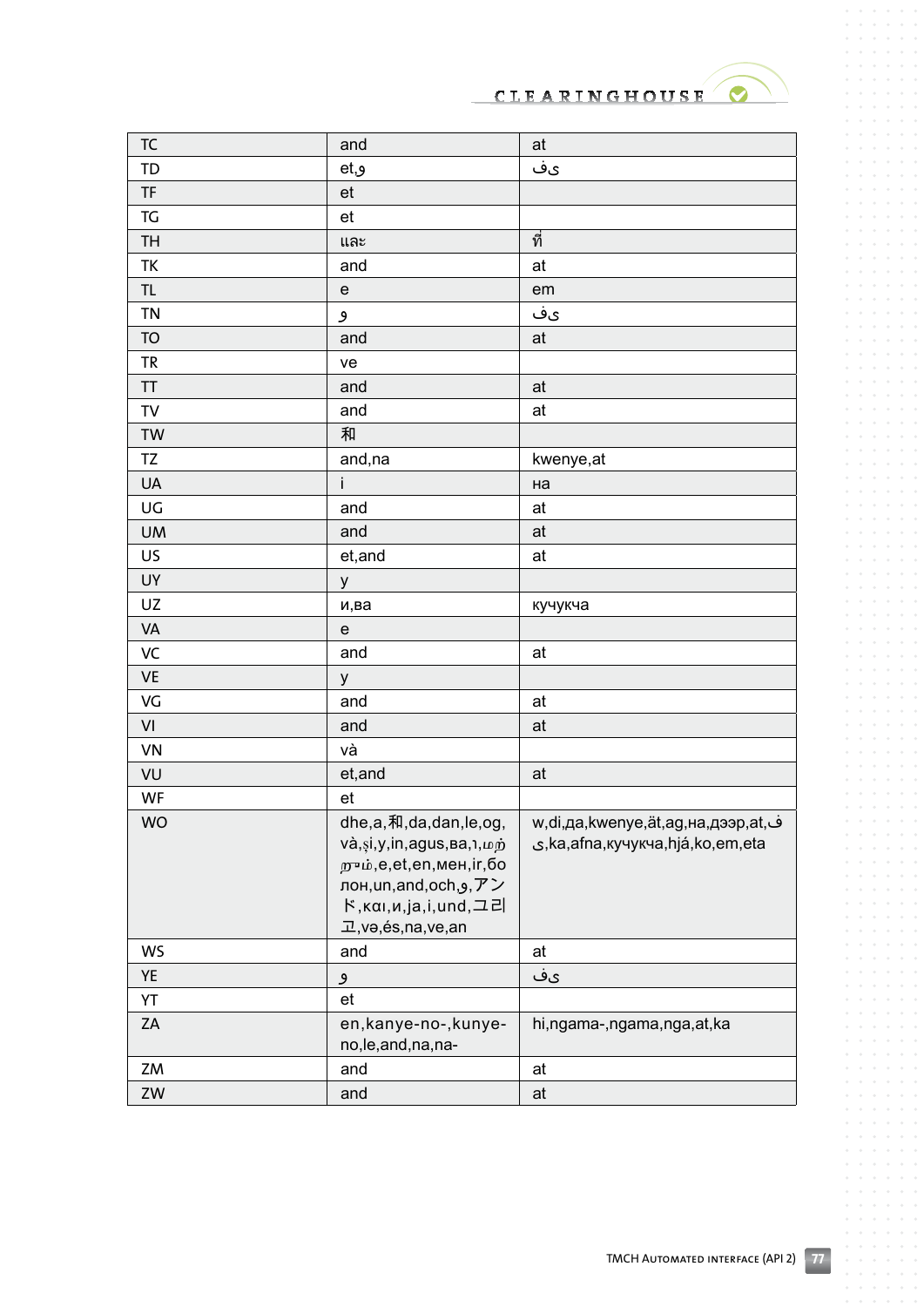| | | |
|---|---|---|
| TC | and | at |
| TD | et,و | فى |
| TF | et | |
| TG | et | |
| TH | และ | ที่ |
| TK | and | at |
| TL | e | em |
| TN | و | فى |
| TO | and | at |
| TR | ve | |
| TT | and | at |
| TV | and | at |
| TW | 和 | |
| TZ | and,na | kwenye,at |
| UA | i | на |
| UG | and | at |
| UM | and | at |
| US | et,and | at |
| UY | y | |
| UZ | и,ва | кучукча |
| VA | e | |
| VC | and | at |
| VE | y | |
| VG | and | at |
| VI | and | at |
| VN | và | |
| VU | et,and | at |
| WF | et | |
| WO | dhe,a,和,da,dan,le,og,và,şi,y,in,agus,ва,ו,மற்றும்,e,et,en,мен,ir,бoлон,un,and,och,و,アンド,καı,и,ja,i,und,그리고,və,és,na,ve,an | w,di,да,kwenye,ät,ag,на,дээр,at,فى,ka,afna,кучукча,hjá,ko,em,eta |
| WS | and | at |
| YE | و | فى |
| YT | et | |
| ZA | en,kanye-no-,kunye-no,le,and,na,na- | hi,ngama-,ngama,nga,at,ka |
| ZM | and | at |
| ZW | and | at |